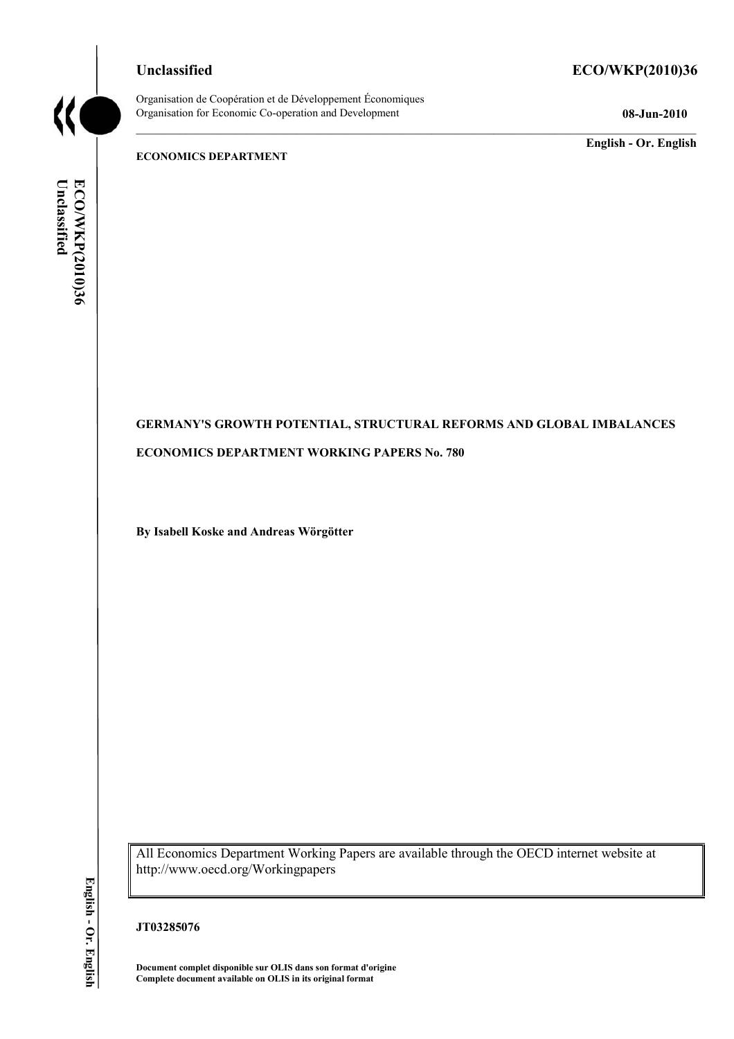Unclassified **ECO/WKP(2010)36**

Organisation de Coopération et de Développement Économiques
Organisation for Economic Co-operation and Development **08-Jun-2010**

**English - Or. English**

**ECONOMICS DEPARTMENT**

**GERMANY'S GROWTH POTENTIAL, STRUCTURAL REFORMS AND GLOBAL IMBALANCES**

**ECONOMICS DEPARTMENT WORKING PAPERS No. 780**

**By Isabell Koske and Andreas Wörgötter**

All Economics Department Working Papers are available through the OECD internet website at http://www.oecd.org/Workingpapers

**JT03285076**

**Document complet disponible sur OLIS dans son format d'origine**
**Complete document available on OLIS in its original format**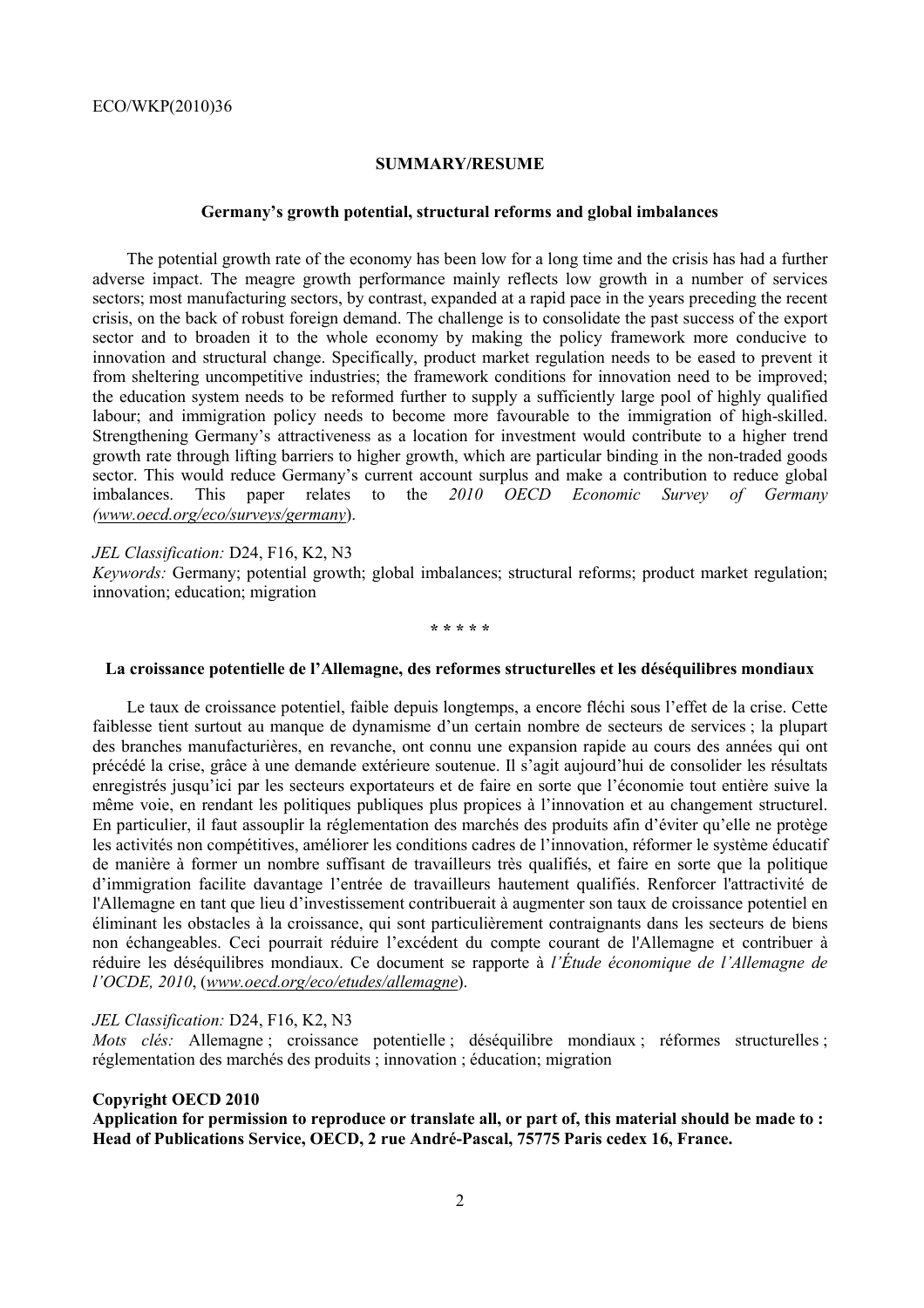## SUMMARY/RESUME

### Germany's growth potential, structural reforms and global imbalances

The potential growth rate of the economy has been low for a long time and the crisis has had a further adverse impact. The meagre growth performance mainly reflects low growth in a number of services sectors; most manufacturing sectors, by contrast, expanded at a rapid pace in the years preceding the recent crisis, on the back of robust foreign demand. The challenge is to consolidate the past success of the export sector and to broaden it to the whole economy by making the policy framework more conducive to innovation and structural change. Specifically, product market regulation needs to be eased to prevent it from sheltering uncompetitive industries; the framework conditions for innovation need to be improved; the education system needs to be reformed further to supply a sufficiently large pool of highly qualified labour; and immigration policy needs to become more favourable to the immigration of high-skilled. Strengthening Germany's attractiveness as a location for investment would contribute to a higher trend growth rate through lifting barriers to higher growth, which are particular binding in the non-traded goods sector. This would reduce Germany's current account surplus and make a contribution to reduce global imbalances. This paper relates to the *2010 OECD Economic Survey of Germany (www.oecd.org/eco/surveys/germany)*.

*JEL Classification:* D24, F16, K2, N3

*Keywords:* Germany; potential growth; global imbalances; structural reforms; product market regulation; innovation; education; migration

\* \* \* \* \*

### La croissance potentielle de l'Allemagne, des reformes structurelles et les déséquilibres mondiaux

Le taux de croissance potentiel, faible depuis longtemps, a encore fléchi sous l'effet de la crise. Cette faiblesse tient surtout au manque de dynamisme d'un certain nombre de secteurs de services ; la plupart des branches manufacturières, en revanche, ont connu une expansion rapide au cours des années qui ont précédé la crise, grâce à une demande extérieure soutenue. Il s'agit aujourd'hui de consolider les résultats enregistrés jusqu'ici par les secteurs exportateurs et de faire en sorte que l'économie tout entière suive la même voie, en rendant les politiques publiques plus propices à l'innovation et au changement structurel. En particulier, il faut assouplir la réglementation des marchés des produits afin d'éviter qu'elle ne protège les activités non compétitives, améliorer les conditions cadres de l'innovation, réformer le système éducatif de manière à former un nombre suffisant de travailleurs très qualifiés, et faire en sorte que la politique d'immigration facilite davantage l'entrée de travailleurs hautement qualifiés. Renforcer l'attractivité de l'Allemagne en tant que lieu d'investissement contribuerait à augmenter son taux de croissance potentiel en éliminant les obstacles à la croissance, qui sont particulièrement contraignants dans les secteurs de biens non échangeables. Ceci pourrait réduire l'excédent du compte courant de l'Allemagne et contribuer à réduire les déséquilibres mondiaux. Ce document se rapporte à *l'Étude économique de l'Allemagne de l'OCDE, 2010*, (www.oecd.org/eco/etudes/allemagne).

*JEL Classification:* D24, F16, K2, N3

*Mots clés:* Allemagne ; croissance potentielle ; déséquilibre mondiaux ; réformes structurelles ; réglementation des marchés des produits ; innovation ; éducation; migration

**Copyright OECD 2010**

**Application for permission to reproduce or translate all, or part of, this material should be made to : Head of Publications Service, OECD, 2 rue André-Pascal, 75775 Paris cedex 16, France.**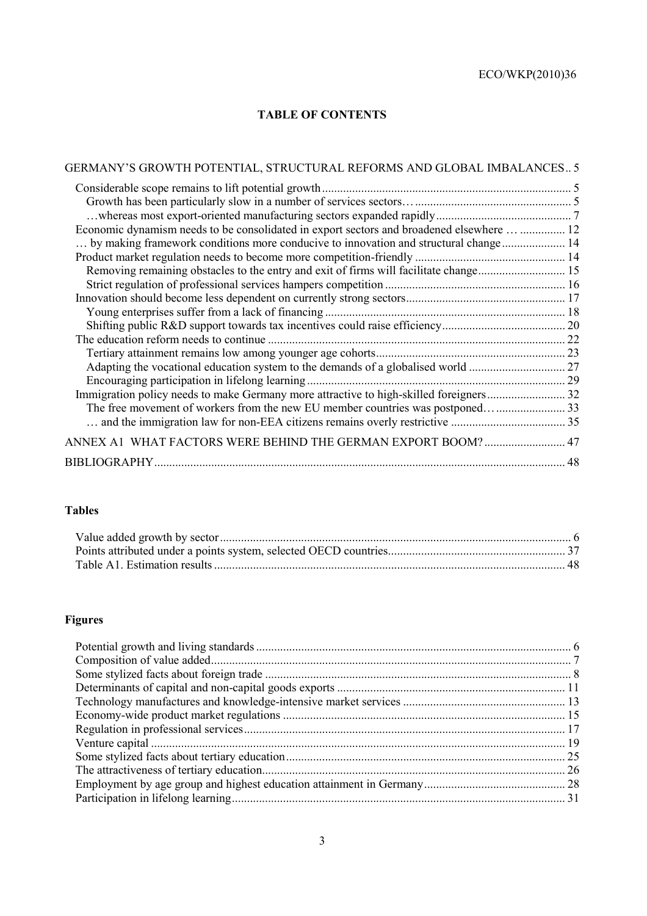## TABLE OF CONTENTS

GERMANY'S GROWTH POTENTIAL, STRUCTURAL REFORMS AND GLOBAL IMBALANCES .. 5

- Considerable scope remains to lift potential growth .......... 5
  - Growth has been particularly slow in a number of services sectors… .......... 5
  - …whereas most export-oriented manufacturing sectors expanded rapidly .......... 7
- Economic dynamism needs to be consolidated in export sectors and broadened elsewhere … .......... 12
- … by making framework conditions more conducive to innovation and structural change .......... 14
- Product market regulation needs to become more competition-friendly .......... 14
  - Removing remaining obstacles to the entry and exit of firms will facilitate change .......... 15
  - Strict regulation of professional services hampers competition .......... 16
- Innovation should become less dependent on currently strong sectors .......... 17
  - Young enterprises suffer from a lack of financing .......... 18
  - Shifting public R&D support towards tax incentives could raise efficiency .......... 20
- The education reform needs to continue .......... 22
  - Tertiary attainment remains low among younger age cohorts .......... 23
  - Adapting the vocational education system to the demands of a globalised world .......... 27
  - Encouraging participation in lifelong learning .......... 29
- Immigration policy needs to make Germany more attractive to high-skilled foreigners .......... 32
  - The free movement of workers from the new EU member countries was postponed… .......... 33
  - … and the immigration law for non-EEA citizens remains overly restrictive .......... 35

ANNEX A1 WHAT FACTORS WERE BEHIND THE GERMAN EXPORT BOOM? .......... 47

BIBLIOGRAPHY .......... 48

### Tables

- Value added growth by sector .......... 6
- Points attributed under a points system, selected OECD countries .......... 37
- Table A1. Estimation results .......... 48

### Figures

- Potential growth and living standards .......... 6
- Composition of value added .......... 7
- Some stylized facts about foreign trade .......... 8
- Determinants of capital and non-capital goods exports .......... 11
- Technology manufactures and knowledge-intensive market services .......... 13
- Economy-wide product market regulations .......... 15
- Regulation in professional services .......... 17
- Venture capital .......... 19
- Some stylized facts about tertiary education .......... 25
- The attractiveness of tertiary education .......... 26
- Employment by age group and highest education attainment in Germany .......... 28
- Participation in lifelong learning .......... 31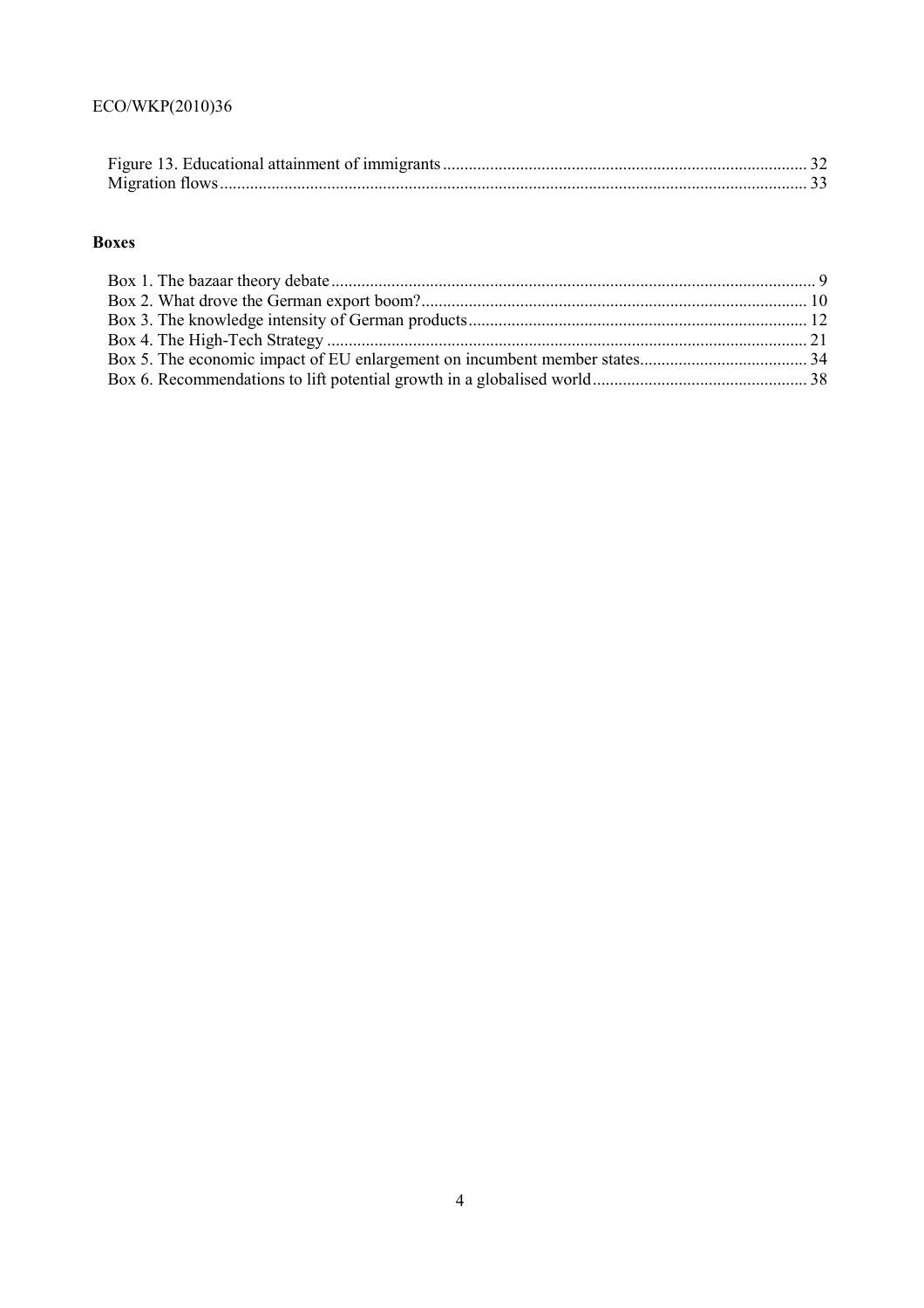Figure 13. Educational attainment of immigrants ........ 32
Migration flows ........ 33

**Boxes**

Box 1. The bazaar theory debate ........ 9
Box 2. What drove the German export boom? ........ 10
Box 3. The knowledge intensity of German products ........ 12
Box 4. The High-Tech Strategy ........ 21
Box 5. The economic impact of EU enlargement on incumbent member states ........ 34
Box 6. Recommendations to lift potential growth in a globalised world ........ 38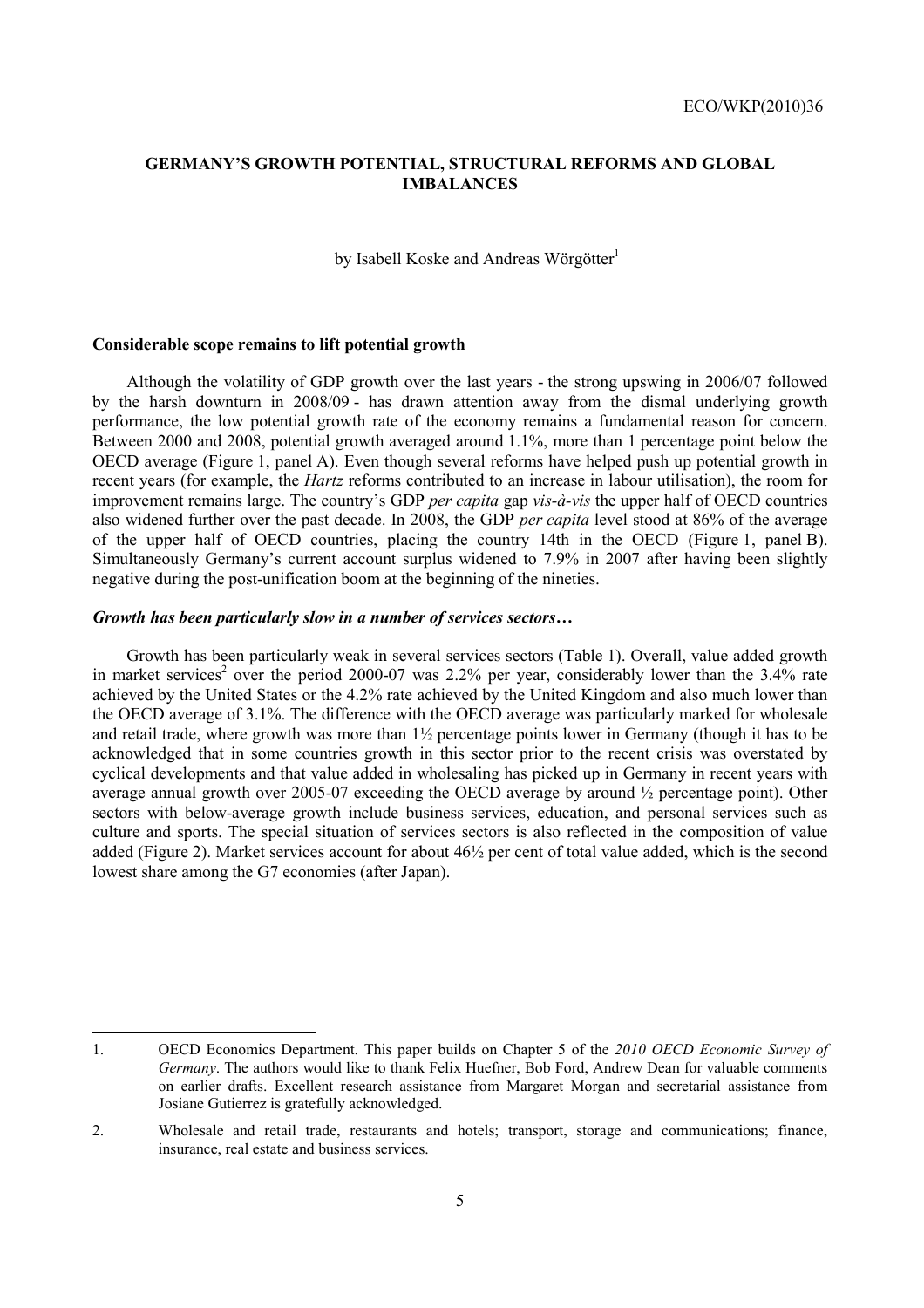# GERMANY'S GROWTH POTENTIAL, STRUCTURAL REFORMS AND GLOBAL IMBALANCES

by Isabell Koske and Andreas Wörgötter[1]

## Considerable scope remains to lift potential growth

Although the volatility of GDP growth over the last years - the strong upswing in 2006/07 followed by the harsh downturn in 2008/09 - has drawn attention away from the dismal underlying growth performance, the low potential growth rate of the economy remains a fundamental reason for concern. Between 2000 and 2008, potential growth averaged around 1.1%, more than 1 percentage point below the OECD average (Figure 1, panel A). Even though several reforms have helped push up potential growth in recent years (for example, the *Hartz* reforms contributed to an increase in labour utilisation), the room for improvement remains large. The country's GDP *per capita* gap *vis-à-vis* the upper half of OECD countries also widened further over the past decade. In 2008, the GDP *per capita* level stood at 86% of the average of the upper half of OECD countries, placing the country 14th in the OECD (Figure 1, panel B). Simultaneously Germany's current account surplus widened to 7.9% in 2007 after having been slightly negative during the post-unification boom at the beginning of the nineties.

### *Growth has been particularly slow in a number of services sectors…*

Growth has been particularly weak in several services sectors (Table 1). Overall, value added growth in market services[2] over the period 2000-07 was 2.2% per year, considerably lower than the 3.4% rate achieved by the United States or the 4.2% rate achieved by the United Kingdom and also much lower than the OECD average of 3.1%. The difference with the OECD average was particularly marked for wholesale and retail trade, where growth was more than 1½ percentage points lower in Germany (though it has to be acknowledged that in some countries growth in this sector prior to the recent crisis was overstated by cyclical developments and that value added in wholesaling has picked up in Germany in recent years with average annual growth over 2005-07 exceeding the OECD average by around ½ percentage point). Other sectors with below-average growth include business services, education, and personal services such as culture and sports. The special situation of services sectors is also reflected in the composition of value added (Figure 2). Market services account for about 46½ per cent of total value added, which is the second lowest share among the G7 economies (after Japan).

---

1. OECD Economics Department. This paper builds on Chapter 5 of the *2010 OECD Economic Survey of Germany*. The authors would like to thank Felix Huefner, Bob Ford, Andrew Dean for valuable comments on earlier drafts. Excellent research assistance from Margaret Morgan and secretarial assistance from Josiane Gutierrez is gratefully acknowledged.

2. Wholesale and retail trade, restaurants and hotels; transport, storage and communications; finance, insurance, real estate and business services.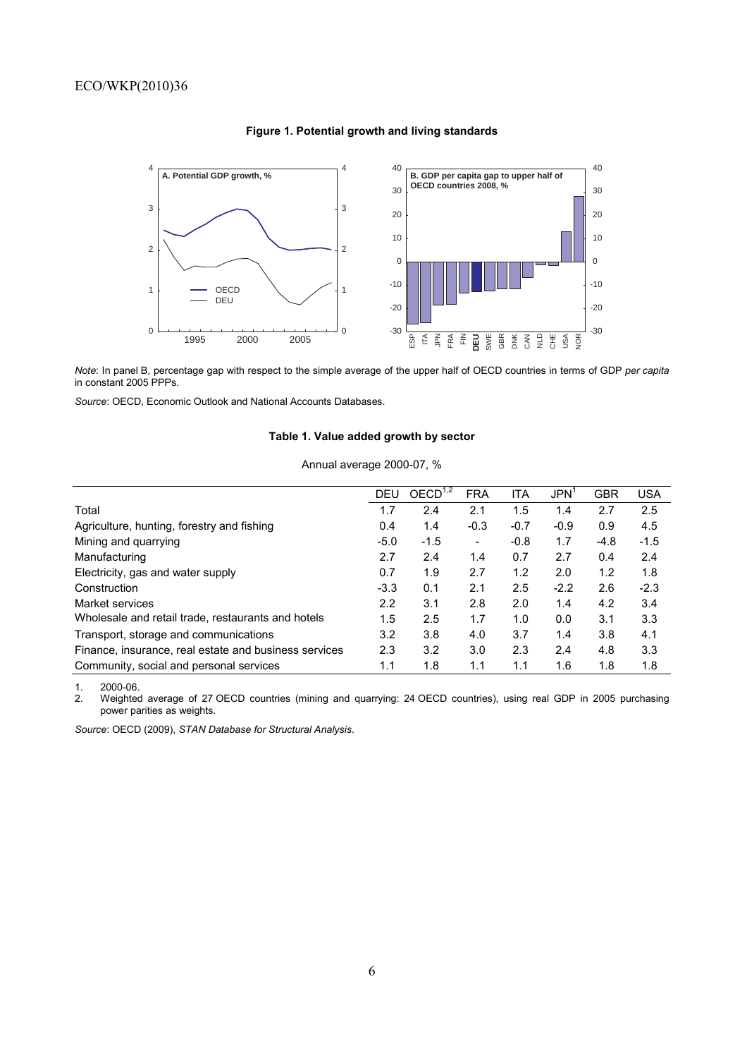**Figure 1. Potential growth and living standards**

*Note*: In panel B, percentage gap with respect to the simple average of the upper half of OECD countries in terms of GDP *per capita* in constant 2005 PPPs.

*Source*: OECD, Economic Outlook and National Accounts Databases.

**Table 1. Value added growth by sector**

Annual average 2000-07, %

| | DEU | OECD[1,2] | FRA | ITA | JPN[1] | GBR | USA |
|---|---|---|---|---|---|---|---|
| Total | 1.7 | 2.4 | 2.1 | 1.5 | 1.4 | 2.7 | 2.5 |
| Agriculture, hunting, forestry and fishing | 0.4 | 1.4 | -0.3 | -0.7 | -0.9 | 0.9 | 4.5 |
| Mining and quarrying | -5.0 | -1.5 | - | -0.8 | 1.7 | -4.8 | -1.5 |
| Manufacturing | 2.7 | 2.4 | 1.4 | 0.7 | 2.7 | 0.4 | 2.4 |
| Electricity, gas and water supply | 0.7 | 1.9 | 2.7 | 1.2 | 2.0 | 1.2 | 1.8 |
| Construction | -3.3 | 0.1 | 2.1 | 2.5 | -2.2 | 2.6 | -2.3 |
| Market services | 2.2 | 3.1 | 2.8 | 2.0 | 1.4 | 4.2 | 3.4 |
| Wholesale and retail trade, restaurants and hotels | 1.5 | 2.5 | 1.7 | 1.0 | 0.0 | 3.1 | 3.3 |
| Transport, storage and communications | 3.2 | 3.8 | 4.0 | 3.7 | 1.4 | 3.8 | 4.1 |
| Finance, insurance, real estate and business services | 2.3 | 3.2 | 3.0 | 2.3 | 2.4 | 4.8 | 3.3 |
| Community, social and personal services | 1.1 | 1.8 | 1.1 | 1.1 | 1.6 | 1.8 | 1.8 |

1. 2000-06.
2. Weighted average of 27 OECD countries (mining and quarrying: 24 OECD countries), using real GDP in 2005 purchasing power parities as weights.

*Source*: OECD (2009), *STAN Database for Structural Analysis*.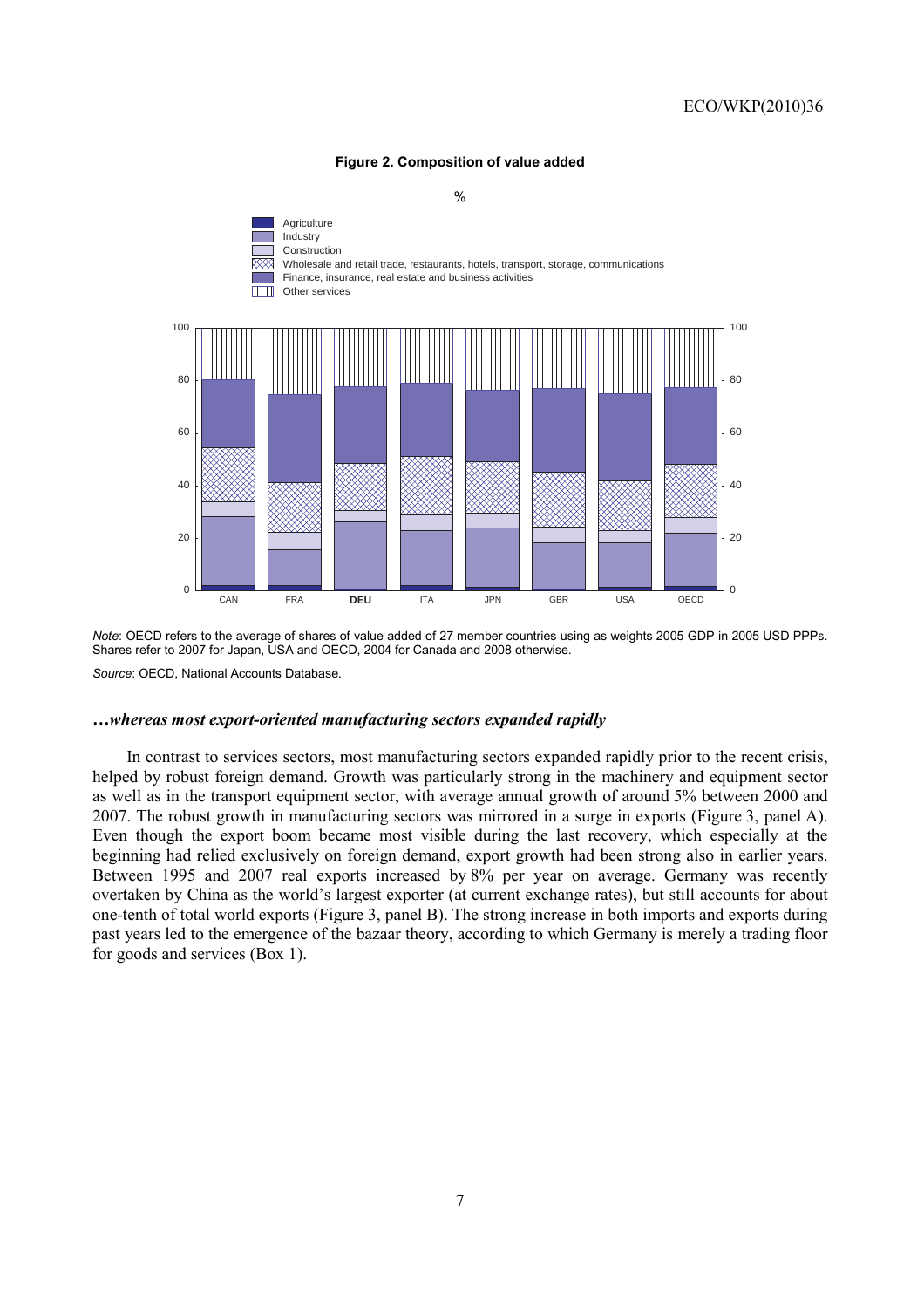**Figure 2. Composition of value added**

%

- Agriculture
- Industry
- Construction
- Wholesale and retail trade, restaurants, hotels, transport, storage, communications
- Finance, insurance, real estate and business activities
- Other services

*Note*: OECD refers to the average of shares of value added of 27 member countries using as weights 2005 GDP in 2005 USD PPPs. Shares refer to 2007 for Japan, USA and OECD, 2004 for Canada and 2008 otherwise.

*Source*: OECD, National Accounts Database.

### *…whereas most export-oriented manufacturing sectors expanded rapidly*

In contrast to services sectors, most manufacturing sectors expanded rapidly prior to the recent crisis, helped by robust foreign demand. Growth was particularly strong in the machinery and equipment sector as well as in the transport equipment sector, with average annual growth of around 5% between 2000 and 2007. The robust growth in manufacturing sectors was mirrored in a surge in exports (Figure 3, panel A). Even though the export boom became most visible during the last recovery, which especially at the beginning had relied exclusively on foreign demand, export growth had been strong also in earlier years. Between 1995 and 2007 real exports increased by 8% per year on average. Germany was recently overtaken by China as the world's largest exporter (at current exchange rates), but still accounts for about one-tenth of total world exports (Figure 3, panel B). The strong increase in both imports and exports during past years led to the emergence of the bazaar theory, according to which Germany is merely a trading floor for goods and services (Box 1).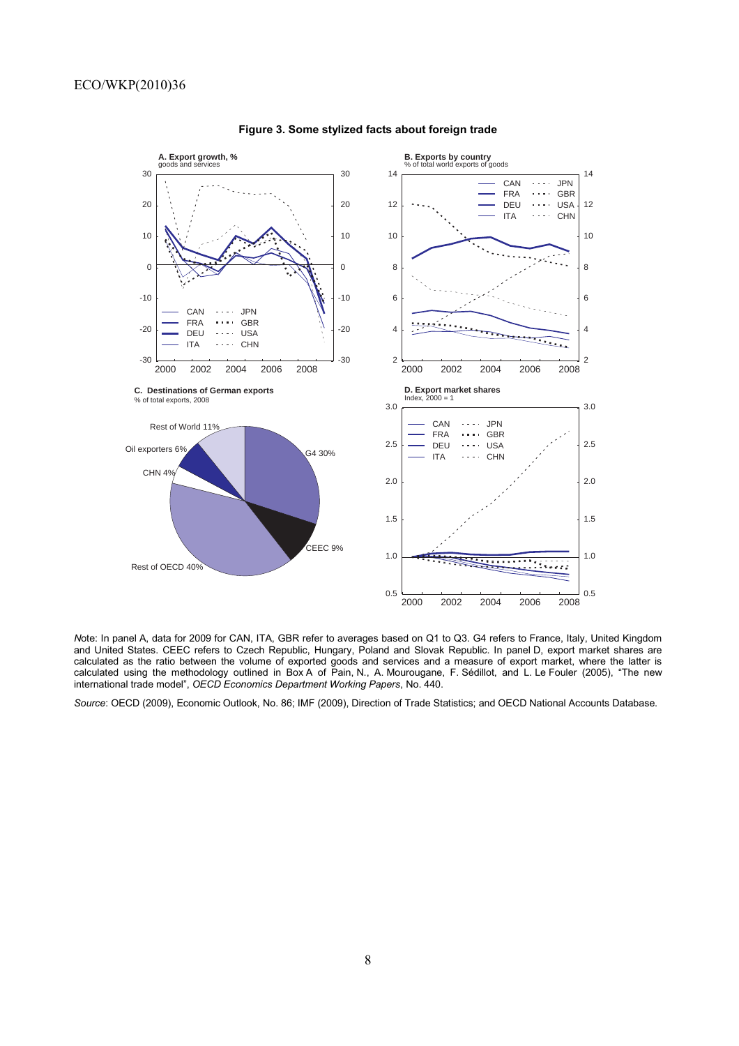**Figure 3. Some stylized facts about foreign trade**

*N*ote: In panel A, data for 2009 for CAN, ITA, GBR refer to averages based on Q1 to Q3. G4 refers to France, Italy, United Kingdom and United States. CEEC refers to Czech Republic, Hungary, Poland and Slovak Republic. In panel D, export market shares are calculated as the ratio between the volume of exported goods and services and a measure of export market, where the latter is calculated using the methodology outlined in Box A of Pain, N., A. Mourougane, F. Sédillot, and L. Le Fouler (2005), "The new international trade model", *OECD Economics Department Working Papers*, No. 440.

*Source*: OECD (2009), Economic Outlook, No. 86; IMF (2009), Direction of Trade Statistics; and OECD National Accounts Database.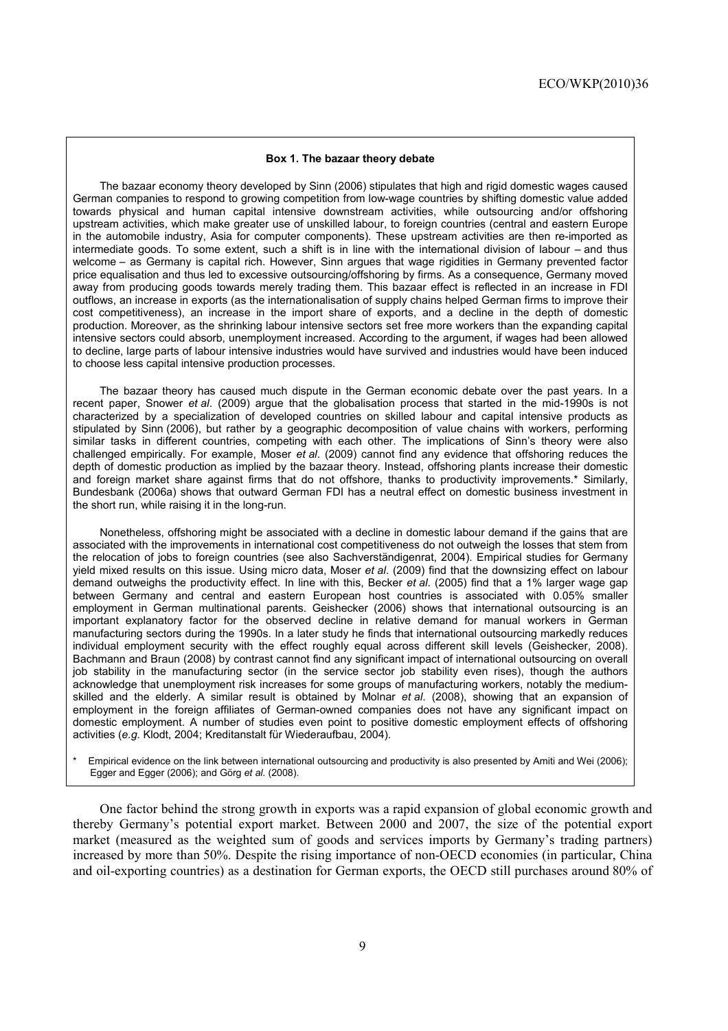**Box 1. The bazaar theory debate**

The bazaar economy theory developed by Sinn (2006) stipulates that high and rigid domestic wages caused German companies to respond to growing competition from low-wage countries by shifting domestic value added towards physical and human capital intensive downstream activities, while outsourcing and/or offshoring upstream activities, which make greater use of unskilled labour, to foreign countries (central and eastern Europe in the automobile industry, Asia for computer components). These upstream activities are then re-imported as intermediate goods. To some extent, such a shift is in line with the international division of labour – and thus welcome – as Germany is capital rich. However, Sinn argues that wage rigidities in Germany prevented factor price equalisation and thus led to excessive outsourcing/offshoring by firms. As a consequence, Germany moved away from producing goods towards merely trading them. This bazaar effect is reflected in an increase in FDI outflows, an increase in exports (as the internationalisation of supply chains helped German firms to improve their cost competitiveness), an increase in the import share of exports, and a decline in the depth of domestic production. Moreover, as the shrinking labour intensive sectors set free more workers than the expanding capital intensive sectors could absorb, unemployment increased. According to the argument, if wages had been allowed to decline, large parts of labour intensive industries would have survived and industries would have been induced to choose less capital intensive production processes.

The bazaar theory has caused much dispute in the German economic debate over the past years. In a recent paper, Snower *et al*. (2009) argue that the globalisation process that started in the mid-1990s is not characterized by a specialization of developed countries on skilled labour and capital intensive products as stipulated by Sinn (2006), but rather by a geographic decomposition of value chains with workers, performing similar tasks in different countries, competing with each other. The implications of Sinn's theory were also challenged empirically. For example, Moser *et al*. (2009) cannot find any evidence that offshoring reduces the depth of domestic production as implied by the bazaar theory. Instead, offshoring plants increase their domestic and foreign market share against firms that do not offshore, thanks to productivity improvements.* Similarly, Bundesbank (2006a) shows that outward German FDI has a neutral effect on domestic business investment in the short run, while raising it in the long-run.

Nonetheless, offshoring might be associated with a decline in domestic labour demand if the gains that are associated with the improvements in international cost competitiveness do not outweigh the losses that stem from the relocation of jobs to foreign countries (see also Sachverständigenrat, 2004). Empirical studies for Germany yield mixed results on this issue. Using micro data, Moser *et al*. (2009) find that the downsizing effect on labour demand outweighs the productivity effect. In line with this, Becker *et al*. (2005) find that a 1% larger wage gap between Germany and central and eastern European host countries is associated with 0.05% smaller employment in German multinational parents. Geishecker (2006) shows that international outsourcing is an important explanatory factor for the observed decline in relative demand for manual workers in German manufacturing sectors during the 1990s. In a later study he finds that international outsourcing markedly reduces individual employment security with the effect roughly equal across different skill levels (Geishecker, 2008). Bachmann and Braun (2008) by contrast cannot find any significant impact of international outsourcing on overall job stability in the manufacturing sector (in the service sector job stability even rises), though the authors acknowledge that unemployment risk increases for some groups of manufacturing workers, notably the medium-skilled and the elderly. A similar result is obtained by Molnar *et al*. (2008), showing that an expansion of employment in the foreign affiliates of German-owned companies does not have any significant impact on domestic employment. A number of studies even point to positive domestic employment effects of offshoring activities (*e.g.* Klodt, 2004; Kreditanstalt für Wiederaufbau, 2004).

\* Empirical evidence on the link between international outsourcing and productivity is also presented by Amiti and Wei (2006); Egger and Egger (2006); and Görg *et al.* (2008).

One factor behind the strong growth in exports was a rapid expansion of global economic growth and thereby Germany's potential export market. Between 2000 and 2007, the size of the potential export market (measured as the weighted sum of goods and services imports by Germany's trading partners) increased by more than 50%. Despite the rising importance of non-OECD economies (in particular, China and oil-exporting countries) as a destination for German exports, the OECD still purchases around 80% of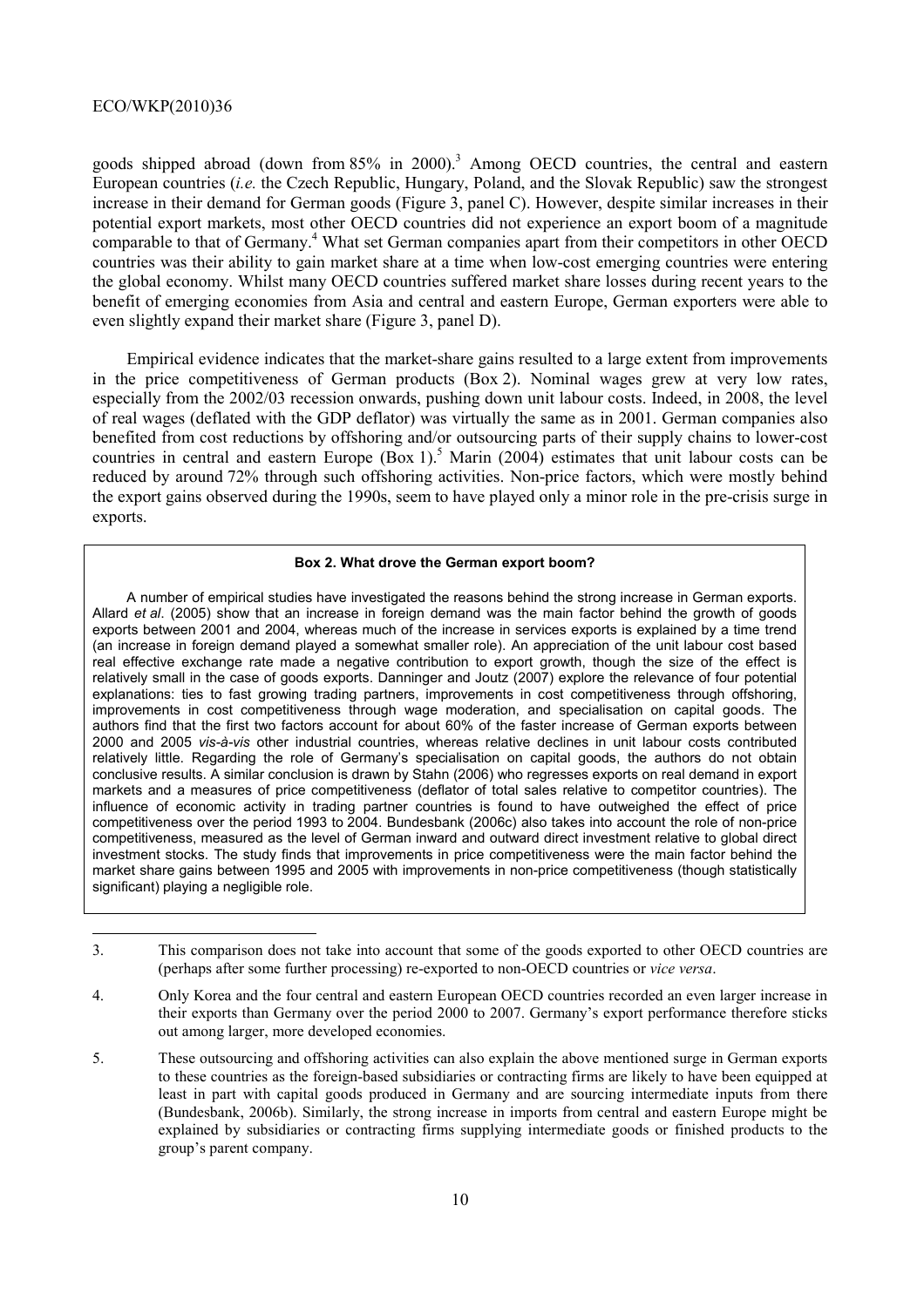goods shipped abroad (down from 85% in 2000).[3] Among OECD countries, the central and eastern European countries (*i.e.* the Czech Republic, Hungary, Poland, and the Slovak Republic) saw the strongest increase in their demand for German goods (Figure 3, panel C). However, despite similar increases in their potential export markets, most other OECD countries did not experience an export boom of a magnitude comparable to that of Germany.[4] What set German companies apart from their competitors in other OECD countries was their ability to gain market share at a time when low-cost emerging countries were entering the global economy. Whilst many OECD countries suffered market share losses during recent years to the benefit of emerging economies from Asia and central and eastern Europe, German exporters were able to even slightly expand their market share (Figure 3, panel D).

Empirical evidence indicates that the market-share gains resulted to a large extent from improvements in the price competitiveness of German products (Box 2). Nominal wages grew at very low rates, especially from the 2002/03 recession onwards, pushing down unit labour costs. Indeed, in 2008, the level of real wages (deflated with the GDP deflator) was virtually the same as in 2001. German companies also benefited from cost reductions by offshoring and/or outsourcing parts of their supply chains to lower-cost countries in central and eastern Europe (Box 1).[5] Marin (2004) estimates that unit labour costs can be reduced by around 72% through such offshoring activities. Non-price factors, which were mostly behind the export gains observed during the 1990s, seem to have played only a minor role in the pre-crisis surge in exports.

**Box 2. What drove the German export boom?**

A number of empirical studies have investigated the reasons behind the strong increase in German exports. Allard *et al*. (2005) show that an increase in foreign demand was the main factor behind the growth of goods exports between 2001 and 2004, whereas much of the increase in services exports is explained by a time trend (an increase in foreign demand played a somewhat smaller role). An appreciation of the unit labour cost based real effective exchange rate made a negative contribution to export growth, though the size of the effect is relatively small in the case of goods exports. Danninger and Joutz (2007) explore the relevance of four potential explanations: ties to fast growing trading partners, improvements in cost competitiveness through offshoring, improvements in cost competitiveness through wage moderation, and specialisation on capital goods. The authors find that the first two factors account for about 60% of the faster increase of German exports between 2000 and 2005 *vis-à-vis* other industrial countries, whereas relative declines in unit labour costs contributed relatively little. Regarding the role of Germany's specialisation on capital goods, the authors do not obtain conclusive results. A similar conclusion is drawn by Stahn (2006) who regresses exports on real demand in export markets and a measures of price competitiveness (deflator of total sales relative to competitor countries). The influence of economic activity in trading partner countries is found to have outweighed the effect of price competitiveness over the period 1993 to 2004. Bundesbank (2006c) also takes into account the role of non-price competitiveness, measured as the level of German inward and outward direct investment relative to global direct investment stocks. The study finds that improvements in price competitiveness were the main factor behind the market share gains between 1995 and 2005 with improvements in non-price competitiveness (though statistically significant) playing a negligible role.

---

3. This comparison does not take into account that some of the goods exported to other OECD countries are (perhaps after some further processing) re-exported to non-OECD countries or *vice versa*.

4. Only Korea and the four central and eastern European OECD countries recorded an even larger increase in their exports than Germany over the period 2000 to 2007. Germany's export performance therefore sticks out among larger, more developed economies.

5. These outsourcing and offshoring activities can also explain the above mentioned surge in German exports to these countries as the foreign-based subsidiaries or contracting firms are likely to have been equipped at least in part with capital goods produced in Germany and are sourcing intermediate inputs from there (Bundesbank, 2006b). Similarly, the strong increase in imports from central and eastern Europe might be explained by subsidiaries or contracting firms supplying intermediate goods or finished products to the group's parent company.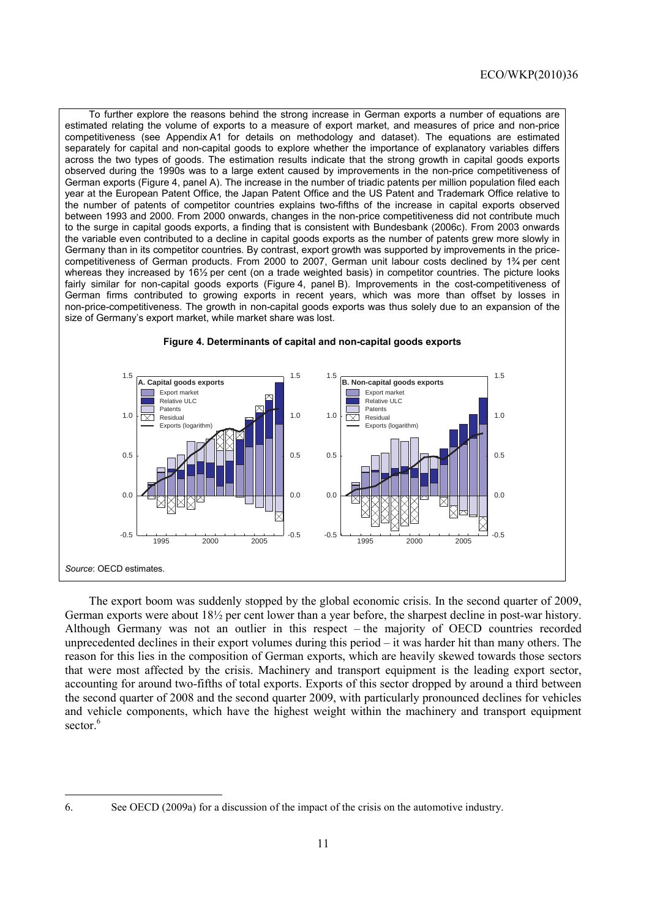To further explore the reasons behind the strong increase in German exports a number of equations are estimated relating the volume of exports to a measure of export market, and measures of price and non-price competitiveness (see Appendix A1 for details on methodology and dataset). The equations are estimated separately for capital and non-capital goods to explore whether the importance of explanatory variables differs across the two types of goods. The estimation results indicate that the strong growth in capital goods exports observed during the 1990s was to a large extent caused by improvements in the non-price competitiveness of German exports (Figure 4, panel A). The increase in the number of triadic patents per million population filed each year at the European Patent Office, the Japan Patent Office and the US Patent and Trademark Office relative to the number of patents of competitor countries explains two-fifths of the increase in capital exports observed between 1993 and 2000. From 2000 onwards, changes in the non-price competitiveness did not contribute much to the surge in capital goods exports, a finding that is consistent with Bundesbank (2006c). From 2003 onwards the variable even contributed to a decline in capital goods exports as the number of patents grew more slowly in Germany than in its competitor countries. By contrast, export growth was supported by improvements in the price-competitiveness of German products. From 2000 to 2007, German unit labour costs declined by 1¾ per cent whereas they increased by 16½ per cent (on a trade weighted basis) in competitor countries. The picture looks fairly similar for non-capital goods exports (Figure 4, panel B). Improvements in the cost-competitiveness of German firms contributed to growing exports in recent years, which was more than offset by losses in non-price-competitiveness. The growth in non-capital goods exports was thus solely due to an expansion of the size of Germany's export market, while market share was lost.

**Figure 4. Determinants of capital and non-capital goods exports**

*Source*: OECD estimates.

The export boom was suddenly stopped by the global economic crisis. In the second quarter of 2009, German exports were about 18½ per cent lower than a year before, the sharpest decline in post-war history. Although Germany was not an outlier in this respect – the majority of OECD countries recorded unprecedented declines in their export volumes during this period – it was harder hit than many others. The reason for this lies in the composition of German exports, which are heavily skewed towards those sectors that were most affected by the crisis. Machinery and transport equipment is the leading export sector, accounting for around two-fifths of total exports. Exports of this sector dropped by around a third between the second quarter of 2008 and the second quarter 2009, with particularly pronounced declines for vehicles and vehicle components, which have the highest weight within the machinery and transport equipment sector.[6]

6. See OECD (2009a) for a discussion of the impact of the crisis on the automotive industry.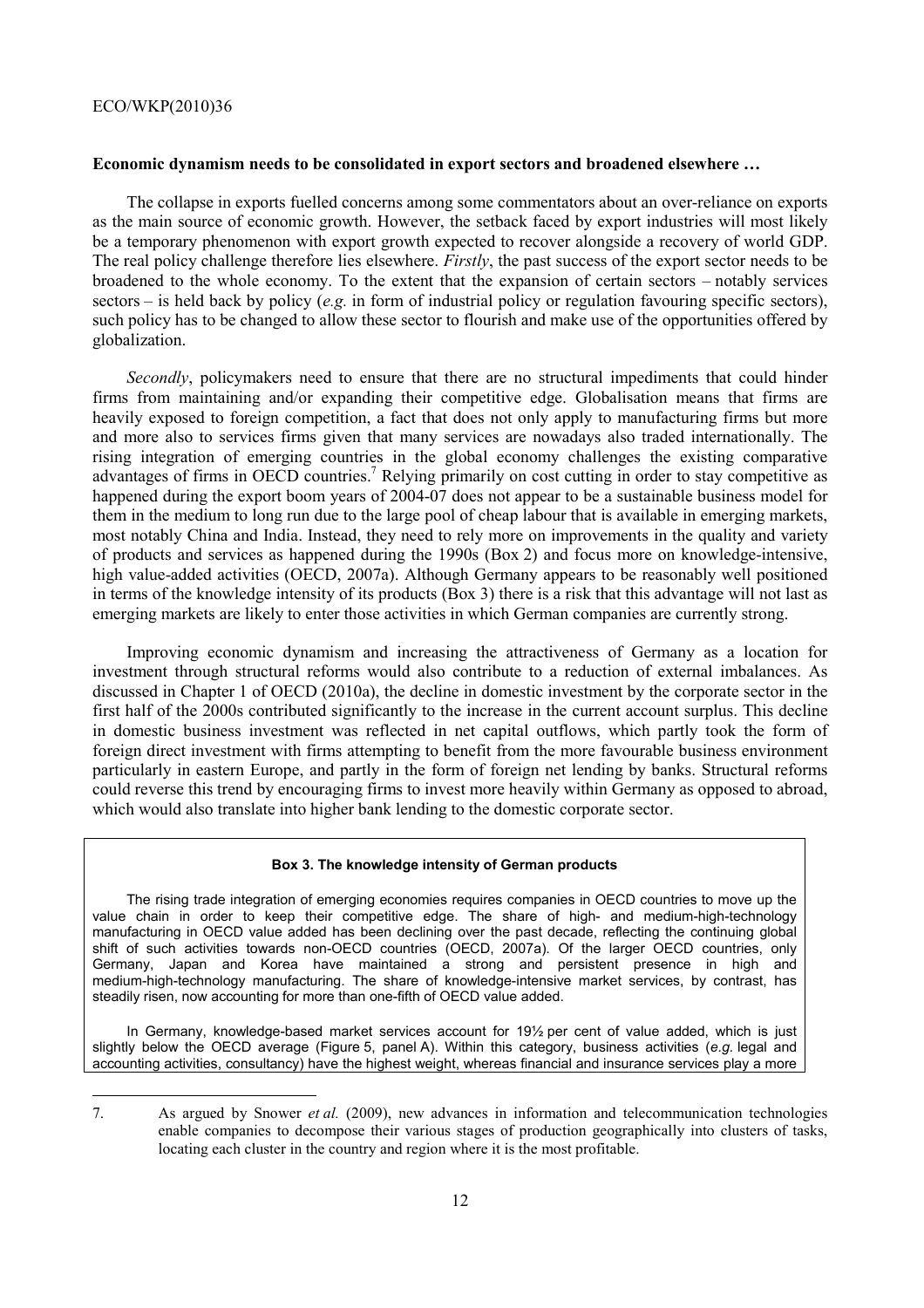**Economic dynamism needs to be consolidated in export sectors and broadened elsewhere …**

The collapse in exports fuelled concerns among some commentators about an over-reliance on exports as the main source of economic growth. However, the setback faced by export industries will most likely be a temporary phenomenon with export growth expected to recover alongside a recovery of world GDP. The real policy challenge therefore lies elsewhere. *Firstly*, the past success of the export sector needs to be broadened to the whole economy. To the extent that the expansion of certain sectors – notably services sectors – is held back by policy (*e.g.* in form of industrial policy or regulation favouring specific sectors), such policy has to be changed to allow these sector to flourish and make use of the opportunities offered by globalization.

*Secondly*, policymakers need to ensure that there are no structural impediments that could hinder firms from maintaining and/or expanding their competitive edge. Globalisation means that firms are heavily exposed to foreign competition, a fact that does not only apply to manufacturing firms but more and more also to services firms given that many services are nowadays also traded internationally. The rising integration of emerging countries in the global economy challenges the existing comparative advantages of firms in OECD countries.[7] Relying primarily on cost cutting in order to stay competitive as happened during the export boom years of 2004-07 does not appear to be a sustainable business model for them in the medium to long run due to the large pool of cheap labour that is available in emerging markets, most notably China and India. Instead, they need to rely more on improvements in the quality and variety of products and services as happened during the 1990s (Box 2) and focus more on knowledge-intensive, high value-added activities (OECD, 2007a). Although Germany appears to be reasonably well positioned in terms of the knowledge intensity of its products (Box 3) there is a risk that this advantage will not last as emerging markets are likely to enter those activities in which German companies are currently strong.

Improving economic dynamism and increasing the attractiveness of Germany as a location for investment through structural reforms would also contribute to a reduction of external imbalances. As discussed in Chapter 1 of OECD (2010a), the decline in domestic investment by the corporate sector in the first half of the 2000s contributed significantly to the increase in the current account surplus. This decline in domestic business investment was reflected in net capital outflows, which partly took the form of foreign direct investment with firms attempting to benefit from the more favourable business environment particularly in eastern Europe, and partly in the form of foreign net lending by banks. Structural reforms could reverse this trend by encouraging firms to invest more heavily within Germany as opposed to abroad, which would also translate into higher bank lending to the domestic corporate sector.

**Box 3. The knowledge intensity of German products**

The rising trade integration of emerging economies requires companies in OECD countries to move up the value chain in order to keep their competitive edge. The share of high- and medium-high-technology manufacturing in OECD value added has been declining over the past decade, reflecting the continuing global shift of such activities towards non-OECD countries (OECD, 2007a). Of the larger OECD countries, only Germany, Japan and Korea have maintained a strong and persistent presence in high and medium-high-technology manufacturing. The share of knowledge-intensive market services, by contrast, has steadily risen, now accounting for more than one-fifth of OECD value added.

In Germany, knowledge-based market services account for 19½ per cent of value added, which is just slightly below the OECD average (Figure 5, panel A). Within this category, business activities (*e.g.* legal and accounting activities, consultancy) have the highest weight, whereas financial and insurance services play a more

7. As argued by Snower *et al.* (2009), new advances in information and telecommunication technologies enable companies to decompose their various stages of production geographically into clusters of tasks, locating each cluster in the country and region where it is the most profitable.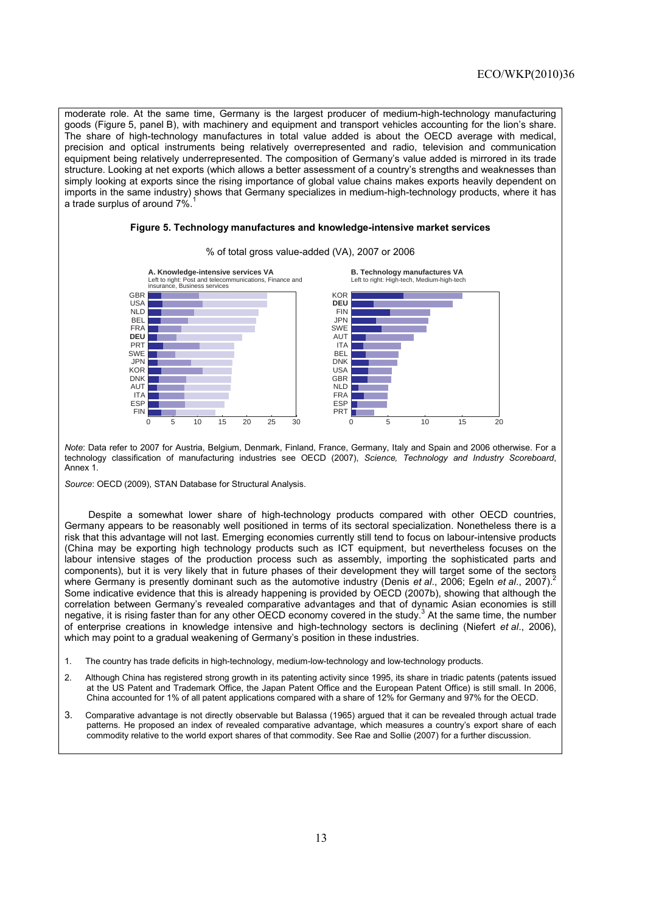moderate role. At the same time, Germany is the largest producer of medium-high-technology manufacturing goods (Figure 5, panel B), with machinery and equipment and transport vehicles accounting for the lion's share. The share of high-technology manufactures in total value added is about the OECD average with medical, precision and optical instruments being relatively overrepresented and radio, television and communication equipment being relatively underrepresented. The composition of Germany's value added is mirrored in its trade structure. Looking at net exports (which allows a better assessment of a country's strengths and weaknesses than simply looking at exports since the rising importance of global value chains makes exports heavily dependent on imports in the same industry) shows that Germany specializes in medium-high-technology products, where it has a trade surplus of around 7%.[1]

**Figure 5. Technology manufactures and knowledge-intensive market services**

% of total gross value-added (VA), 2007 or 2006

**A. Knowledge-intensive services VA**
Left to right: Post and telecommunications, Finance and insurance, Business services

GBR, USA, NLD, BEL, FRA, **DEU**, PRT, SWE, JPN, KOR, DNK, AUT, ITA, ESP, FIN

**B. Technology manufactures VA**
Left to right: High-tech, Medium-high-tech

KOR, **DEU**, FIN, JPN, SWE, AUT, ITA, BEL, DNK, USA, GBR, NLD, FRA, ESP, PRT

*Note*: Data refer to 2007 for Austria, Belgium, Denmark, Finland, France, Germany, Italy and Spain and 2006 otherwise. For a technology classification of manufacturing industries see OECD (2007), *Science, Technology and Industry Scoreboard*, Annex 1.

*Source*: OECD (2009), STAN Database for Structural Analysis.

Despite a somewhat lower share of high-technology products compared with other OECD countries, Germany appears to be reasonably well positioned in terms of its sectoral specialization. Nonetheless there is a risk that this advantage will not last. Emerging economies currently still tend to focus on labour-intensive products (China may be exporting high technology products such as ICT equipment, but nevertheless focuses on the labour intensive stages of the production process such as assembly, importing the sophisticated parts and components), but it is very likely that in future phases of their development they will target some of the sectors where Germany is presently dominant such as the automotive industry (Denis *et al*., 2006; Egeln *et al*., 2007).[2] Some indicative evidence that this is already happening is provided by OECD (2007b), showing that although the correlation between Germany's revealed comparative advantages and that of dynamic Asian economies is still negative, it is rising faster than for any other OECD economy covered in the study.[3] At the same time, the number of enterprise creations in knowledge intensive and high-technology sectors is declining (Niefert *et al*., 2006), which may point to a gradual weakening of Germany's position in these industries.

1. The country has trade deficits in high-technology, medium-low-technology and low-technology products.

2. Although China has registered strong growth in its patenting activity since 1995, its share in triadic patents (patents issued at the US Patent and Trademark Office, the Japan Patent Office and the European Patent Office) is still small. In 2006, China accounted for 1% of all patent applications compared with a share of 12% for Germany and 97% for the OECD.

3. Comparative advantage is not directly observable but Balassa (1965) argued that it can be revealed through actual trade patterns. He proposed an index of revealed comparative advantage, which measures a country's export share of each commodity relative to the world export shares of that commodity. See Rae and Sollie (2007) for a further discussion.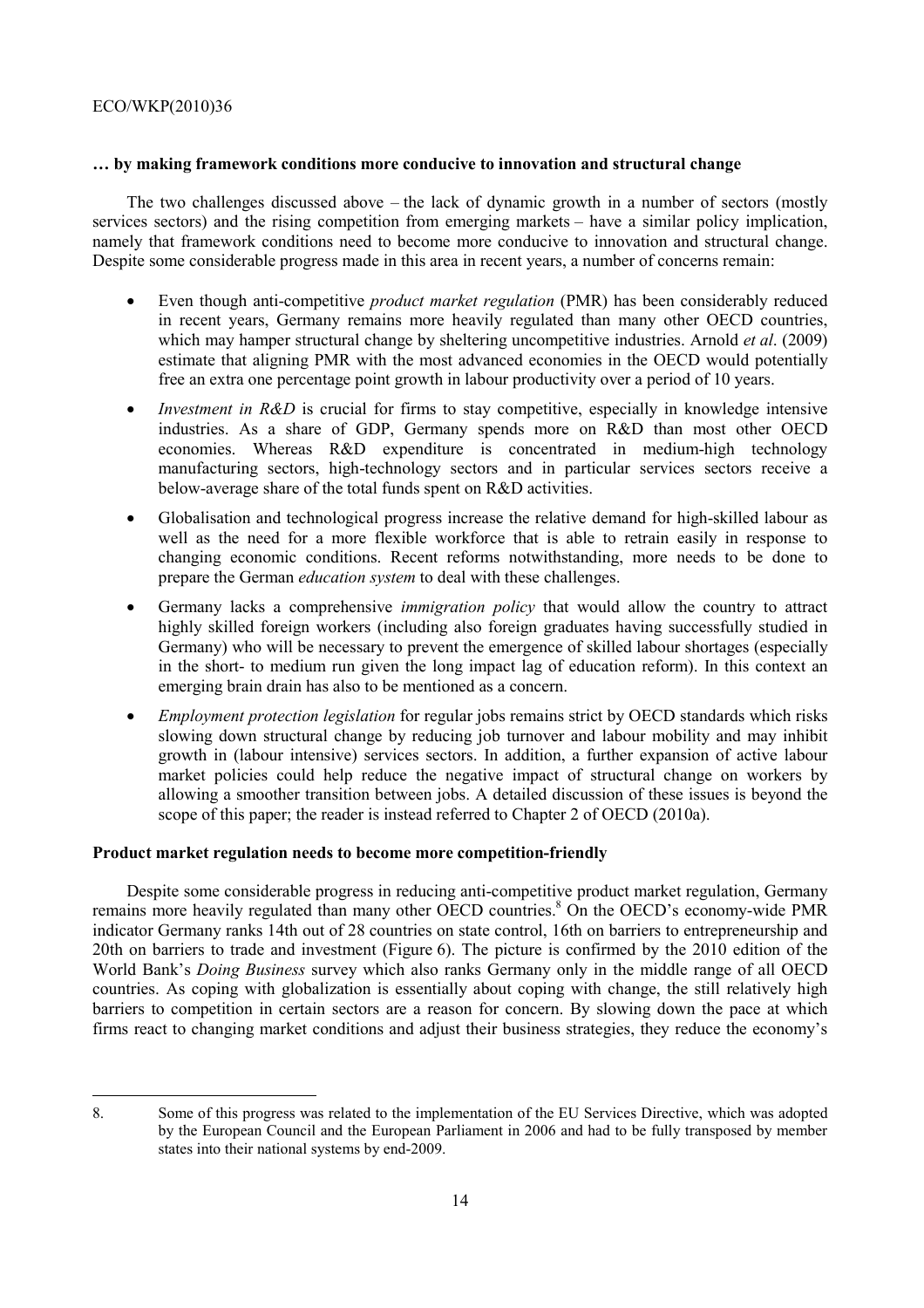## … by making framework conditions more conducive to innovation and structural change

The two challenges discussed above – the lack of dynamic growth in a number of sectors (mostly services sectors) and the rising competition from emerging markets – have a similar policy implication, namely that framework conditions need to become more conducive to innovation and structural change. Despite some considerable progress made in this area in recent years, a number of concerns remain:

- Even though anti-competitive *product market regulation* (PMR) has been considerably reduced in recent years, Germany remains more heavily regulated than many other OECD countries, which may hamper structural change by sheltering uncompetitive industries. Arnold *et al*. (2009) estimate that aligning PMR with the most advanced economies in the OECD would potentially free an extra one percentage point growth in labour productivity over a period of 10 years.
- *Investment in R&D* is crucial for firms to stay competitive, especially in knowledge intensive industries. As a share of GDP, Germany spends more on R&D than most other OECD economies. Whereas R&D expenditure is concentrated in medium-high technology manufacturing sectors, high-technology sectors and in particular services sectors receive a below-average share of the total funds spent on R&D activities.
- Globalisation and technological progress increase the relative demand for high-skilled labour as well as the need for a more flexible workforce that is able to retrain easily in response to changing economic conditions. Recent reforms notwithstanding, more needs to be done to prepare the German *education system* to deal with these challenges.
- Germany lacks a comprehensive *immigration policy* that would allow the country to attract highly skilled foreign workers (including also foreign graduates having successfully studied in Germany) who will be necessary to prevent the emergence of skilled labour shortages (especially in the short- to medium run given the long impact lag of education reform). In this context an emerging brain drain has also to be mentioned as a concern.
- *Employment protection legislation* for regular jobs remains strict by OECD standards which risks slowing down structural change by reducing job turnover and labour mobility and may inhibit growth in (labour intensive) services sectors. In addition, a further expansion of active labour market policies could help reduce the negative impact of structural change on workers by allowing a smoother transition between jobs. A detailed discussion of these issues is beyond the scope of this paper; the reader is instead referred to Chapter 2 of OECD (2010a).

## Product market regulation needs to become more competition-friendly

Despite some considerable progress in reducing anti-competitive product market regulation, Germany remains more heavily regulated than many other OECD countries.[8] On the OECD's economy-wide PMR indicator Germany ranks 14th out of 28 countries on state control, 16th on barriers to entrepreneurship and 20th on barriers to trade and investment (Figure 6). The picture is confirmed by the 2010 edition of the World Bank's *Doing Business* survey which also ranks Germany only in the middle range of all OECD countries. As coping with globalization is essentially about coping with change, the still relatively high barriers to competition in certain sectors are a reason for concern. By slowing down the pace at which firms react to changing market conditions and adjust their business strategies, they reduce the economy's

8. Some of this progress was related to the implementation of the EU Services Directive, which was adopted by the European Council and the European Parliament in 2006 and had to be fully transposed by member states into their national systems by end-2009.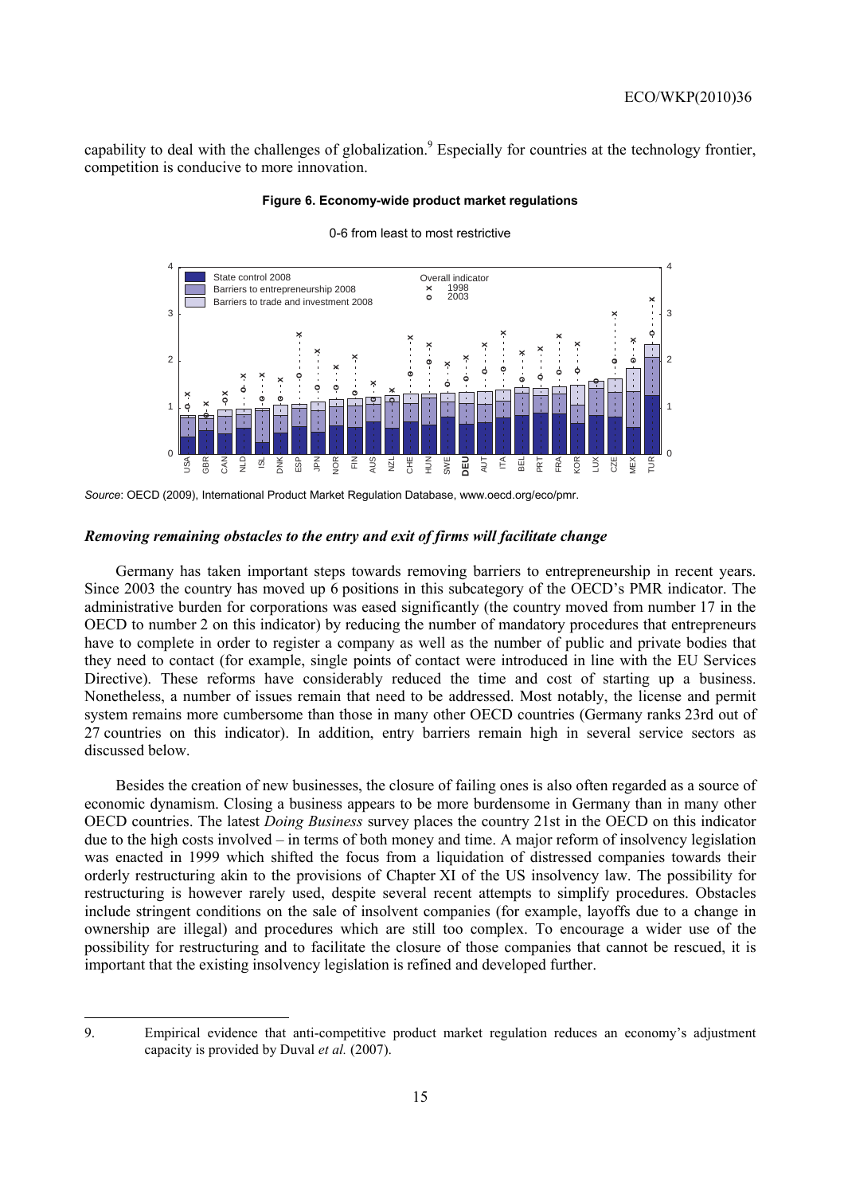capability to deal with the challenges of globalization.[9] Especially for countries at the technology frontier, competition is conducive to more innovation.

**Figure 6. Economy-wide product market regulations**

0-6 from least to most restrictive

State control 2008
Barriers to entrepreneurship 2008
Barriers to trade and investment 2008

Overall indicator
x 1998
o 2003

0 1 2 3 4

USA GBR CAN NLD ISL DNK ESP JPN NOR FIN AUS NZL CHE HUN SWE **DEU** AUT ITA BEL PRT FRA KOR LUX CZE MEX TUR

*Source*: OECD (2009), International Product Market Regulation Database, www.oecd.org/eco/pmr.

### *Removing remaining obstacles to the entry and exit of firms will facilitate change*

Germany has taken important steps towards removing barriers to entrepreneurship in recent years. Since 2003 the country has moved up 6 positions in this subcategory of the OECD's PMR indicator. The administrative burden for corporations was eased significantly (the country moved from number 17 in the OECD to number 2 on this indicator) by reducing the number of mandatory procedures that entrepreneurs have to complete in order to register a company as well as the number of public and private bodies that they need to contact (for example, single points of contact were introduced in line with the EU Services Directive). These reforms have considerably reduced the time and cost of starting up a business. Nonetheless, a number of issues remain that need to be addressed. Most notably, the license and permit system remains more cumbersome than those in many other OECD countries (Germany ranks 23rd out of 27 countries on this indicator). In addition, entry barriers remain high in several service sectors as discussed below.

Besides the creation of new businesses, the closure of failing ones is also often regarded as a source of economic dynamism. Closing a business appears to be more burdensome in Germany than in many other OECD countries. The latest *Doing Business* survey places the country 21st in the OECD on this indicator due to the high costs involved – in terms of both money and time. A major reform of insolvency legislation was enacted in 1999 which shifted the focus from a liquidation of distressed companies towards their orderly restructuring akin to the provisions of Chapter XI of the US insolvency law. The possibility for restructuring is however rarely used, despite several recent attempts to simplify procedures. Obstacles include stringent conditions on the sale of insolvent companies (for example, layoffs due to a change in ownership are illegal) and procedures which are still too complex. To encourage a wider use of the possibility for restructuring and to facilitate the closure of those companies that cannot be rescued, it is important that the existing insolvency legislation is refined and developed further.

---

9. Empirical evidence that anti-competitive product market regulation reduces an economy's adjustment capacity is provided by Duval *et al.* (2007).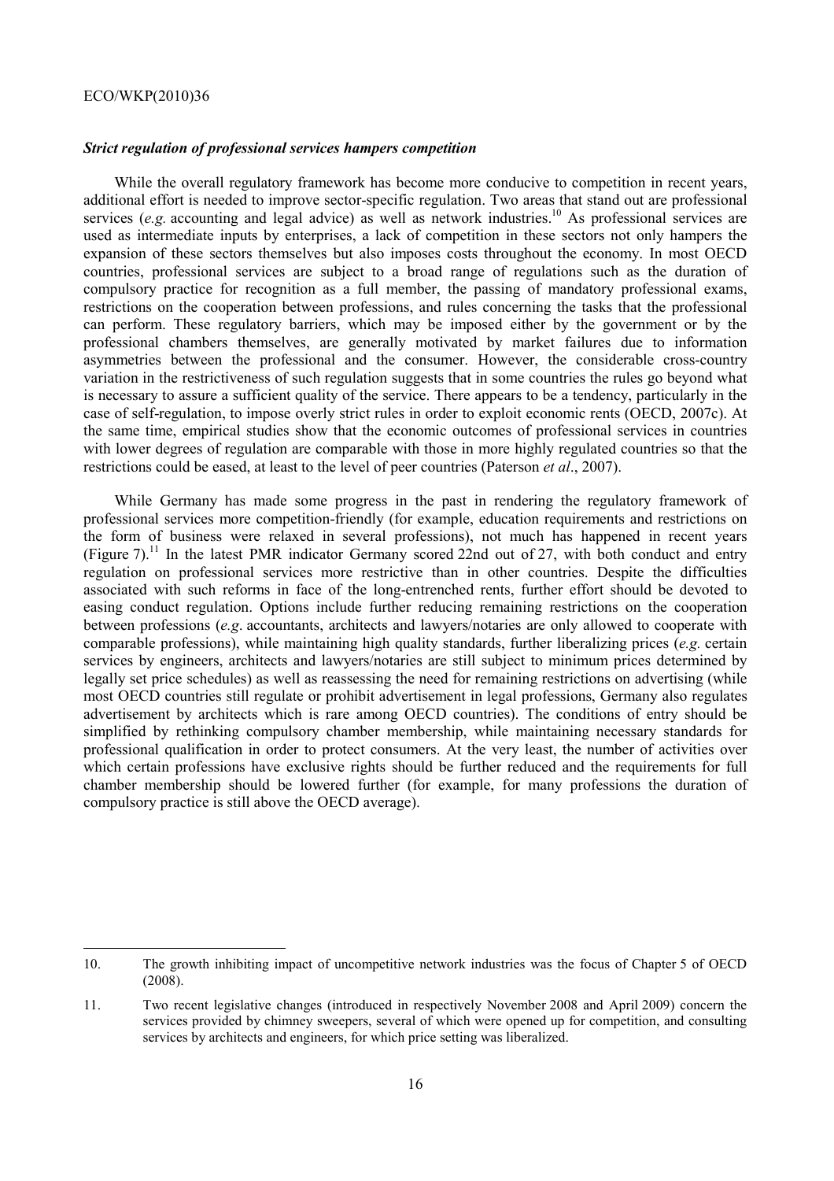### *Strict regulation of professional services hampers competition*

While the overall regulatory framework has become more conducive to competition in recent years, additional effort is needed to improve sector-specific regulation. Two areas that stand out are professional services (*e.g.* accounting and legal advice) as well as network industries.[10] As professional services are used as intermediate inputs by enterprises, a lack of competition in these sectors not only hampers the expansion of these sectors themselves but also imposes costs throughout the economy. In most OECD countries, professional services are subject to a broad range of regulations such as the duration of compulsory practice for recognition as a full member, the passing of mandatory professional exams, restrictions on the cooperation between professions, and rules concerning the tasks that the professional can perform. These regulatory barriers, which may be imposed either by the government or by the professional chambers themselves, are generally motivated by market failures due to information asymmetries between the professional and the consumer. However, the considerable cross-country variation in the restrictiveness of such regulation suggests that in some countries the rules go beyond what is necessary to assure a sufficient quality of the service. There appears to be a tendency, particularly in the case of self-regulation, to impose overly strict rules in order to exploit economic rents (OECD, 2007c). At the same time, empirical studies show that the economic outcomes of professional services in countries with lower degrees of regulation are comparable with those in more highly regulated countries so that the restrictions could be eased, at least to the level of peer countries (Paterson *et al*., 2007).

While Germany has made some progress in the past in rendering the regulatory framework of professional services more competition-friendly (for example, education requirements and restrictions on the form of business were relaxed in several professions), not much has happened in recent years (Figure 7).[11] In the latest PMR indicator Germany scored 22nd out of 27, with both conduct and entry regulation on professional services more restrictive than in other countries. Despite the difficulties associated with such reforms in face of the long-entrenched rents, further effort should be devoted to easing conduct regulation. Options include further reducing remaining restrictions on the cooperation between professions (*e.g*. accountants, architects and lawyers/notaries are only allowed to cooperate with comparable professions), while maintaining high quality standards, further liberalizing prices (*e.g.* certain services by engineers, architects and lawyers/notaries are still subject to minimum prices determined by legally set price schedules) as well as reassessing the need for remaining restrictions on advertising (while most OECD countries still regulate or prohibit advertisement in legal professions, Germany also regulates advertisement by architects which is rare among OECD countries). The conditions of entry should be simplified by rethinking compulsory chamber membership, while maintaining necessary standards for professional qualification in order to protect consumers. At the very least, the number of activities over which certain professions have exclusive rights should be further reduced and the requirements for full chamber membership should be lowered further (for example, for many professions the duration of compulsory practice is still above the OECD average).

---

10. The growth inhibiting impact of uncompetitive network industries was the focus of Chapter 5 of OECD (2008).

11. Two recent legislative changes (introduced in respectively November 2008 and April 2009) concern the services provided by chimney sweepers, several of which were opened up for competition, and consulting services by architects and engineers, for which price setting was liberalized.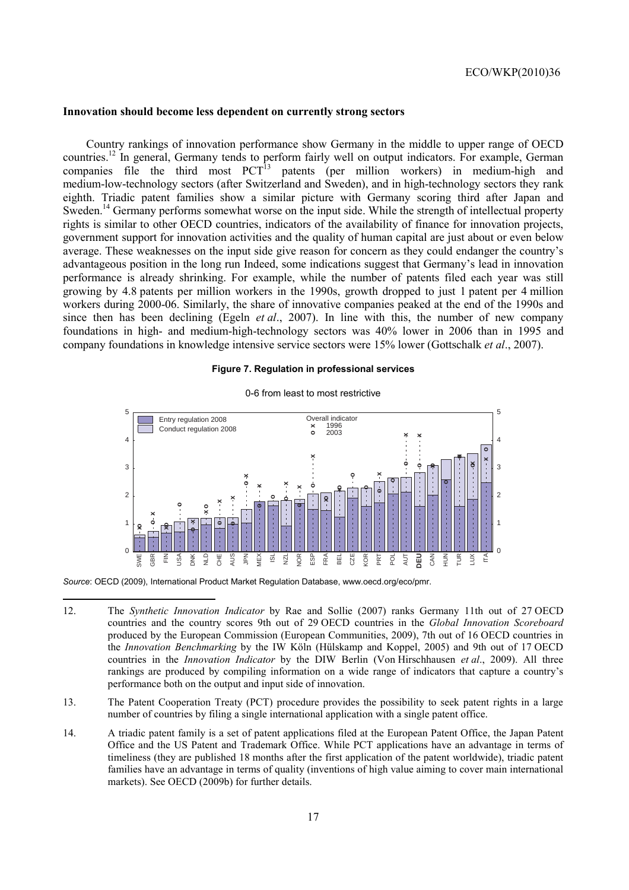## Innovation should become less dependent on currently strong sectors

Country rankings of innovation performance show Germany in the middle to upper range of OECD countries.[12] In general, Germany tends to perform fairly well on output indicators. For example, German companies file the third most PCT[13] patents (per million workers) in medium-high and medium-low-technology sectors (after Switzerland and Sweden), and in high-technology sectors they rank eighth. Triadic patent families show a similar picture with Germany scoring third after Japan and Sweden.[14] Germany performs somewhat worse on the input side. While the strength of intellectual property rights is similar to other OECD countries, indicators of the availability of finance for innovation projects, government support for innovation activities and the quality of human capital are just about or even below average. These weaknesses on the input side give reason for concern as they could endanger the country's advantageous position in the long run Indeed, some indications suggest that Germany's lead in innovation performance is already shrinking. For example, while the number of patents filed each year was still growing by 4.8 patents per million workers in the 1990s, growth dropped to just 1 patent per 4 million workers during 2000-06. Similarly, the share of innovative companies peaked at the end of the 1990s and since then has been declining (Egeln *et al*., 2007). In line with this, the number of new company foundations in high- and medium-high-technology sectors was 40% lower in 2006 than in 1995 and company foundations in knowledge intensive service sectors were 15% lower (Gottschalk *et al*., 2007).

**Figure 7. Regulation in professional services**

0-6 from least to most restrictive

*Source*: OECD (2009), International Product Market Regulation Database, www.oecd.org/eco/pmr.

---

12. The *Synthetic Innovation Indicator* by Rae and Sollie (2007) ranks Germany 11th out of 27 OECD countries and the country scores 9th out of 29 OECD countries in the *Global Innovation Scoreboard* produced by the European Commission (European Communities, 2009), 7th out of 16 OECD countries in the *Innovation Benchmarking* by the IW Köln (Hülskamp and Koppel, 2005) and 9th out of 17 OECD countries in the *Innovation Indicator* by the DIW Berlin (Von Hirschhausen *et al*., 2009). All three rankings are produced by compiling information on a wide range of indicators that capture a country's performance both on the output and input side of innovation.

13. The Patent Cooperation Treaty (PCT) procedure provides the possibility to seek patent rights in a large number of countries by filing a single international application with a single patent office.

14. A triadic patent family is a set of patent applications filed at the European Patent Office, the Japan Patent Office and the US Patent and Trademark Office. While PCT applications have an advantage in terms of timeliness (they are published 18 months after the first application of the patent worldwide), triadic patent families have an advantage in terms of quality (inventions of high value aiming to cover main international markets). See OECD (2009b) for further details.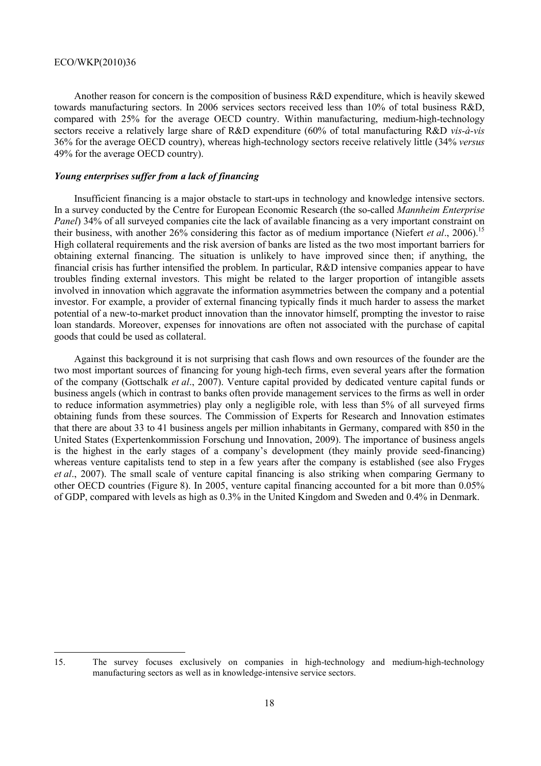Another reason for concern is the composition of business R&D expenditure, which is heavily skewed towards manufacturing sectors. In 2006 services sectors received less than 10% of total business R&D, compared with 25% for the average OECD country. Within manufacturing, medium-high-technology sectors receive a relatively large share of R&D expenditure (60% of total manufacturing R&D *vis-à-vis* 36% for the average OECD country), whereas high-technology sectors receive relatively little (34% *versus* 49% for the average OECD country).

### *Young enterprises suffer from a lack of financing*

Insufficient financing is a major obstacle to start-ups in technology and knowledge intensive sectors. In a survey conducted by the Centre for European Economic Research (the so-called *Mannheim Enterprise Panel*) 34% of all surveyed companies cite the lack of available financing as a very important constraint on their business, with another 26% considering this factor as of medium importance (Niefert *et al*., 2006).[15] High collateral requirements and the risk aversion of banks are listed as the two most important barriers for obtaining external financing. The situation is unlikely to have improved since then; if anything, the financial crisis has further intensified the problem. In particular, R&D intensive companies appear to have troubles finding external investors. This might be related to the larger proportion of intangible assets involved in innovation which aggravate the information asymmetries between the company and a potential investor. For example, a provider of external financing typically finds it much harder to assess the market potential of a new-to-market product innovation than the innovator himself, prompting the investor to raise loan standards. Moreover, expenses for innovations are often not associated with the purchase of capital goods that could be used as collateral.

Against this background it is not surprising that cash flows and own resources of the founder are the two most important sources of financing for young high-tech firms, even several years after the formation of the company (Gottschalk *et al*., 2007). Venture capital provided by dedicated venture capital funds or business angels (which in contrast to banks often provide management services to the firms as well in order to reduce information asymmetries) play only a negligible role, with less than 5% of all surveyed firms obtaining funds from these sources. The Commission of Experts for Research and Innovation estimates that there are about 33 to 41 business angels per million inhabitants in Germany, compared with 850 in the United States (Expertenkommission Forschung und Innovation, 2009). The importance of business angels is the highest in the early stages of a company's development (they mainly provide seed-financing) whereas venture capitalists tend to step in a few years after the company is established (see also Fryges *et al*., 2007). The small scale of venture capital financing is also striking when comparing Germany to other OECD countries (Figure 8). In 2005, venture capital financing accounted for a bit more than 0.05% of GDP, compared with levels as high as 0.3% in the United Kingdom and Sweden and 0.4% in Denmark.

---

15. The survey focuses exclusively on companies in high-technology and medium-high-technology manufacturing sectors as well as in knowledge-intensive service sectors.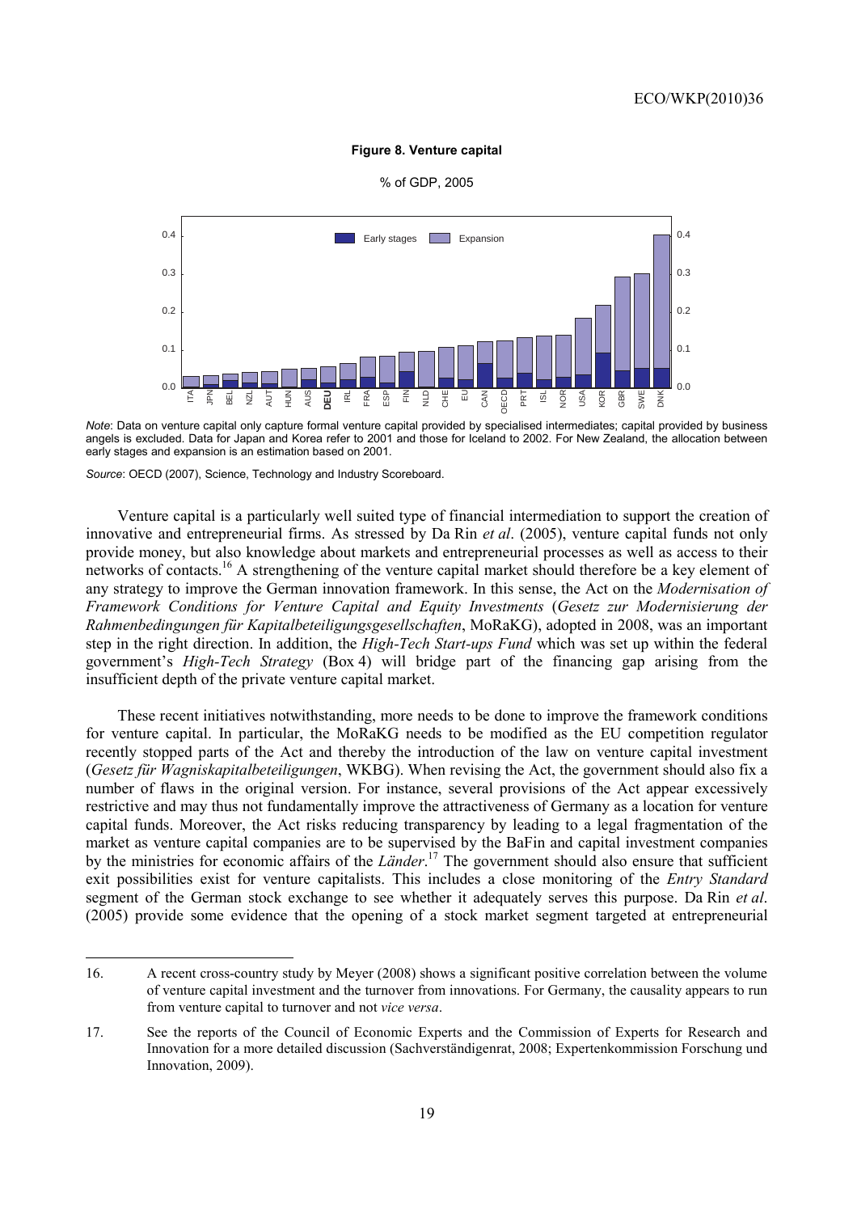**Figure 8. Venture capital**

% of GDP, 2005

*Note*: Data on venture capital only capture formal venture capital provided by specialised intermediates; capital provided by business angels is excluded. Data for Japan and Korea refer to 2001 and those for Iceland to 2002. For New Zealand, the allocation between early stages and expansion is an estimation based on 2001.

*Source*: OECD (2007), Science, Technology and Industry Scoreboard.

Venture capital is a particularly well suited type of financial intermediation to support the creation of innovative and entrepreneurial firms. As stressed by Da Rin *et al*. (2005), venture capital funds not only provide money, but also knowledge about markets and entrepreneurial processes as well as access to their networks of contacts.[16] A strengthening of the venture capital market should therefore be a key element of any strategy to improve the German innovation framework. In this sense, the Act on the *Modernisation of Framework Conditions for Venture Capital and Equity Investments* (*Gesetz zur Modernisierung der Rahmenbedingungen für Kapitalbeteiligungsgesellschaften*, MoRaKG), adopted in 2008, was an important step in the right direction. In addition, the *High-Tech Start-ups Fund* which was set up within the federal government's *High-Tech Strategy* (Box 4) will bridge part of the financing gap arising from the insufficient depth of the private venture capital market.

These recent initiatives notwithstanding, more needs to be done to improve the framework conditions for venture capital. In particular, the MoRaKG needs to be modified as the EU competition regulator recently stopped parts of the Act and thereby the introduction of the law on venture capital investment (*Gesetz für Wagniskapitalbeteiligungen*, WKBG). When revising the Act, the government should also fix a number of flaws in the original version. For instance, several provisions of the Act appear excessively restrictive and may thus not fundamentally improve the attractiveness of Germany as a location for venture capital funds. Moreover, the Act risks reducing transparency by leading to a legal fragmentation of the market as venture capital companies are to be supervised by the BaFin and capital investment companies by the ministries for economic affairs of the *Länder*.[17] The government should also ensure that sufficient exit possibilities exist for venture capitalists. This includes a close monitoring of the *Entry Standard* segment of the German stock exchange to see whether it adequately serves this purpose. Da Rin *et al*. (2005) provide some evidence that the opening of a stock market segment targeted at entrepreneurial

---

16. A recent cross-country study by Meyer (2008) shows a significant positive correlation between the volume of venture capital investment and the turnover from innovations. For Germany, the causality appears to run from venture capital to turnover and not *vice versa*.

17. See the reports of the Council of Economic Experts and the Commission of Experts for Research and Innovation for a more detailed discussion (Sachverständigenrat, 2008; Expertenkommission Forschung und Innovation, 2009).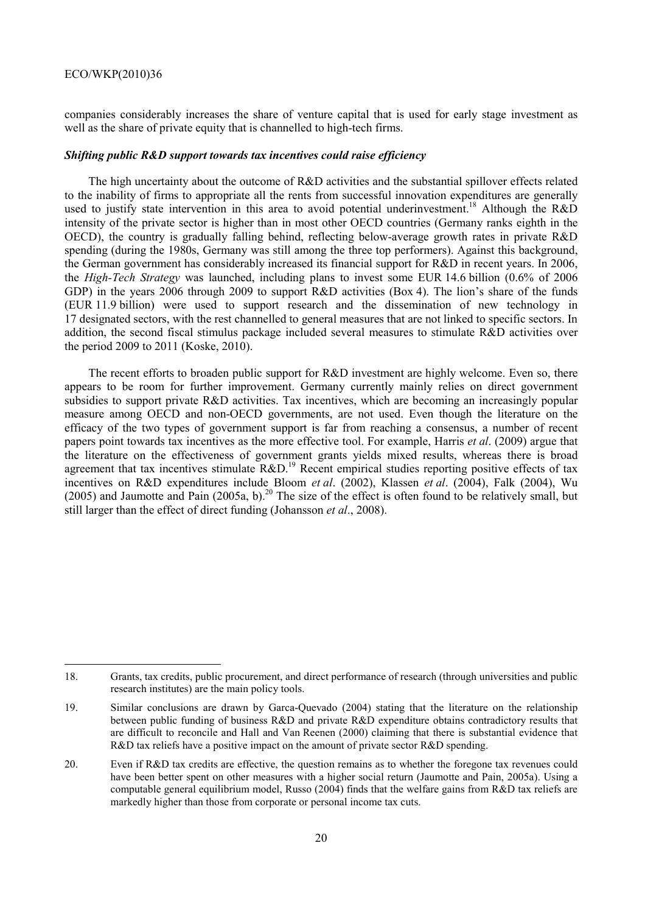companies considerably increases the share of venture capital that is used for early stage investment as well as the share of private equity that is channelled to high-tech firms.

***Shifting public R&D support towards tax incentives could raise efficiency***

The high uncertainty about the outcome of R&D activities and the substantial spillover effects related to the inability of firms to appropriate all the rents from successful innovation expenditures are generally used to justify state intervention in this area to avoid potential underinvestment.[18] Although the R&D intensity of the private sector is higher than in most other OECD countries (Germany ranks eighth in the OECD), the country is gradually falling behind, reflecting below-average growth rates in private R&D spending (during the 1980s, Germany was still among the three top performers). Against this background, the German government has considerably increased its financial support for R&D in recent years. In 2006, the *High-Tech Strategy* was launched, including plans to invest some EUR 14.6 billion (0.6% of 2006 GDP) in the years 2006 through 2009 to support R&D activities (Box 4). The lion's share of the funds (EUR 11.9 billion) were used to support research and the dissemination of new technology in 17 designated sectors, with the rest channelled to general measures that are not linked to specific sectors. In addition, the second fiscal stimulus package included several measures to stimulate R&D activities over the period 2009 to 2011 (Koske, 2010).

The recent efforts to broaden public support for R&D investment are highly welcome. Even so, there appears to be room for further improvement. Germany currently mainly relies on direct government subsidies to support private R&D activities. Tax incentives, which are becoming an increasingly popular measure among OECD and non-OECD governments, are not used. Even though the literature on the efficacy of the two types of government support is far from reaching a consensus, a number of recent papers point towards tax incentives as the more effective tool. For example, Harris *et al*. (2009) argue that the literature on the effectiveness of government grants yields mixed results, whereas there is broad agreement that tax incentives stimulate R&D.[19] Recent empirical studies reporting positive effects of tax incentives on R&D expenditures include Bloom *et al*. (2002), Klassen *et al*. (2004), Falk (2004), Wu (2005) and Jaumotte and Pain (2005a, b).[20] The size of the effect is often found to be relatively small, but still larger than the effect of direct funding (Johansson *et al*., 2008).

---

18. Grants, tax credits, public procurement, and direct performance of research (through universities and public research institutes) are the main policy tools.

19. Similar conclusions are drawn by Garca-Quevado (2004) stating that the literature on the relationship between public funding of business R&D and private R&D expenditure obtains contradictory results that are difficult to reconcile and Hall and Van Reenen (2000) claiming that there is substantial evidence that R&D tax reliefs have a positive impact on the amount of private sector R&D spending.

20. Even if R&D tax credits are effective, the question remains as to whether the foregone tax revenues could have been better spent on other measures with a higher social return (Jaumotte and Pain, 2005a). Using a computable general equilibrium model, Russo (2004) finds that the welfare gains from R&D tax reliefs are markedly higher than those from corporate or personal income tax cuts.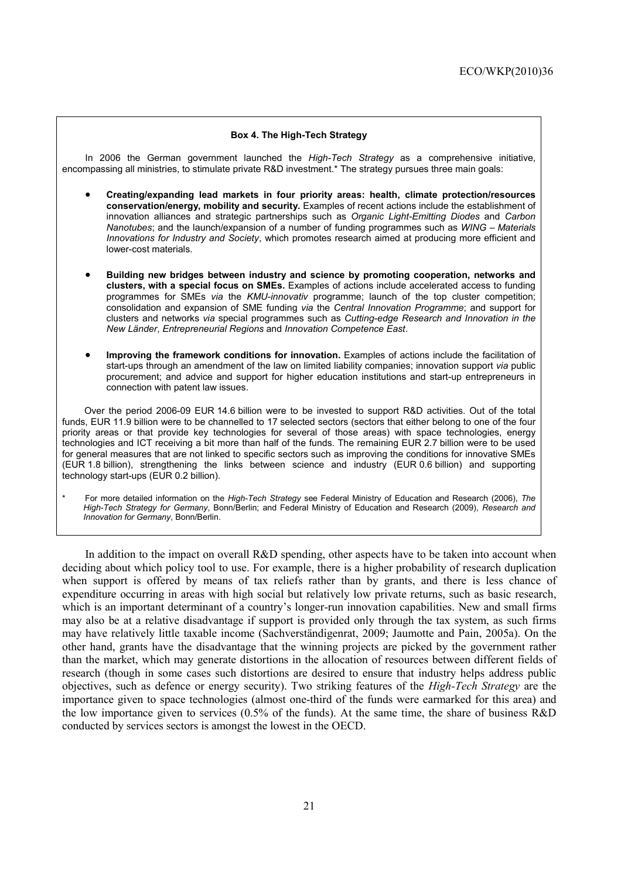**Box 4. The High-Tech Strategy**

In 2006 the German government launched the *High-Tech Strategy* as a comprehensive initiative, encompassing all ministries, to stimulate private R&D investment.* The strategy pursues three main goals:

- **Creating/expanding lead markets in four priority areas: health, climate protection/resources conservation/energy, mobility and security.** Examples of recent actions include the establishment of innovation alliances and strategic partnerships such as *Organic Light-Emitting Diodes* and *Carbon Nanotubes*; and the launch/expansion of a number of funding programmes such as *WING – Materials Innovations for Industry and Society*, which promotes research aimed at producing more efficient and lower-cost materials.

- **Building new bridges between industry and science by promoting cooperation, networks and clusters, with a special focus on SMEs.** Examples of actions include accelerated access to funding programmes for SMEs *via* the *KMU-innovativ* programme; launch of the top cluster competition; consolidation and expansion of SME funding *via* the *Central Innovation Programme*; and support for clusters and networks *via* special programmes such as *Cutting-edge Research and Innovation in the New Länder*, *Entrepreneurial Regions* and *Innovation Competence East*.

- **Improving the framework conditions for innovation.** Examples of actions include the facilitation of start-ups through an amendment of the law on limited liability companies; innovation support *via* public procurement; and advice and support for higher education institutions and start-up entrepreneurs in connection with patent law issues.

Over the period 2006-09 EUR 14.6 billion were to be invested to support R&D activities. Out of the total funds, EUR 11.9 billion were to be channelled to 17 selected sectors (sectors that either belong to one of the four priority areas or that provide key technologies for several of those areas) with space technologies, energy technologies and ICT receiving a bit more than half of the funds. The remaining EUR 2.7 billion were to be used for general measures that are not linked to specific sectors such as improving the conditions for innovative SMEs (EUR 1.8 billion), strengthening the links between science and industry (EUR 0.6 billion) and supporting technology start-ups (EUR 0.2 billion).

\* For more detailed information on the *High-Tech Strategy* see Federal Ministry of Education and Research (2006), *The High-Tech Strategy for Germany*, Bonn/Berlin; and Federal Ministry of Education and Research (2009), *Research and Innovation for Germany*, Bonn/Berlin.

In addition to the impact on overall R&D spending, other aspects have to be taken into account when deciding about which policy tool to use. For example, there is a higher probability of research duplication when support is offered by means of tax reliefs rather than by grants, and there is less chance of expenditure occurring in areas with high social but relatively low private returns, such as basic research, which is an important determinant of a country's longer-run innovation capabilities. New and small firms may also be at a relative disadvantage if support is provided only through the tax system, as such firms may have relatively little taxable income (Sachverständigenrat, 2009; Jaumotte and Pain, 2005a). On the other hand, grants have the disadvantage that the winning projects are picked by the government rather than the market, which may generate distortions in the allocation of resources between different fields of research (though in some cases such distortions are desired to ensure that industry helps address public objectives, such as defence or energy security). Two striking features of the *High-Tech Strategy* are the importance given to space technologies (almost one-third of the funds were earmarked for this area) and the low importance given to services (0.5% of the funds). At the same time, the share of business R&D conducted by services sectors is amongst the lowest in the OECD.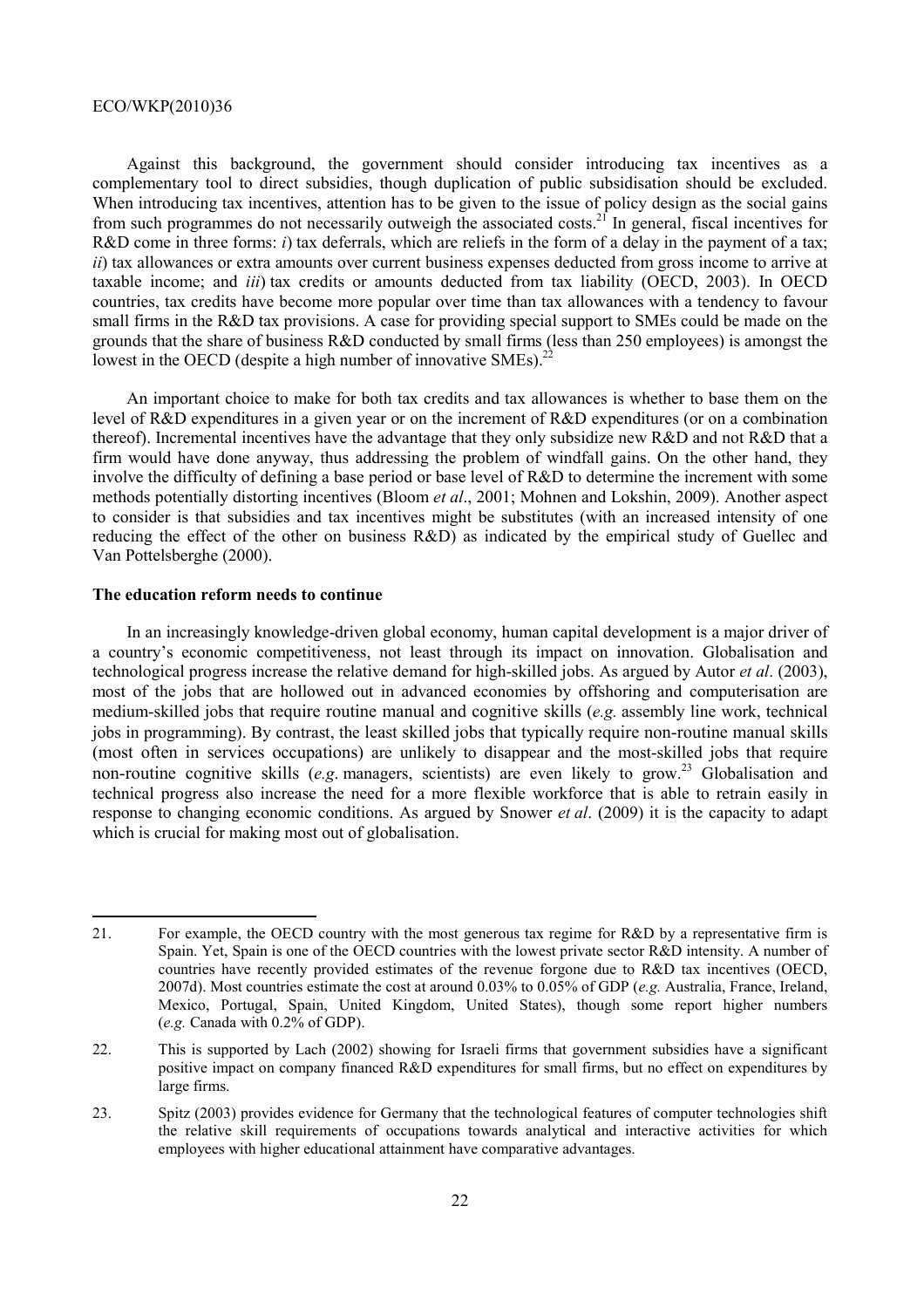Against this background, the government should consider introducing tax incentives as a complementary tool to direct subsidies, though duplication of public subsidisation should be excluded. When introducing tax incentives, attention has to be given to the issue of policy design as the social gains from such programmes do not necessarily outweigh the associated costs.[21] In general, fiscal incentives for R&D come in three forms: *i*) tax deferrals, which are reliefs in the form of a delay in the payment of a tax; *ii*) tax allowances or extra amounts over current business expenses deducted from gross income to arrive at taxable income; and *iii*) tax credits or amounts deducted from tax liability (OECD, 2003). In OECD countries, tax credits have become more popular over time than tax allowances with a tendency to favour small firms in the R&D tax provisions. A case for providing special support to SMEs could be made on the grounds that the share of business R&D conducted by small firms (less than 250 employees) is amongst the lowest in the OECD (despite a high number of innovative SMEs).[22]

An important choice to make for both tax credits and tax allowances is whether to base them on the level of R&D expenditures in a given year or on the increment of R&D expenditures (or on a combination thereof). Incremental incentives have the advantage that they only subsidize new R&D and not R&D that a firm would have done anyway, thus addressing the problem of windfall gains. On the other hand, they involve the difficulty of defining a base period or base level of R&D to determine the increment with some methods potentially distorting incentives (Bloom *et al*., 2001; Mohnen and Lokshin, 2009). Another aspect to consider is that subsidies and tax incentives might be substitutes (with an increased intensity of one reducing the effect of the other on business R&D) as indicated by the empirical study of Guellec and Van Pottelsberghe (2000).

**The education reform needs to continue**

In an increasingly knowledge-driven global economy, human capital development is a major driver of a country's economic competitiveness, not least through its impact on innovation. Globalisation and technological progress increase the relative demand for high-skilled jobs. As argued by Autor *et al*. (2003), most of the jobs that are hollowed out in advanced economies by offshoring and computerisation are medium-skilled jobs that require routine manual and cognitive skills (*e.g.* assembly line work, technical jobs in programming). By contrast, the least skilled jobs that typically require non-routine manual skills (most often in services occupations) are unlikely to disappear and the most-skilled jobs that require non-routine cognitive skills (*e.g*. managers, scientists) are even likely to grow.[23] Globalisation and technical progress also increase the need for a more flexible workforce that is able to retrain easily in response to changing economic conditions. As argued by Snower *et al*. (2009) it is the capacity to adapt which is crucial for making most out of globalisation.

---

21. For example, the OECD country with the most generous tax regime for R&D by a representative firm is Spain. Yet, Spain is one of the OECD countries with the lowest private sector R&D intensity. A number of countries have recently provided estimates of the revenue forgone due to R&D tax incentives (OECD, 2007d). Most countries estimate the cost at around 0.03% to 0.05% of GDP (*e.g.* Australia, France, Ireland, Mexico, Portugal, Spain, United Kingdom, United States), though some report higher numbers (*e.g.* Canada with 0.2% of GDP).

22. This is supported by Lach (2002) showing for Israeli firms that government subsidies have a significant positive impact on company financed R&D expenditures for small firms, but no effect on expenditures by large firms.

23. Spitz (2003) provides evidence for Germany that the technological features of computer technologies shift the relative skill requirements of occupations towards analytical and interactive activities for which employees with higher educational attainment have comparative advantages.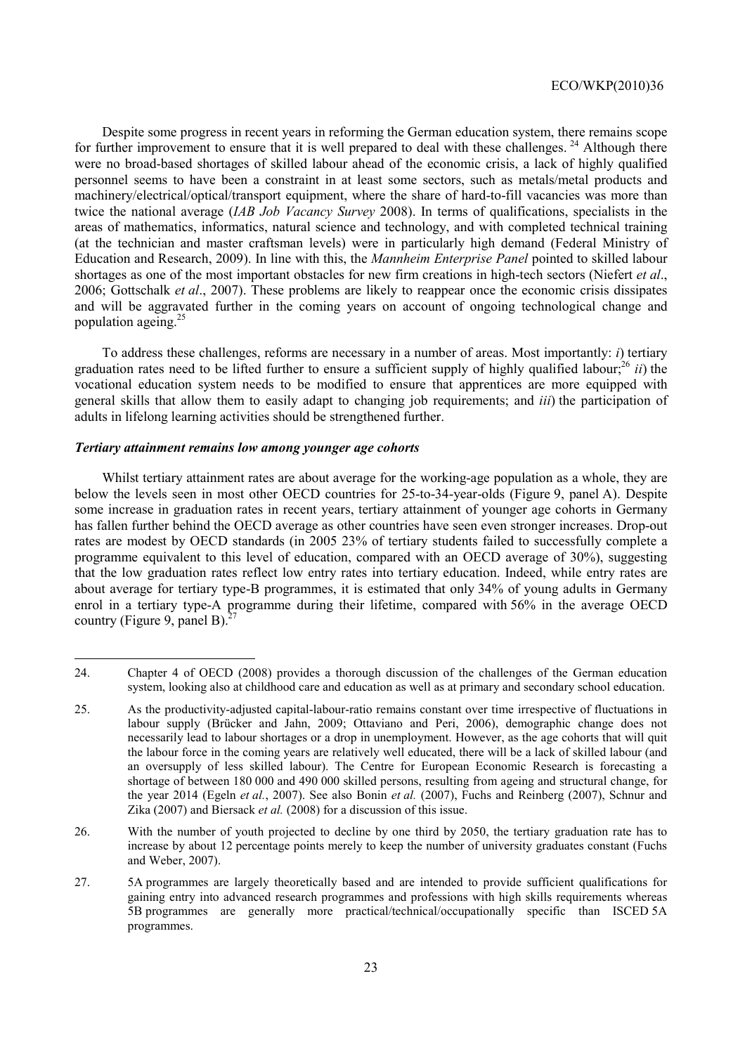Despite some progress in recent years in reforming the German education system, there remains scope for further improvement to ensure that it is well prepared to deal with these challenges. [24] Although there were no broad-based shortages of skilled labour ahead of the economic crisis, a lack of highly qualified personnel seems to have been a constraint in at least some sectors, such as metals/metal products and machinery/electrical/optical/transport equipment, where the share of hard-to-fill vacancies was more than twice the national average (*IAB Job Vacancy Survey* 2008). In terms of qualifications, specialists in the areas of mathematics, informatics, natural science and technology, and with completed technical training (at the technician and master craftsman levels) were in particularly high demand (Federal Ministry of Education and Research, 2009). In line with this, the *Mannheim Enterprise Panel* pointed to skilled labour shortages as one of the most important obstacles for new firm creations in high-tech sectors (Niefert *et al*., 2006; Gottschalk *et al*., 2007). These problems are likely to reappear once the economic crisis dissipates and will be aggravated further in the coming years on account of ongoing technological change and population ageing.[25]

To address these challenges, reforms are necessary in a number of areas. Most importantly: *i*) tertiary graduation rates need to be lifted further to ensure a sufficient supply of highly qualified labour;[26] *ii*) the vocational education system needs to be modified to ensure that apprentices are more equipped with general skills that allow them to easily adapt to changing job requirements; and *iii*) the participation of adults in lifelong learning activities should be strengthened further.

### *Tertiary attainment remains low among younger age cohorts*

Whilst tertiary attainment rates are about average for the working-age population as a whole, they are below the levels seen in most other OECD countries for 25-to-34-year-olds (Figure 9, panel A). Despite some increase in graduation rates in recent years, tertiary attainment of younger age cohorts in Germany has fallen further behind the OECD average as other countries have seen even stronger increases. Drop-out rates are modest by OECD standards (in 2005 23% of tertiary students failed to successfully complete a programme equivalent to this level of education, compared with an OECD average of 30%), suggesting that the low graduation rates reflect low entry rates into tertiary education. Indeed, while entry rates are about average for tertiary type-B programmes, it is estimated that only 34% of young adults in Germany enrol in a tertiary type-A programme during their lifetime, compared with 56% in the average OECD country (Figure 9, panel B).[27]

---

24. Chapter 4 of OECD (2008) provides a thorough discussion of the challenges of the German education system, looking also at childhood care and education as well as at primary and secondary school education.

25. As the productivity-adjusted capital-labour-ratio remains constant over time irrespective of fluctuations in labour supply (Brücker and Jahn, 2009; Ottaviano and Peri, 2006), demographic change does not necessarily lead to labour shortages or a drop in unemployment. However, as the age cohorts that will quit the labour force in the coming years are relatively well educated, there will be a lack of skilled labour (and an oversupply of less skilled labour). The Centre for European Economic Research is forecasting a shortage of between 180 000 and 490 000 skilled persons, resulting from ageing and structural change, for the year 2014 (Egeln *et al.*, 2007). See also Bonin *et al.* (2007), Fuchs and Reinberg (2007), Schnur and Zika (2007) and Biersack *et al.* (2008) for a discussion of this issue.

26. With the number of youth projected to decline by one third by 2050, the tertiary graduation rate has to increase by about 12 percentage points merely to keep the number of university graduates constant (Fuchs and Weber, 2007).

27. 5A programmes are largely theoretically based and are intended to provide sufficient qualifications for gaining entry into advanced research programmes and professions with high skills requirements whereas 5B programmes are generally more practical/technical/occupationally specific than ISCED 5A programmes.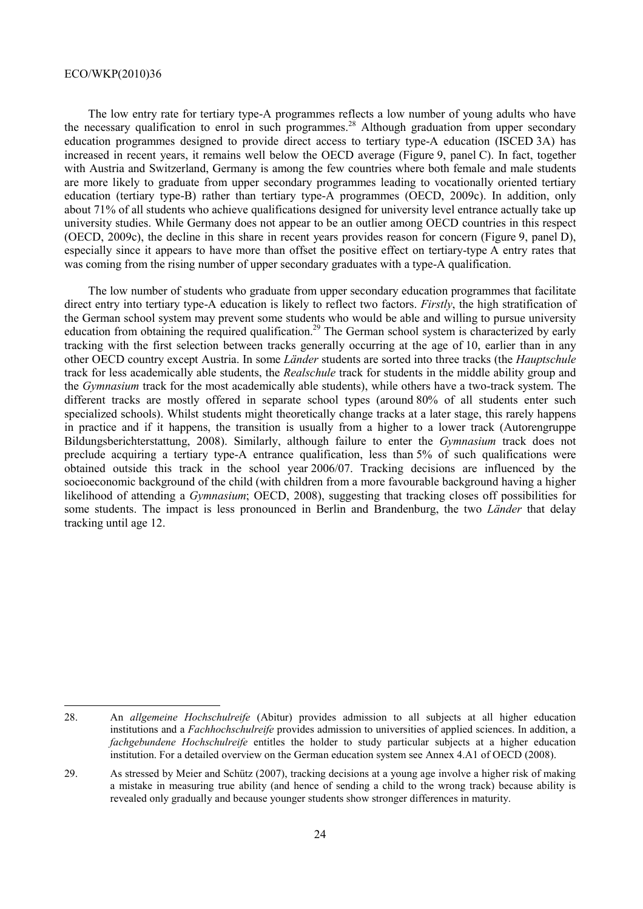The low entry rate for tertiary type-A programmes reflects a low number of young adults who have the necessary qualification to enrol in such programmes.[28] Although graduation from upper secondary education programmes designed to provide direct access to tertiary type-A education (ISCED 3A) has increased in recent years, it remains well below the OECD average (Figure 9, panel C). In fact, together with Austria and Switzerland, Germany is among the few countries where both female and male students are more likely to graduate from upper secondary programmes leading to vocationally oriented tertiary education (tertiary type-B) rather than tertiary type-A programmes (OECD, 2009c). In addition, only about 71% of all students who achieve qualifications designed for university level entrance actually take up university studies. While Germany does not appear to be an outlier among OECD countries in this respect (OECD, 2009c), the decline in this share in recent years provides reason for concern (Figure 9, panel D), especially since it appears to have more than offset the positive effect on tertiary-type A entry rates that was coming from the rising number of upper secondary graduates with a type-A qualification.

The low number of students who graduate from upper secondary education programmes that facilitate direct entry into tertiary type-A education is likely to reflect two factors. *Firstly*, the high stratification of the German school system may prevent some students who would be able and willing to pursue university education from obtaining the required qualification.[29] The German school system is characterized by early tracking with the first selection between tracks generally occurring at the age of 10, earlier than in any other OECD country except Austria. In some *Länder* students are sorted into three tracks (the *Hauptschule* track for less academically able students, the *Realschule* track for students in the middle ability group and the *Gymnasium* track for the most academically able students), while others have a two-track system. The different tracks are mostly offered in separate school types (around 80% of all students enter such specialized schools). Whilst students might theoretically change tracks at a later stage, this rarely happens in practice and if it happens, the transition is usually from a higher to a lower track (Autorengruppe Bildungsberichterstattung, 2008). Similarly, although failure to enter the *Gymnasium* track does not preclude acquiring a tertiary type-A entrance qualification, less than 5% of such qualifications were obtained outside this track in the school year 2006/07. Tracking decisions are influenced by the socioeconomic background of the child (with children from a more favourable background having a higher likelihood of attending a *Gymnasium*; OECD, 2008), suggesting that tracking closes off possibilities for some students. The impact is less pronounced in Berlin and Brandenburg, the two *Länder* that delay tracking until age 12.

---

28. An *allgemeine Hochschulreife* (Abitur) provides admission to all subjects at all higher education institutions and a *Fachhochschulreife* provides admission to universities of applied sciences. In addition, a *fachgebundene Hochschulreife* entitles the holder to study particular subjects at a higher education institution. For a detailed overview on the German education system see Annex 4.A1 of OECD (2008).

29. As stressed by Meier and Schütz (2007), tracking decisions at a young age involve a higher risk of making a mistake in measuring true ability (and hence of sending a child to the wrong track) because ability is revealed only gradually and because younger students show stronger differences in maturity.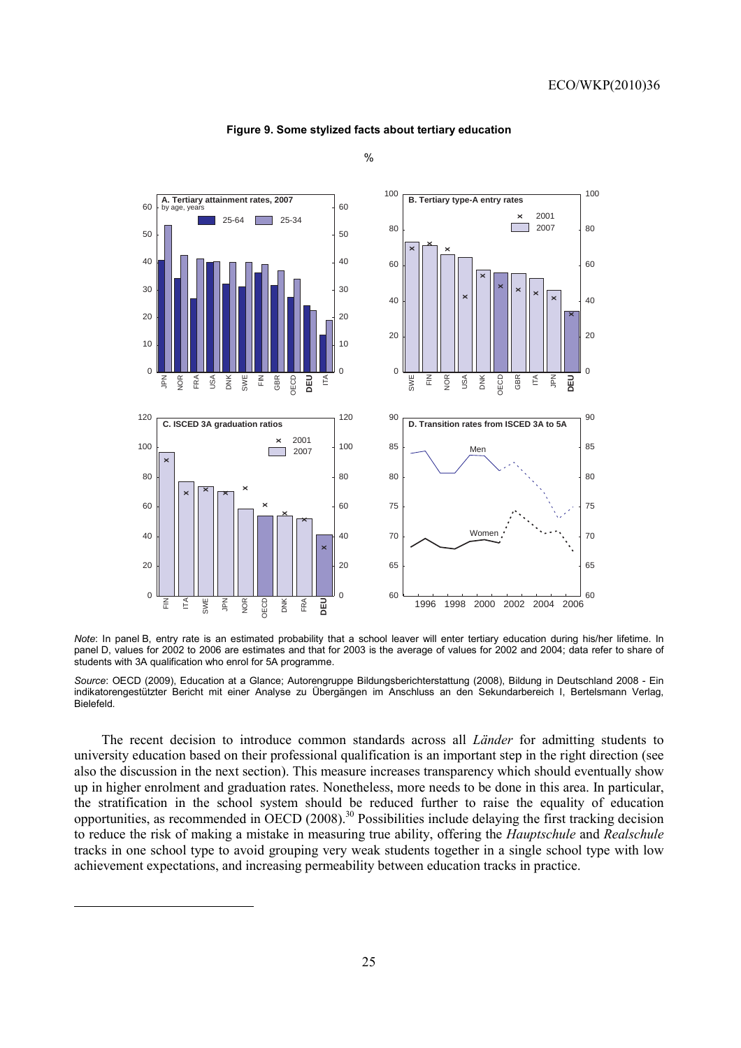**Figure 9. Some stylized facts about tertiary education**

%

*Note*: In panel B, entry rate is an estimated probability that a school leaver will enter tertiary education during his/her lifetime. In panel D, values for 2002 to 2006 are estimates and that for 2003 is the average of values for 2002 and 2004; data refer to share of students with 3A qualification who enrol for 5A programme.

*Source*: OECD (2009), Education at a Glance; Autorengruppe Bildungsberichterstattung (2008), Bildung in Deutschland 2008 - Ein indikatorengestützter Bericht mit einer Analyse zu Übergängen im Anschluss an den Sekundarbereich I, Bertelsmann Verlag, Bielefeld.

The recent decision to introduce common standards across all *Länder* for admitting students to university education based on their professional qualification is an important step in the right direction (see also the discussion in the next section). This measure increases transparency which should eventually show up in higher enrolment and graduation rates. Nonetheless, more needs to be done in this area. In particular, the stratification in the school system should be reduced further to raise the equality of education opportunities, as recommended in OECD (2008).[30] Possibilities include delaying the first tracking decision to reduce the risk of making a mistake in measuring true ability, offering the *Hauptschule* and *Realschule* tracks in one school type to avoid grouping very weak students together in a single school type with low achievement expectations, and increasing permeability between education tracks in practice.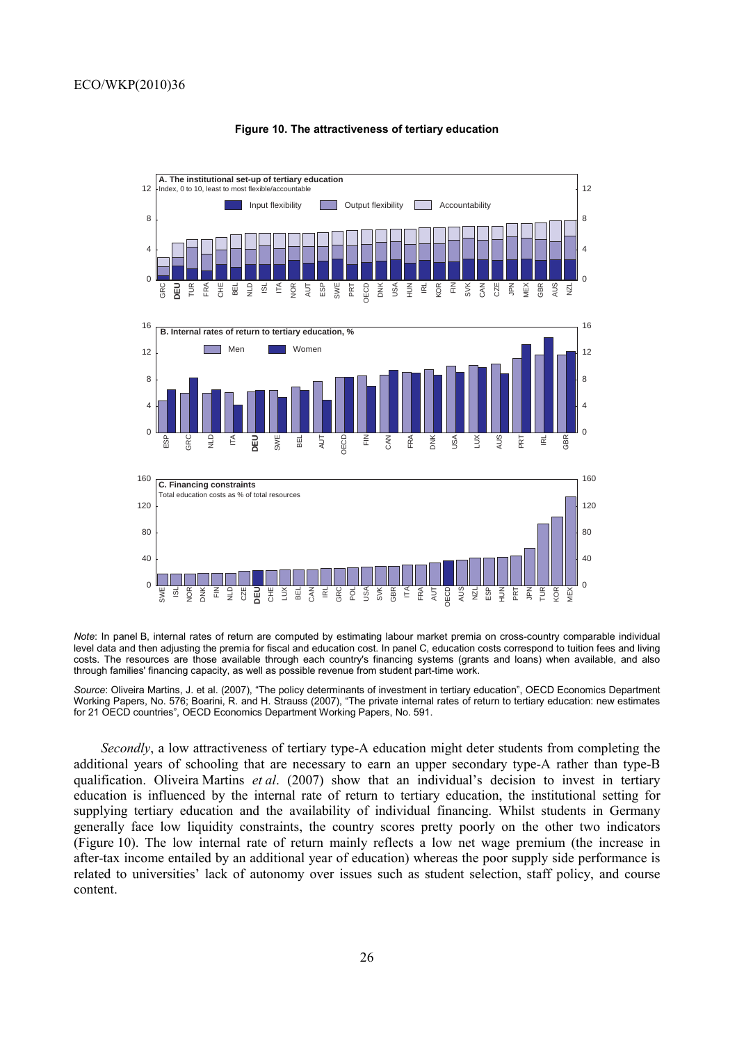**Figure 10. The attractiveness of tertiary education**

*Note*: In panel B, internal rates of return are computed by estimating labour market premia on cross-country comparable individual level data and then adjusting the premia for fiscal and education cost. In panel C, education costs correspond to tuition fees and living costs. The resources are those available through each country's financing systems (grants and loans) when available, and also through families' financing capacity, as well as possible revenue from student part-time work.

*Source*: Oliveira Martins, J. et al. (2007), "The policy determinants of investment in tertiary education", OECD Economics Department Working Papers, No. 576; Boarini, R. and H. Strauss (2007), "The private internal rates of return to tertiary education: new estimates for 21 OECD countries", OECD Economics Department Working Papers, No. 591.

*Secondly*, a low attractiveness of tertiary type-A education might deter students from completing the additional years of schooling that are necessary to earn an upper secondary type-A rather than type-B qualification. Oliveira Martins *et al*. (2007) show that an individual's decision to invest in tertiary education is influenced by the internal rate of return to tertiary education, the institutional setting for supplying tertiary education and the availability of individual financing. Whilst students in Germany generally face low liquidity constraints, the country scores pretty poorly on the other two indicators (Figure 10). The low internal rate of return mainly reflects a low net wage premium (the increase in after-tax income entailed by an additional year of education) whereas the poor supply side performance is related to universities' lack of autonomy over issues such as student selection, staff policy, and course content.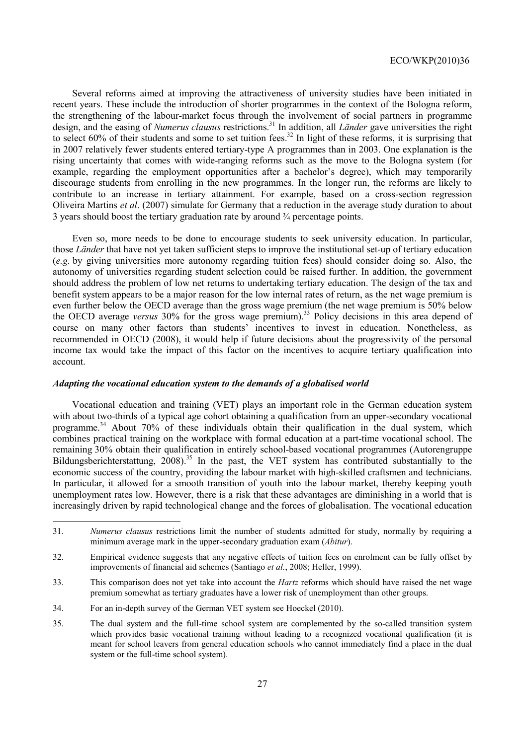Several reforms aimed at improving the attractiveness of university studies have been initiated in recent years. These include the introduction of shorter programmes in the context of the Bologna reform, the strengthening of the labour-market focus through the involvement of social partners in programme design, and the easing of *Numerus clausus* restrictions.[31] In addition, all *Länder* gave universities the right to select 60% of their students and some to set tuition fees.[32] In light of these reforms, it is surprising that in 2007 relatively fewer students entered tertiary-type A programmes than in 2003. One explanation is the rising uncertainty that comes with wide-ranging reforms such as the move to the Bologna system (for example, regarding the employment opportunities after a bachelor's degree), which may temporarily discourage students from enrolling in the new programmes. In the longer run, the reforms are likely to contribute to an increase in tertiary attainment. For example, based on a cross-section regression Oliveira Martins *et al*. (2007) simulate for Germany that a reduction in the average study duration to about 3 years should boost the tertiary graduation rate by around ¾ percentage points.

Even so, more needs to be done to encourage students to seek university education. In particular, those *Länder* that have not yet taken sufficient steps to improve the institutional set-up of tertiary education (*e.g.* by giving universities more autonomy regarding tuition fees) should consider doing so. Also, the autonomy of universities regarding student selection could be raised further. In addition, the government should address the problem of low net returns to undertaking tertiary education. The design of the tax and benefit system appears to be a major reason for the low internal rates of return, as the net wage premium is even further below the OECD average than the gross wage premium (the net wage premium is 50% below the OECD average *versus* 30% for the gross wage premium).[33] Policy decisions in this area depend of course on many other factors than students' incentives to invest in education. Nonetheless, as recommended in OECD (2008), it would help if future decisions about the progressivity of the personal income tax would take the impact of this factor on the incentives to acquire tertiary qualification into account.

### *Adapting the vocational education system to the demands of a globalised world*

Vocational education and training (VET) plays an important role in the German education system with about two-thirds of a typical age cohort obtaining a qualification from an upper-secondary vocational programme.[34] About 70% of these individuals obtain their qualification in the dual system, which combines practical training on the workplace with formal education at a part-time vocational school. The remaining 30% obtain their qualification in entirely school-based vocational programmes (Autorengruppe Bildungsberichterstattung, 2008).[35] In the past, the VET system has contributed substantially to the economic success of the country, providing the labour market with high-skilled craftsmen and technicians. In particular, it allowed for a smooth transition of youth into the labour market, thereby keeping youth unemployment rates low. However, there is a risk that these advantages are diminishing in a world that is increasingly driven by rapid technological change and the forces of globalisation. The vocational education

---

31. *Numerus clausus* restrictions limit the number of students admitted for study, normally by requiring a minimum average mark in the upper-secondary graduation exam (*Abitur*).

32. Empirical evidence suggests that any negative effects of tuition fees on enrolment can be fully offset by improvements of financial aid schemes (Santiago *et al.*, 2008; Heller, 1999).

33. This comparison does not yet take into account the *Hartz* reforms which should have raised the net wage premium somewhat as tertiary graduates have a lower risk of unemployment than other groups.

34. For an in-depth survey of the German VET system see Hoeckel (2010).

35. The dual system and the full-time school system are complemented by the so-called transition system which provides basic vocational training without leading to a recognized vocational qualification (it is meant for school leavers from general education schools who cannot immediately find a place in the dual system or the full-time school system).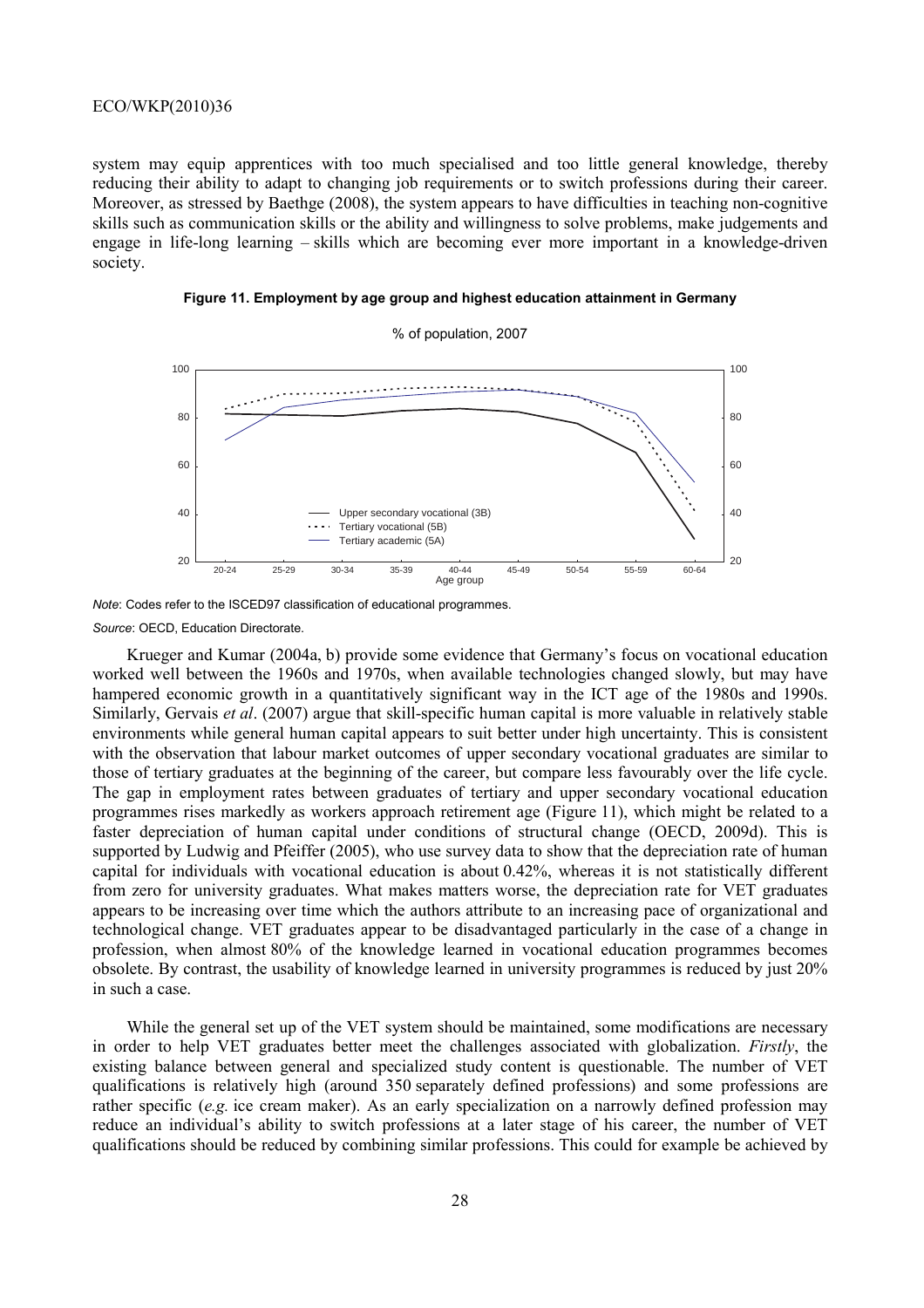system may equip apprentices with too much specialised and too little general knowledge, thereby reducing their ability to adapt to changing job requirements or to switch professions during their career. Moreover, as stressed by Baethge (2008), the system appears to have difficulties in teaching non-cognitive skills such as communication skills or the ability and willingness to solve problems, make judgements and engage in life-long learning – skills which are becoming ever more important in a knowledge-driven society.

**Figure 11. Employment by age group and highest education attainment in Germany**

% of population, 2007

*Note*: Codes refer to the ISCED97 classification of educational programmes.

*Source*: OECD, Education Directorate.

Krueger and Kumar (2004a, b) provide some evidence that Germany's focus on vocational education worked well between the 1960s and 1970s, when available technologies changed slowly, but may have hampered economic growth in a quantitatively significant way in the ICT age of the 1980s and 1990s. Similarly, Gervais *et al*. (2007) argue that skill-specific human capital is more valuable in relatively stable environments while general human capital appears to suit better under high uncertainty. This is consistent with the observation that labour market outcomes of upper secondary vocational graduates are similar to those of tertiary graduates at the beginning of the career, but compare less favourably over the life cycle. The gap in employment rates between graduates of tertiary and upper secondary vocational education programmes rises markedly as workers approach retirement age (Figure 11), which might be related to a faster depreciation of human capital under conditions of structural change (OECD, 2009d). This is supported by Ludwig and Pfeiffer (2005), who use survey data to show that the depreciation rate of human capital for individuals with vocational education is about 0.42%, whereas it is not statistically different from zero for university graduates. What makes matters worse, the depreciation rate for VET graduates appears to be increasing over time which the authors attribute to an increasing pace of organizational and technological change. VET graduates appear to be disadvantaged particularly in the case of a change in profession, when almost 80% of the knowledge learned in vocational education programmes becomes obsolete. By contrast, the usability of knowledge learned in university programmes is reduced by just 20% in such a case.

While the general set up of the VET system should be maintained, some modifications are necessary in order to help VET graduates better meet the challenges associated with globalization. *Firstly*, the existing balance between general and specialized study content is questionable. The number of VET qualifications is relatively high (around 350 separately defined professions) and some professions are rather specific (*e.g.* ice cream maker). As an early specialization on a narrowly defined profession may reduce an individual's ability to switch professions at a later stage of his career, the number of VET qualifications should be reduced by combining similar professions. This could for example be achieved by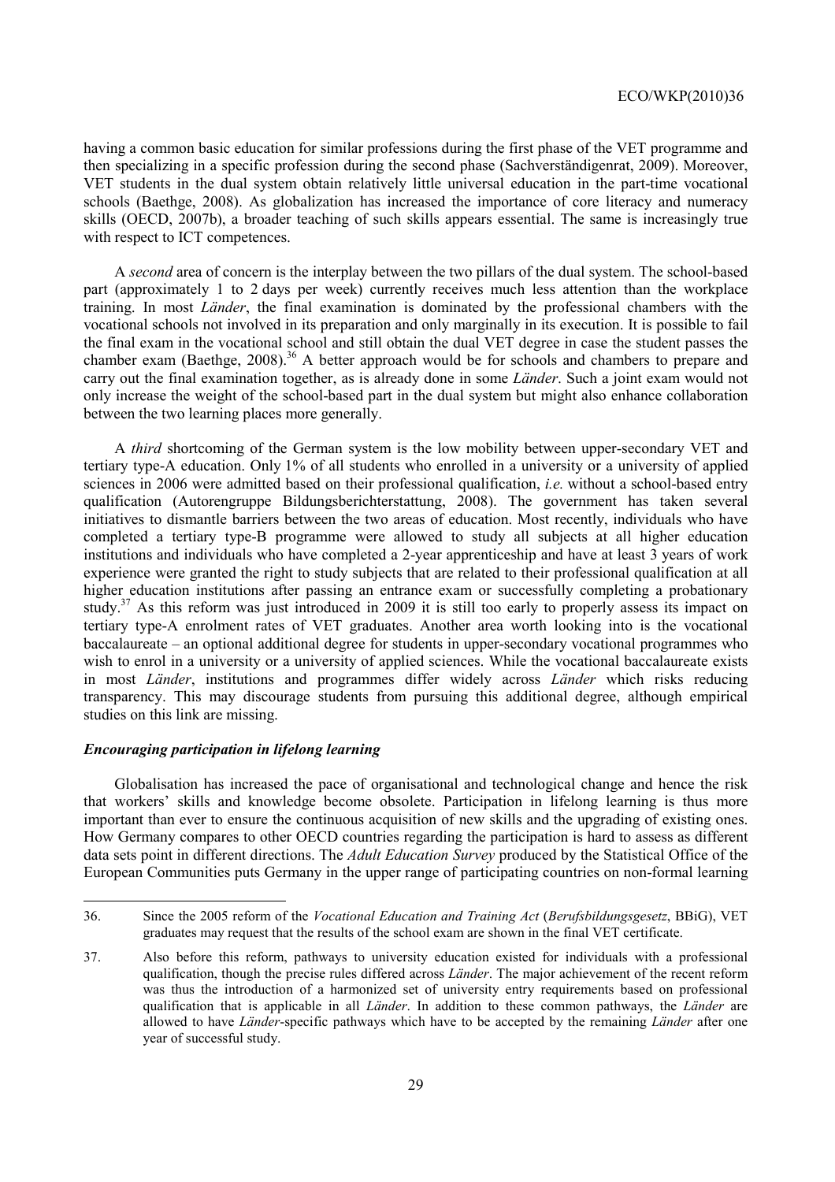having a common basic education for similar professions during the first phase of the VET programme and then specializing in a specific profession during the second phase (Sachverständigenrat, 2009). Moreover, VET students in the dual system obtain relatively little universal education in the part-time vocational schools (Baethge, 2008). As globalization has increased the importance of core literacy and numeracy skills (OECD, 2007b), a broader teaching of such skills appears essential. The same is increasingly true with respect to ICT competences.

A *second* area of concern is the interplay between the two pillars of the dual system. The school-based part (approximately 1 to 2 days per week) currently receives much less attention than the workplace training. In most *Länder*, the final examination is dominated by the professional chambers with the vocational schools not involved in its preparation and only marginally in its execution. It is possible to fail the final exam in the vocational school and still obtain the dual VET degree in case the student passes the chamber exam (Baethge, 2008).[36] A better approach would be for schools and chambers to prepare and carry out the final examination together, as is already done in some *Länder*. Such a joint exam would not only increase the weight of the school-based part in the dual system but might also enhance collaboration between the two learning places more generally.

A *third* shortcoming of the German system is the low mobility between upper-secondary VET and tertiary type-A education. Only 1% of all students who enrolled in a university or a university of applied sciences in 2006 were admitted based on their professional qualification, *i.e.* without a school-based entry qualification (Autorengruppe Bildungsberichterstattung, 2008). The government has taken several initiatives to dismantle barriers between the two areas of education. Most recently, individuals who have completed a tertiary type-B programme were allowed to study all subjects at all higher education institutions and individuals who have completed a 2-year apprenticeship and have at least 3 years of work experience were granted the right to study subjects that are related to their professional qualification at all higher education institutions after passing an entrance exam or successfully completing a probationary study.[37] As this reform was just introduced in 2009 it is still too early to properly assess its impact on tertiary type-A enrolment rates of VET graduates. Another area worth looking into is the vocational baccalaureate – an optional additional degree for students in upper-secondary vocational programmes who wish to enrol in a university or a university of applied sciences. While the vocational baccalaureate exists in most *Länder*, institutions and programmes differ widely across *Länder* which risks reducing transparency. This may discourage students from pursuing this additional degree, although empirical studies on this link are missing.

### *Encouraging participation in lifelong learning*

Globalisation has increased the pace of organisational and technological change and hence the risk that workers' skills and knowledge become obsolete. Participation in lifelong learning is thus more important than ever to ensure the continuous acquisition of new skills and the upgrading of existing ones. How Germany compares to other OECD countries regarding the participation is hard to assess as different data sets point in different directions. The *Adult Education Survey* produced by the Statistical Office of the European Communities puts Germany in the upper range of participating countries on non-formal learning

---

36. Since the 2005 reform of the *Vocational Education and Training Act* (*Berufsbildungsgesetz*, BBiG), VET graduates may request that the results of the school exam are shown in the final VET certificate.

37. Also before this reform, pathways to university education existed for individuals with a professional qualification, though the precise rules differed across *Länder*. The major achievement of the recent reform was thus the introduction of a harmonized set of university entry requirements based on professional qualification that is applicable in all *Länder*. In addition to these common pathways, the *Länder* are allowed to have *Länder*-specific pathways which have to be accepted by the remaining *Länder* after one year of successful study.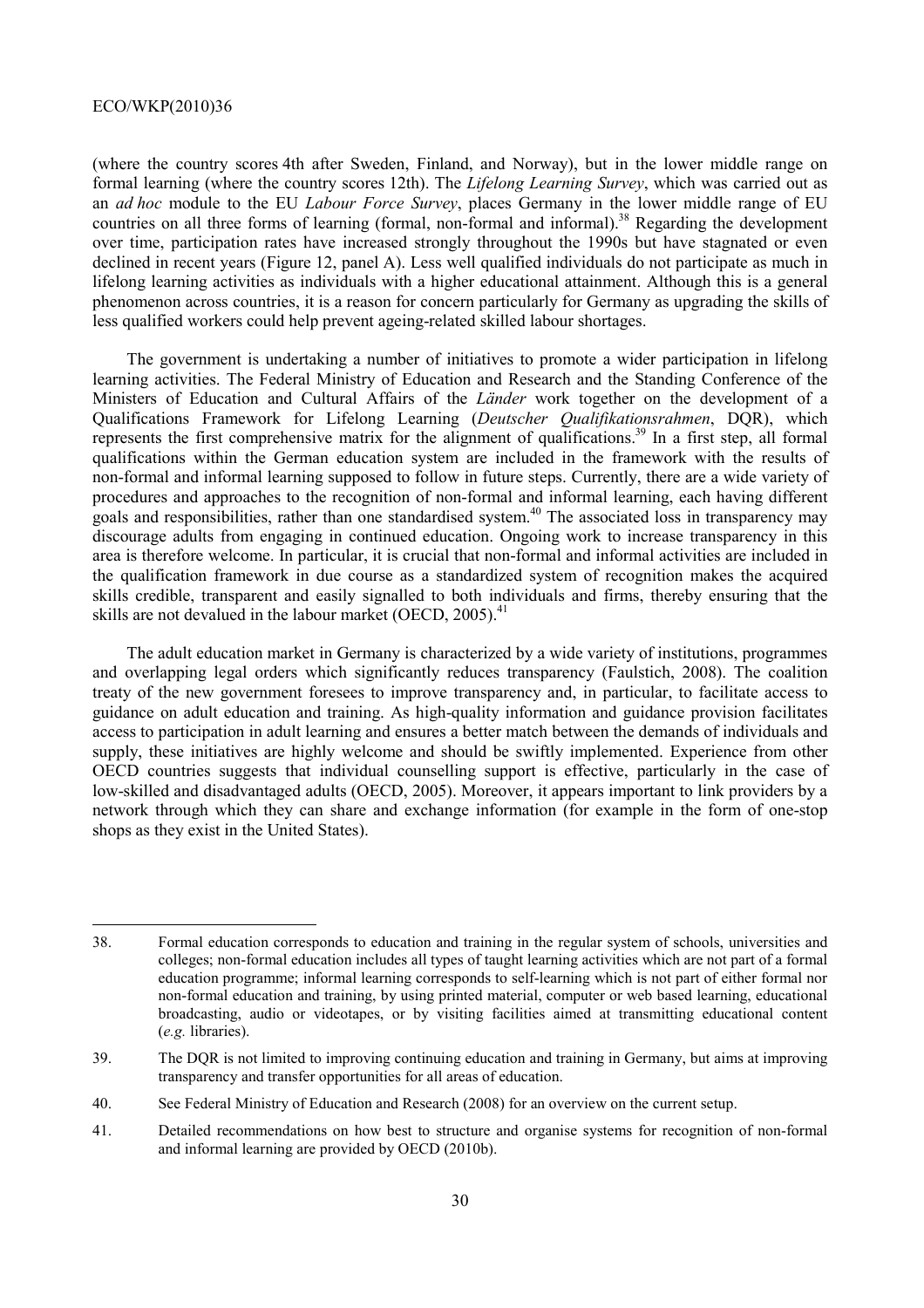(where the country scores 4th after Sweden, Finland, and Norway), but in the lower middle range on formal learning (where the country scores 12th). The *Lifelong Learning Survey*, which was carried out as an *ad hoc* module to the EU *Labour Force Survey*, places Germany in the lower middle range of EU countries on all three forms of learning (formal, non-formal and informal).[38] Regarding the development over time, participation rates have increased strongly throughout the 1990s but have stagnated or even declined in recent years (Figure 12, panel A). Less well qualified individuals do not participate as much in lifelong learning activities as individuals with a higher educational attainment. Although this is a general phenomenon across countries, it is a reason for concern particularly for Germany as upgrading the skills of less qualified workers could help prevent ageing-related skilled labour shortages.

The government is undertaking a number of initiatives to promote a wider participation in lifelong learning activities. The Federal Ministry of Education and Research and the Standing Conference of the Ministers of Education and Cultural Affairs of the *Länder* work together on the development of a Qualifications Framework for Lifelong Learning (*Deutscher Qualifikationsrahmen*, DQR), which represents the first comprehensive matrix for the alignment of qualifications.[39] In a first step, all formal qualifications within the German education system are included in the framework with the results of non-formal and informal learning supposed to follow in future steps. Currently, there are a wide variety of procedures and approaches to the recognition of non-formal and informal learning, each having different goals and responsibilities, rather than one standardised system.[40] The associated loss in transparency may discourage adults from engaging in continued education. Ongoing work to increase transparency in this area is therefore welcome. In particular, it is crucial that non-formal and informal activities are included in the qualification framework in due course as a standardized system of recognition makes the acquired skills credible, transparent and easily signalled to both individuals and firms, thereby ensuring that the skills are not devalued in the labour market (OECD, 2005).[41]

The adult education market in Germany is characterized by a wide variety of institutions, programmes and overlapping legal orders which significantly reduces transparency (Faulstich, 2008). The coalition treaty of the new government foresees to improve transparency and, in particular, to facilitate access to guidance on adult education and training. As high-quality information and guidance provision facilitates access to participation in adult learning and ensures a better match between the demands of individuals and supply, these initiatives are highly welcome and should be swiftly implemented. Experience from other OECD countries suggests that individual counselling support is effective, particularly in the case of low-skilled and disadvantaged adults (OECD, 2005). Moreover, it appears important to link providers by a network through which they can share and exchange information (for example in the form of one-stop shops as they exist in the United States).

---

38. Formal education corresponds to education and training in the regular system of schools, universities and colleges; non-formal education includes all types of taught learning activities which are not part of a formal education programme; informal learning corresponds to self-learning which is not part of either formal nor non-formal education and training, by using printed material, computer or web based learning, educational broadcasting, audio or videotapes, or by visiting facilities aimed at transmitting educational content (*e.g.* libraries).

39. The DQR is not limited to improving continuing education and training in Germany, but aims at improving transparency and transfer opportunities for all areas of education.

40. See Federal Ministry of Education and Research (2008) for an overview on the current setup.

41. Detailed recommendations on how best to structure and organise systems for recognition of non-formal and informal learning are provided by OECD (2010b).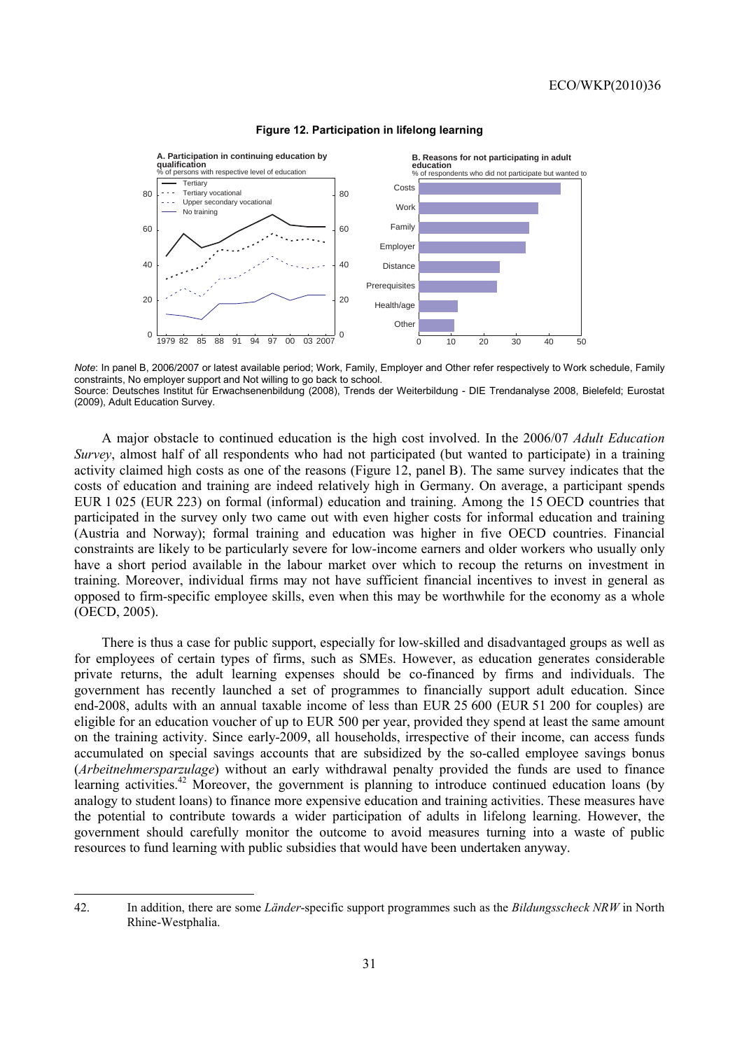**Figure 12. Participation in lifelong learning**

**A. Participation in continuing education by qualification**
% of persons with respective level of education

**B. Reasons for not participating in adult education**
% of respondents who did not participate but wanted to

*Note*: In panel B, 2006/2007 or latest available period; Work, Family, Employer and Other refer respectively to Work schedule, Family constraints, No employer support and Not willing to go back to school.

Source: Deutsches Institut für Erwachsenenbildung (2008), Trends der Weiterbildung - DIE Trendanalyse 2008, Bielefeld; Eurostat (2009), Adult Education Survey.

A major obstacle to continued education is the high cost involved. In the 2006/07 *Adult Education Survey*, almost half of all respondents who had not participated (but wanted to participate) in a training activity claimed high costs as one of the reasons (Figure 12, panel B). The same survey indicates that the costs of education and training are indeed relatively high in Germany. On average, a participant spends EUR 1 025 (EUR 223) on formal (informal) education and training. Among the 15 OECD countries that participated in the survey only two came out with even higher costs for informal education and training (Austria and Norway); formal training and education was higher in five OECD countries. Financial constraints are likely to be particularly severe for low-income earners and older workers who usually only have a short period available in the labour market over which to recoup the returns on investment in training. Moreover, individual firms may not have sufficient financial incentives to invest in general as opposed to firm-specific employee skills, even when this may be worthwhile for the economy as a whole (OECD, 2005).

There is thus a case for public support, especially for low-skilled and disadvantaged groups as well as for employees of certain types of firms, such as SMEs. However, as education generates considerable private returns, the adult learning expenses should be co-financed by firms and individuals. The government has recently launched a set of programmes to financially support adult education. Since end-2008, adults with an annual taxable income of less than EUR 25 600 (EUR 51 200 for couples) are eligible for an education voucher of up to EUR 500 per year, provided they spend at least the same amount on the training activity. Since early-2009, all households, irrespective of their income, can access funds accumulated on special savings accounts that are subsidized by the so-called employee savings bonus (*Arbeitnehmersparzulage*) without an early withdrawal penalty provided the funds are used to finance learning activities.[42] Moreover, the government is planning to introduce continued education loans (by analogy to student loans) to finance more expensive education and training activities. These measures have the potential to contribute towards a wider participation of adults in lifelong learning. However, the government should carefully monitor the outcome to avoid measures turning into a waste of public resources to fund learning with public subsidies that would have been undertaken anyway.

42. In addition, there are some *Länder*-specific support programmes such as the *Bildungsscheck NRW* in North Rhine-Westphalia.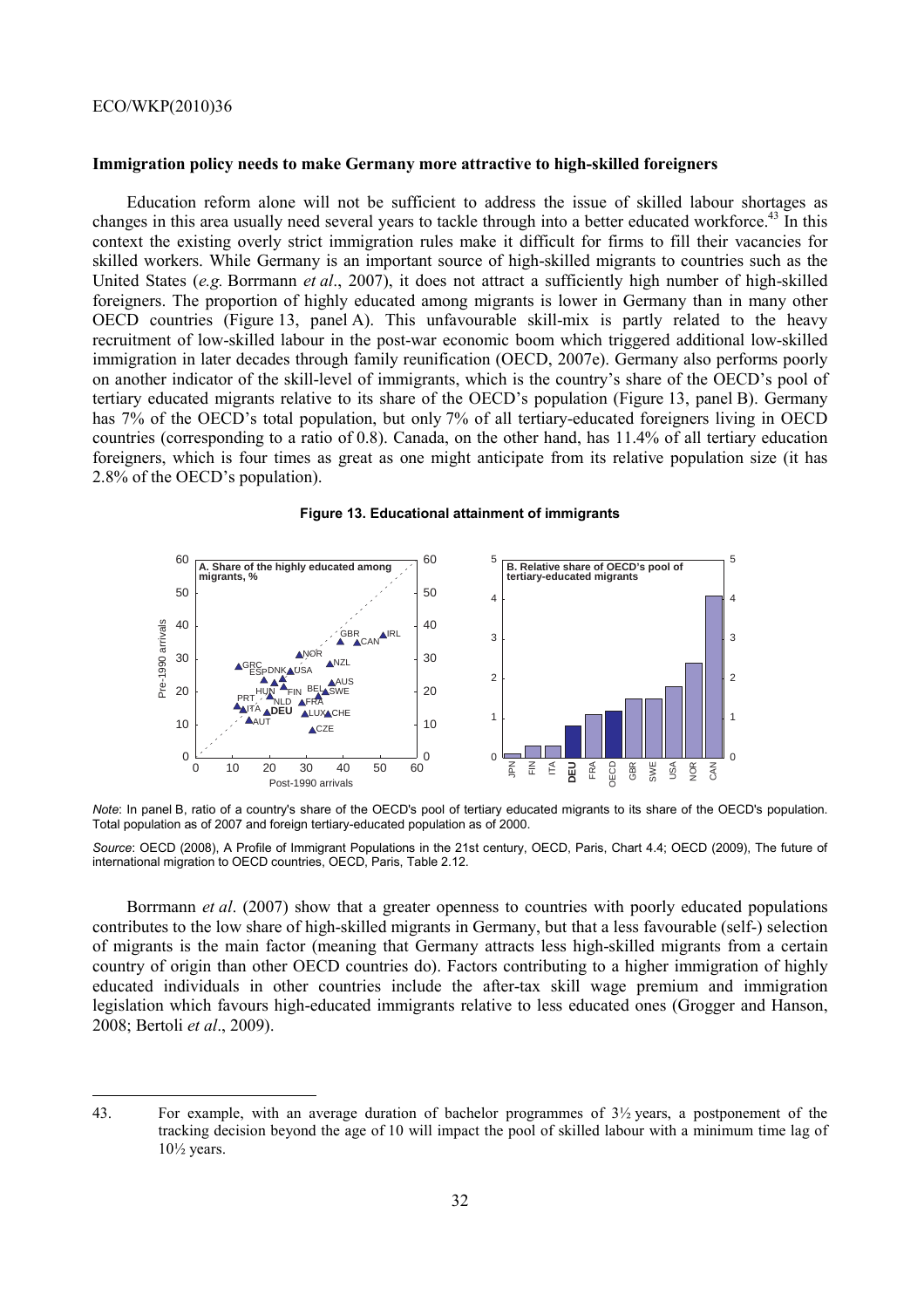### Immigration policy needs to make Germany more attractive to high-skilled foreigners

Education reform alone will not be sufficient to address the issue of skilled labour shortages as changes in this area usually need several years to tackle through into a better educated workforce.[43] In this context the existing overly strict immigration rules make it difficult for firms to fill their vacancies for skilled workers. While Germany is an important source of high-skilled migrants to countries such as the United States (*e.g.* Borrmann *et al*., 2007), it does not attract a sufficiently high number of high-skilled foreigners. The proportion of highly educated among migrants is lower in Germany than in many other OECD countries (Figure 13, panel A). This unfavourable skill-mix is partly related to the heavy recruitment of low-skilled labour in the post-war economic boom which triggered additional low-skilled immigration in later decades through family reunification (OECD, 2007e). Germany also performs poorly on another indicator of the skill-level of immigrants, which is the country's share of the OECD's pool of tertiary educated migrants relative to its share of the OECD's population (Figure 13, panel B). Germany has 7% of the OECD's total population, but only 7% of all tertiary-educated foreigners living in OECD countries (corresponding to a ratio of 0.8). Canada, on the other hand, has 11.4% of all tertiary education foreigners, which is four times as great as one might anticipate from its relative population size (it has 2.8% of the OECD's population).

**Figure 13. Educational attainment of immigrants**

*Note*: In panel B, ratio of a country's share of the OECD's pool of tertiary educated migrants to its share of the OECD's population. Total population as of 2007 and foreign tertiary-educated population as of 2000.

*Source*: OECD (2008), A Profile of Immigrant Populations in the 21st century, OECD, Paris, Chart 4.4; OECD (2009), The future of international migration to OECD countries, OECD, Paris, Table 2.12.

Borrmann *et al*. (2007) show that a greater openness to countries with poorly educated populations contributes to the low share of high-skilled migrants in Germany, but that a less favourable (self-) selection of migrants is the main factor (meaning that Germany attracts less high-skilled migrants from a certain country of origin than other OECD countries do). Factors contributing to a higher immigration of highly educated individuals in other countries include the after-tax skill wage premium and immigration legislation which favours high-educated immigrants relative to less educated ones (Grogger and Hanson, 2008; Bertoli *et al*., 2009).

---

43. For example, with an average duration of bachelor programmes of 3½ years, a postponement of the tracking decision beyond the age of 10 will impact the pool of skilled labour with a minimum time lag of 10½ years.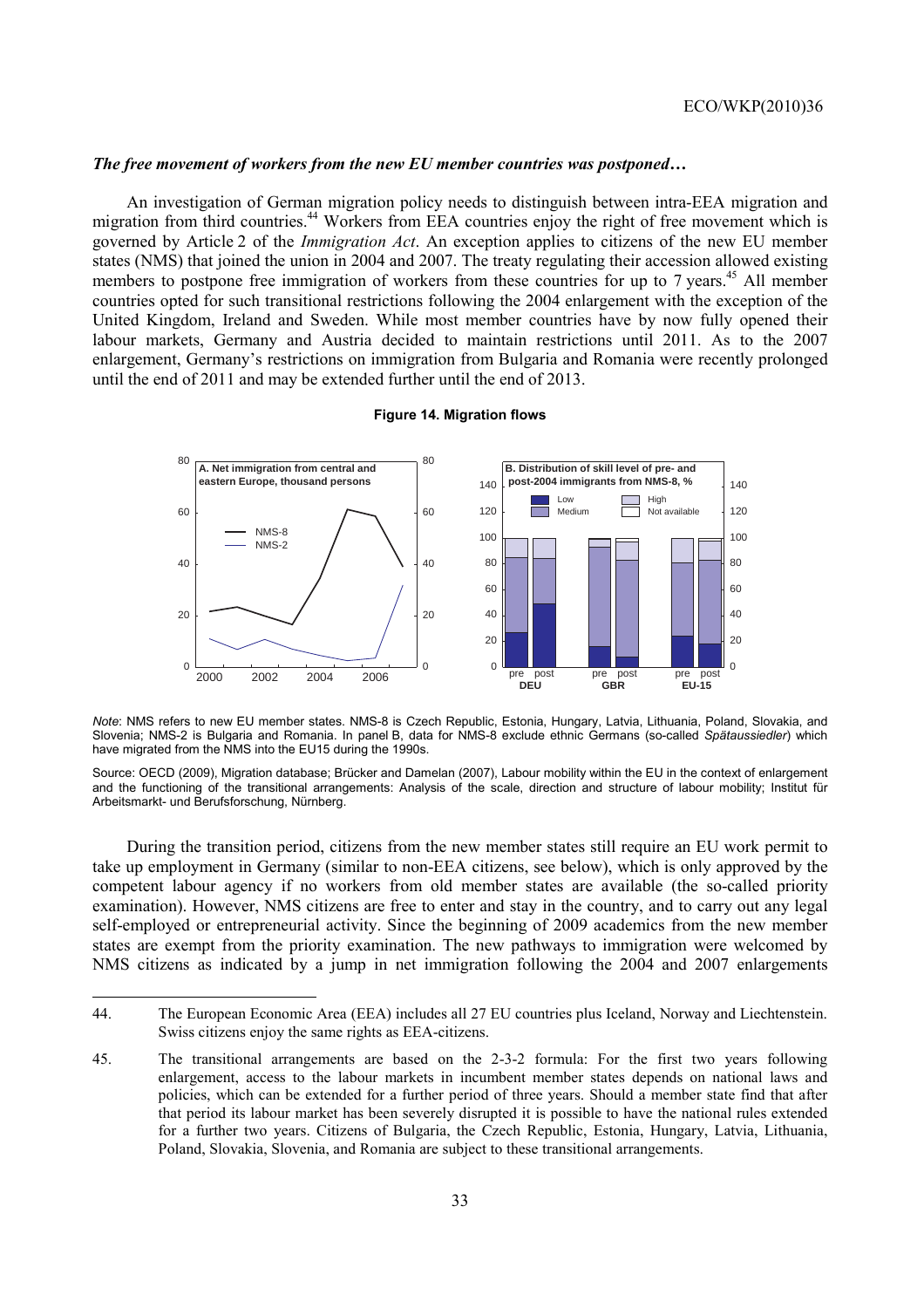*The free movement of workers from the new EU member countries was postponed…*

An investigation of German migration policy needs to distinguish between intra-EEA migration and migration from third countries.[44] Workers from EEA countries enjoy the right of free movement which is governed by Article 2 of the *Immigration Act*. An exception applies to citizens of the new EU member states (NMS) that joined the union in 2004 and 2007. The treaty regulating their accession allowed existing members to postpone free immigration of workers from these countries for up to 7 years.[45] All member countries opted for such transitional restrictions following the 2004 enlargement with the exception of the United Kingdom, Ireland and Sweden. While most member countries have by now fully opened their labour markets, Germany and Austria decided to maintain restrictions until 2011. As to the 2007 enlargement, Germany's restrictions on immigration from Bulgaria and Romania were recently prolonged until the end of 2011 and may be extended further until the end of 2013.

**Figure 14. Migration flows**

*Note*: NMS refers to new EU member states. NMS-8 is Czech Republic, Estonia, Hungary, Latvia, Lithuania, Poland, Slovakia, and Slovenia; NMS-2 is Bulgaria and Romania. In panel B, data for NMS-8 exclude ethnic Germans (so-called *Spätaussiedler*) which have migrated from the NMS into the EU15 during the 1990s.

Source: OECD (2009), Migration database; Brücker and Damelan (2007), Labour mobility within the EU in the context of enlargement and the functioning of the transitional arrangements: Analysis of the scale, direction and structure of labour mobility; Institut für Arbeitsmarkt- und Berufsforschung, Nürnberg.

During the transition period, citizens from the new member states still require an EU work permit to take up employment in Germany (similar to non-EEA citizens, see below), which is only approved by the competent labour agency if no workers from old member states are available (the so-called priority examination). However, NMS citizens are free to enter and stay in the country, and to carry out any legal self-employed or entrepreneurial activity. Since the beginning of 2009 academics from the new member states are exempt from the priority examination. The new pathways to immigration were welcomed by NMS citizens as indicated by a jump in net immigration following the 2004 and 2007 enlargements

44. The European Economic Area (EEA) includes all 27 EU countries plus Iceland, Norway and Liechtenstein. Swiss citizens enjoy the same rights as EEA-citizens.

45. The transitional arrangements are based on the 2-3-2 formula: For the first two years following enlargement, access to the labour markets in incumbent member states depends on national laws and policies, which can be extended for a further period of three years. Should a member state find that after that period its labour market has been severely disrupted it is possible to have the national rules extended for a further two years. Citizens of Bulgaria, the Czech Republic, Estonia, Hungary, Latvia, Lithuania, Poland, Slovakia, Slovenia, and Romania are subject to these transitional arrangements.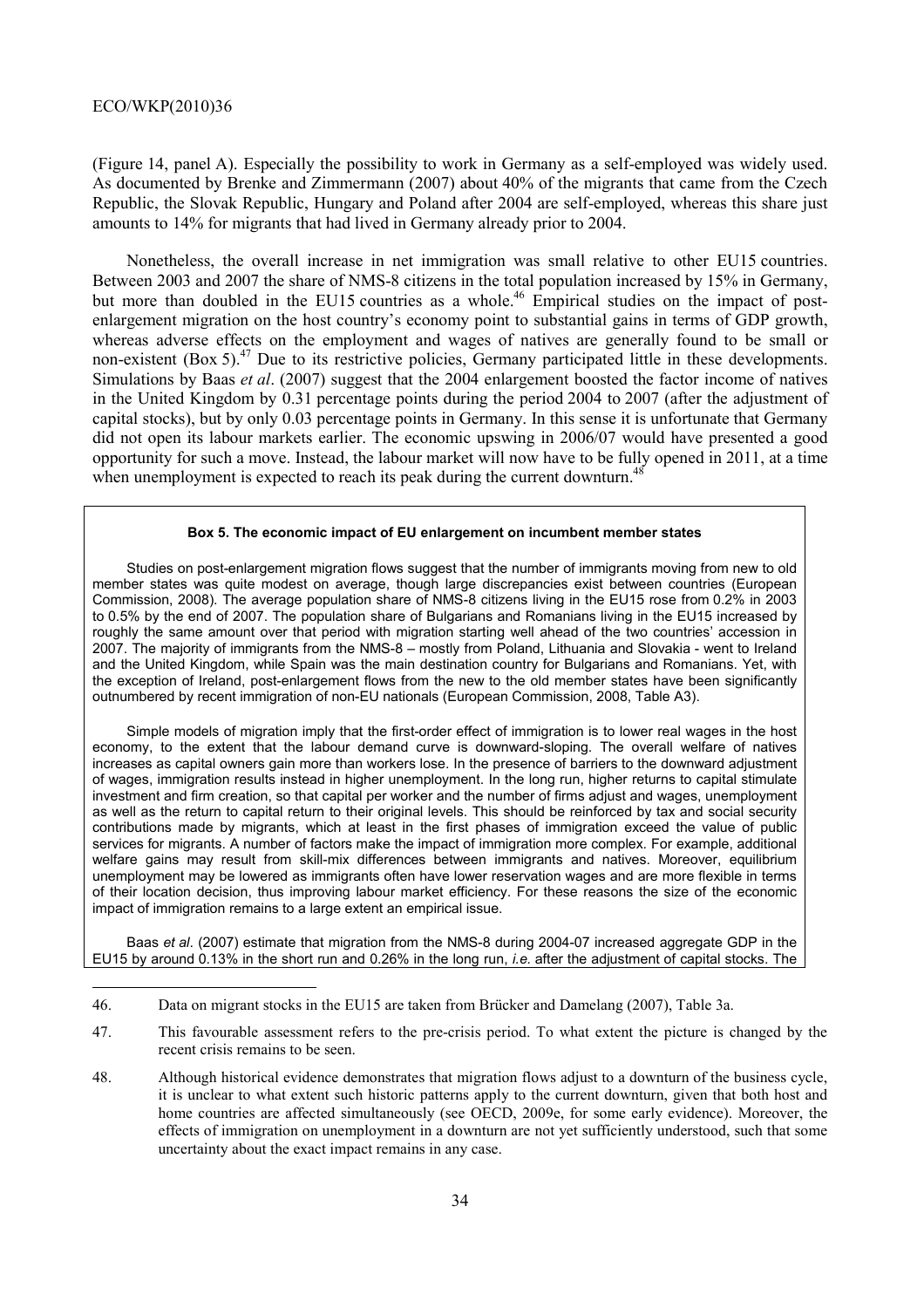(Figure 14, panel A). Especially the possibility to work in Germany as a self-employed was widely used. As documented by Brenke and Zimmermann (2007) about 40% of the migrants that came from the Czech Republic, the Slovak Republic, Hungary and Poland after 2004 are self-employed, whereas this share just amounts to 14% for migrants that had lived in Germany already prior to 2004.

Nonetheless, the overall increase in net immigration was small relative to other EU15 countries. Between 2003 and 2007 the share of NMS-8 citizens in the total population increased by 15% in Germany, but more than doubled in the EU15 countries as a whole.[46] Empirical studies on the impact of post-enlargement migration on the host country's economy point to substantial gains in terms of GDP growth, whereas adverse effects on the employment and wages of natives are generally found to be small or non-existent (Box 5).[47] Due to its restrictive policies, Germany participated little in these developments. Simulations by Baas *et al*. (2007) suggest that the 2004 enlargement boosted the factor income of natives in the United Kingdom by 0.31 percentage points during the period 2004 to 2007 (after the adjustment of capital stocks), but by only 0.03 percentage points in Germany. In this sense it is unfortunate that Germany did not open its labour markets earlier. The economic upswing in 2006/07 would have presented a good opportunity for such a move. Instead, the labour market will now have to be fully opened in 2011, at a time when unemployment is expected to reach its peak during the current downturn.[48]

**Box 5. The economic impact of EU enlargement on incumbent member states**

Studies on post-enlargement migration flows suggest that the number of immigrants moving from new to old member states was quite modest on average, though large discrepancies exist between countries (European Commission, 2008). The average population share of NMS-8 citizens living in the EU15 rose from 0.2% in 2003 to 0.5% by the end of 2007. The population share of Bulgarians and Romanians living in the EU15 increased by roughly the same amount over that period with migration starting well ahead of the two countries' accession in 2007. The majority of immigrants from the NMS-8 – mostly from Poland, Lithuania and Slovakia - went to Ireland and the United Kingdom, while Spain was the main destination country for Bulgarians and Romanians. Yet, with the exception of Ireland, post-enlargement flows from the new to the old member states have been significantly outnumbered by recent immigration of non-EU nationals (European Commission, 2008, Table A3).

Simple models of migration imply that the first-order effect of immigration is to lower real wages in the host economy, to the extent that the labour demand curve is downward-sloping. The overall welfare of natives increases as capital owners gain more than workers lose. In the presence of barriers to the downward adjustment of wages, immigration results instead in higher unemployment. In the long run, higher returns to capital stimulate investment and firm creation, so that capital per worker and the number of firms adjust and wages, unemployment as well as the return to capital return to their original levels. This should be reinforced by tax and social security contributions made by migrants, which at least in the first phases of immigration exceed the value of public services for migrants. A number of factors make the impact of immigration more complex. For example, additional welfare gains may result from skill-mix differences between immigrants and natives. Moreover, equilibrium unemployment may be lowered as immigrants often have lower reservation wages and are more flexible in terms of their location decision, thus improving labour market efficiency. For these reasons the size of the economic impact of immigration remains to a large extent an empirical issue.

Baas *et al*. (2007) estimate that migration from the NMS-8 during 2004-07 increased aggregate GDP in the EU15 by around 0.13% in the short run and 0.26% in the long run, *i.e.* after the adjustment of capital stocks. The

---

46. Data on migrant stocks in the EU15 are taken from Brücker and Damelang (2007), Table 3a.

47. This favourable assessment refers to the pre-crisis period. To what extent the picture is changed by the recent crisis remains to be seen.

48. Although historical evidence demonstrates that migration flows adjust to a downturn of the business cycle, it is unclear to what extent such historic patterns apply to the current downturn, given that both host and home countries are affected simultaneously (see OECD, 2009e, for some early evidence). Moreover, the effects of immigration on unemployment in a downturn are not yet sufficiently understood, such that some uncertainty about the exact impact remains in any case.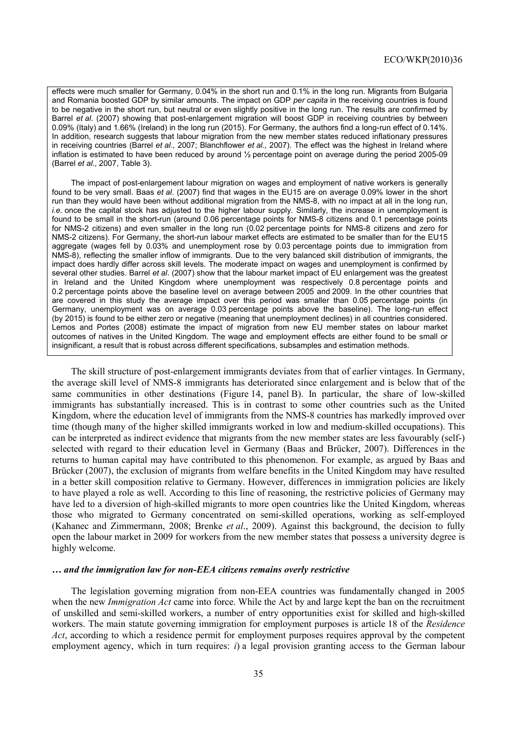effects were much smaller for Germany, 0.04% in the short run and 0.1% in the long run. Migrants from Bulgaria and Romania boosted GDP by similar amounts. The impact on GDP *per capita* in the receiving countries is found to be negative in the short run, but neutral or even slightly positive in the long run. The results are confirmed by Barrel *et al*. (2007) showing that post-enlargement migration will boost GDP in receiving countries by between 0.09% (Italy) and 1.66% (Ireland) in the long run (2015). For Germany, the authors find a long-run effect of 0.14%. In addition, research suggests that labour migration from the new member states reduced inflationary pressures in receiving countries (Barrel *et al*., 2007; Blanchflower *et al*., 2007). The effect was the highest in Ireland where inflation is estimated to have been reduced by around ½ percentage point on average during the period 2005-09 (Barrel *et al*., 2007, Table 3).

The impact of post-enlargement labour migration on wages and employment of native workers is generally found to be very small. Baas *et al*. (2007) find that wages in the EU15 are on average 0.09% lower in the short run than they would have been without additional migration from the NMS-8, with no impact at all in the long run, *i.e.* once the capital stock has adjusted to the higher labour supply. Similarly, the increase in unemployment is found to be small in the short-run (around 0.06 percentage points for NMS-8 citizens and 0.1 percentage points for NMS-2 citizens) and even smaller in the long run (0.02 percentage points for NMS-8 citizens and zero for NMS-2 citizens). For Germany, the short-run labour market effects are estimated to be smaller than for the EU15 aggregate (wages fell by 0.03% and unemployment rose by 0.03 percentage points due to immigration from NMS-8), reflecting the smaller inflow of immigrants. Due to the very balanced skill distribution of immigrants, the impact does hardly differ across skill levels. The moderate impact on wages and unemployment is confirmed by several other studies. Barrel *et al*. (2007) show that the labour market impact of EU enlargement was the greatest in Ireland and the United Kingdom where unemployment was respectively 0.8 percentage points and 0.2 percentage points above the baseline level on average between 2005 and 2009. In the other countries that are covered in this study the average impact over this period was smaller than 0.05 percentage points (in Germany, unemployment was on average 0.03 percentage points above the baseline). The long-run effect (by 2015) is found to be either zero or negative (meaning that unemployment declines) in all countries considered. Lemos and Portes (2008) estimate the impact of migration from new EU member states on labour market outcomes of natives in the United Kingdom. The wage and employment effects are either found to be small or insignificant, a result that is robust across different specifications, subsamples and estimation methods.

The skill structure of post-enlargement immigrants deviates from that of earlier vintages. In Germany, the average skill level of NMS-8 immigrants has deteriorated since enlargement and is below that of the same communities in other destinations (Figure 14, panel B). In particular, the share of low-skilled immigrants has substantially increased. This is in contrast to some other countries such as the United Kingdom, where the education level of immigrants from the NMS-8 countries has markedly improved over time (though many of the higher skilled immigrants worked in low and medium-skilled occupations). This can be interpreted as indirect evidence that migrants from the new member states are less favourably (self-) selected with regard to their education level in Germany (Baas and Brücker, 2007). Differences in the returns to human capital may have contributed to this phenomenon. For example, as argued by Baas and Brücker (2007), the exclusion of migrants from welfare benefits in the United Kingdom may have resulted in a better skill composition relative to Germany. However, differences in immigration policies are likely to have played a role as well. According to this line of reasoning, the restrictive policies of Germany may have led to a diversion of high-skilled migrants to more open countries like the United Kingdom, whereas those who migrated to Germany concentrated on semi-skilled operations, working as self-employed (Kahanec and Zimmermann, 2008; Brenke *et al*., 2009). Against this background, the decision to fully open the labour market in 2009 for workers from the new member states that possess a university degree is highly welcome.

### *… and the immigration law for non-EEA citizens remains overly restrictive*

The legislation governing migration from non-EEA countries was fundamentally changed in 2005 when the new *Immigration Act* came into force. While the Act by and large kept the ban on the recruitment of unskilled and semi-skilled workers, a number of entry opportunities exist for skilled and high-skilled workers. The main statute governing immigration for employment purposes is article 18 of the *Residence Act*, according to which a residence permit for employment purposes requires approval by the competent employment agency, which in turn requires: *i*) a legal provision granting access to the German labour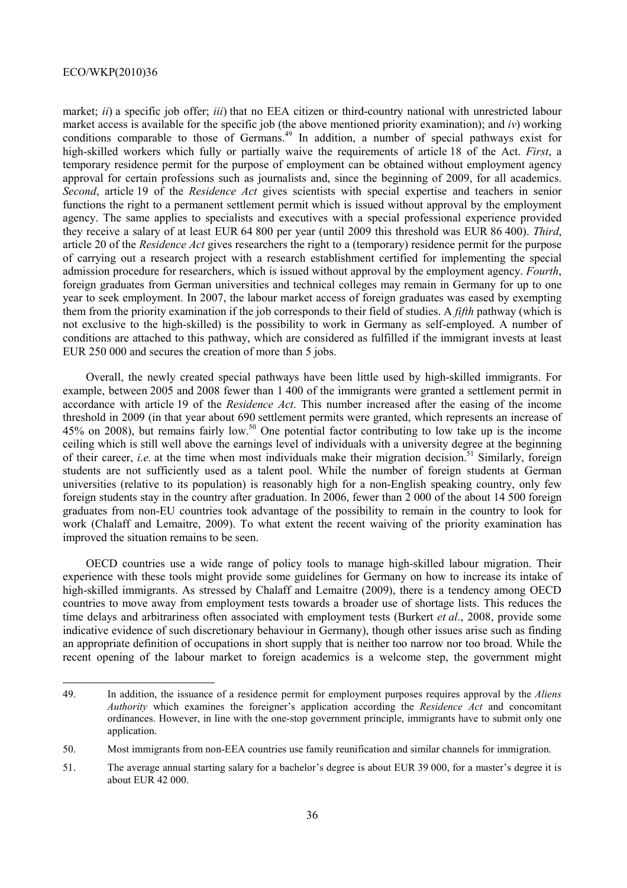market; *ii*) a specific job offer; *iii*) that no EEA citizen or third-country national with unrestricted labour market access is available for the specific job (the above mentioned priority examination); and *iv*) working conditions comparable to those of Germans.[49] In addition, a number of special pathways exist for high-skilled workers which fully or partially waive the requirements of article 18 of the Act. *First*, a temporary residence permit for the purpose of employment can be obtained without employment agency approval for certain professions such as journalists and, since the beginning of 2009, for all academics. *Second*, article 19 of the *Residence Act* gives scientists with special expertise and teachers in senior functions the right to a permanent settlement permit which is issued without approval by the employment agency. The same applies to specialists and executives with a special professional experience provided they receive a salary of at least EUR 64 800 per year (until 2009 this threshold was EUR 86 400). *Third*, article 20 of the *Residence Act* gives researchers the right to a (temporary) residence permit for the purpose of carrying out a research project with a research establishment certified for implementing the special admission procedure for researchers, which is issued without approval by the employment agency. *Fourth*, foreign graduates from German universities and technical colleges may remain in Germany for up to one year to seek employment. In 2007, the labour market access of foreign graduates was eased by exempting them from the priority examination if the job corresponds to their field of studies. A *fifth* pathway (which is not exclusive to the high-skilled) is the possibility to work in Germany as self-employed. A number of conditions are attached to this pathway, which are considered as fulfilled if the immigrant invests at least EUR 250 000 and secures the creation of more than 5 jobs.

Overall, the newly created special pathways have been little used by high-skilled immigrants. For example, between 2005 and 2008 fewer than 1 400 of the immigrants were granted a settlement permit in accordance with article 19 of the *Residence Act*. This number increased after the easing of the income threshold in 2009 (in that year about 690 settlement permits were granted, which represents an increase of 45% on 2008), but remains fairly low.[50] One potential factor contributing to low take up is the income ceiling which is still well above the earnings level of individuals with a university degree at the beginning of their career, *i.e.* at the time when most individuals make their migration decision.[51] Similarly, foreign students are not sufficiently used as a talent pool. While the number of foreign students at German universities (relative to its population) is reasonably high for a non-English speaking country, only few foreign students stay in the country after graduation. In 2006, fewer than 2 000 of the about 14 500 foreign graduates from non-EU countries took advantage of the possibility to remain in the country to look for work (Chalaff and Lemaitre, 2009). To what extent the recent waiving of the priority examination has improved the situation remains to be seen.

OECD countries use a wide range of policy tools to manage high-skilled labour migration. Their experience with these tools might provide some guidelines for Germany on how to increase its intake of high-skilled immigrants. As stressed by Chalaff and Lemaitre (2009), there is a tendency among OECD countries to move away from employment tests towards a broader use of shortage lists. This reduces the time delays and arbitrariness often associated with employment tests (Burkert *et al*., 2008, provide some indicative evidence of such discretionary behaviour in Germany), though other issues arise such as finding an appropriate definition of occupations in short supply that is neither too narrow nor too broad. While the recent opening of the labour market to foreign academics is a welcome step, the government might

49. In addition, the issuance of a residence permit for employment purposes requires approval by the *Aliens Authority* which examines the foreigner's application according the *Residence Act* and concomitant ordinances. However, in line with the one-stop government principle, immigrants have to submit only one application.

50. Most immigrants from non-EEA countries use family reunification and similar channels for immigration.

51. The average annual starting salary for a bachelor's degree is about EUR 39 000, for a master's degree it is about EUR 42 000.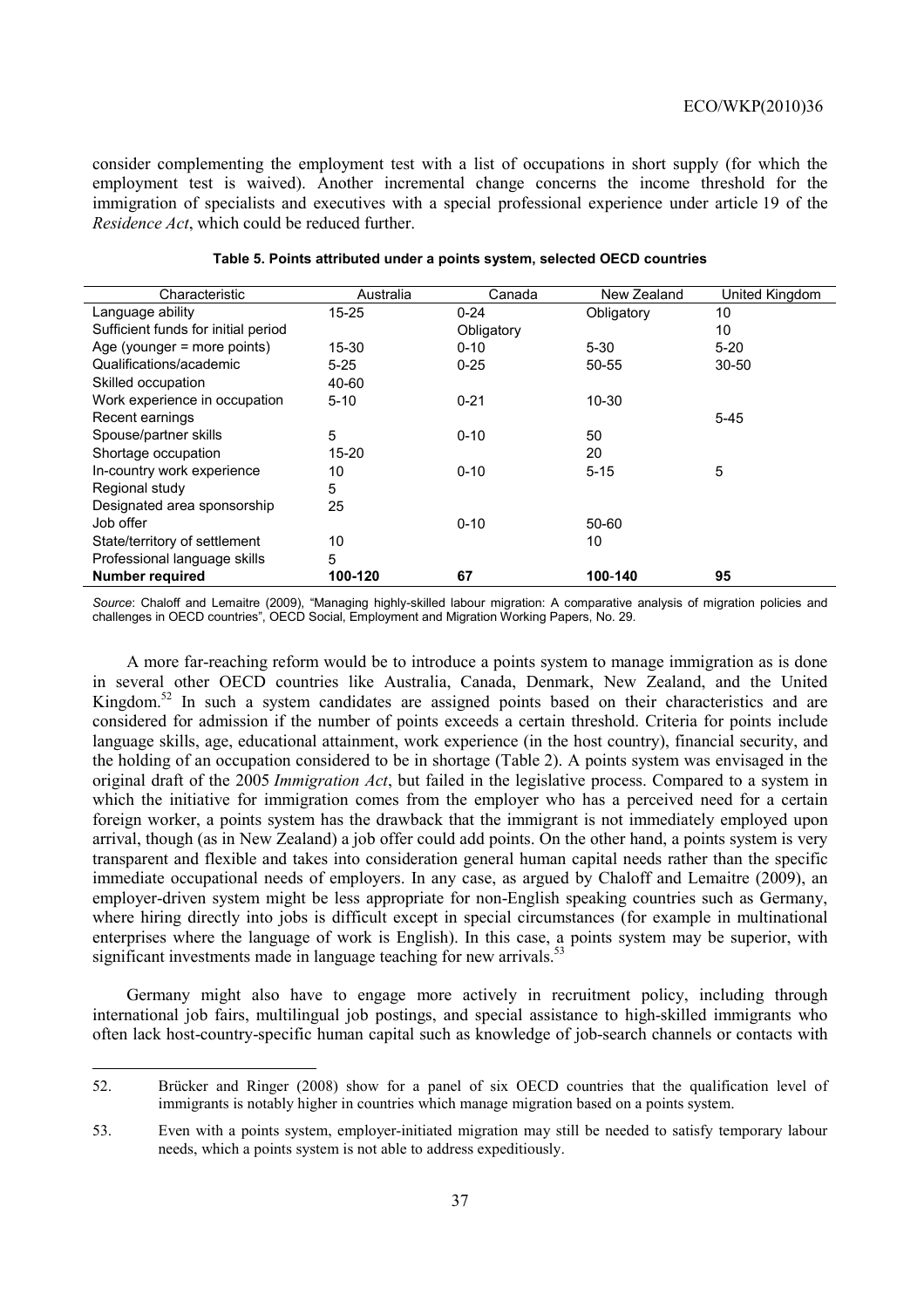consider complementing the employment test with a list of occupations in short supply (for which the employment test is waived). Another incremental change concerns the income threshold for the immigration of specialists and executives with a special professional experience under article 19 of the *Residence Act*, which could be reduced further.

**Table 5. Points attributed under a points system, selected OECD countries**

| Characteristic | Australia | Canada | New Zealand | United Kingdom |
|---|---|---|---|---|
| Language ability | 15-25 | 0-24 | Obligatory | 10 |
| Sufficient funds for initial period | | Obligatory | | 10 |
| Age (younger = more points) | 15-30 | 0-10 | 5-30 | 5-20 |
| Qualifications/academic | 5-25 | 0-25 | 50-55 | 30-50 |
| Skilled occupation | 40-60 | | | |
| Work experience in occupation | 5-10 | 0-21 | 10-30 | |
| Recent earnings | | | | 5-45 |
| Spouse/partner skills | 5 | 0-10 | 50 | |
| Shortage occupation | 15-20 | | 20 | |
| In-country work experience | 10 | 0-10 | 5-15 | 5 |
| Regional study | 5 | | | |
| Designated area sponsorship | 25 | | | |
| Job offer | | 0-10 | 50-60 | |
| State/territory of settlement | 10 | | 10 | |
| Professional language skills | 5 | | | |
| **Number required** | **100-120** | **67** | **100-140** | **95** |

*Source*: Chaloff and Lemaitre (2009), "Managing highly-skilled labour migration: A comparative analysis of migration policies and challenges in OECD countries", OECD Social, Employment and Migration Working Papers, No. 29.

A more far-reaching reform would be to introduce a points system to manage immigration as is done in several other OECD countries like Australia, Canada, Denmark, New Zealand, and the United Kingdom.[52] In such a system candidates are assigned points based on their characteristics and are considered for admission if the number of points exceeds a certain threshold. Criteria for points include language skills, age, educational attainment, work experience (in the host country), financial security, and the holding of an occupation considered to be in shortage (Table 2). A points system was envisaged in the original draft of the 2005 *Immigration Act*, but failed in the legislative process. Compared to a system in which the initiative for immigration comes from the employer who has a perceived need for a certain foreign worker, a points system has the drawback that the immigrant is not immediately employed upon arrival, though (as in New Zealand) a job offer could add points. On the other hand, a points system is very transparent and flexible and takes into consideration general human capital needs rather than the specific immediate occupational needs of employers. In any case, as argued by Chaloff and Lemaitre (2009), an employer-driven system might be less appropriate for non-English speaking countries such as Germany, where hiring directly into jobs is difficult except in special circumstances (for example in multinational enterprises where the language of work is English). In this case, a points system may be superior, with significant investments made in language teaching for new arrivals.[53]

Germany might also have to engage more actively in recruitment policy, including through international job fairs, multilingual job postings, and special assistance to high-skilled immigrants who often lack host-country-specific human capital such as knowledge of job-search channels or contacts with

---

52. Brücker and Ringer (2008) show for a panel of six OECD countries that the qualification level of immigrants is notably higher in countries which manage migration based on a points system.

53. Even with a points system, employer-initiated migration may still be needed to satisfy temporary labour needs, which a points system is not able to address expeditiously.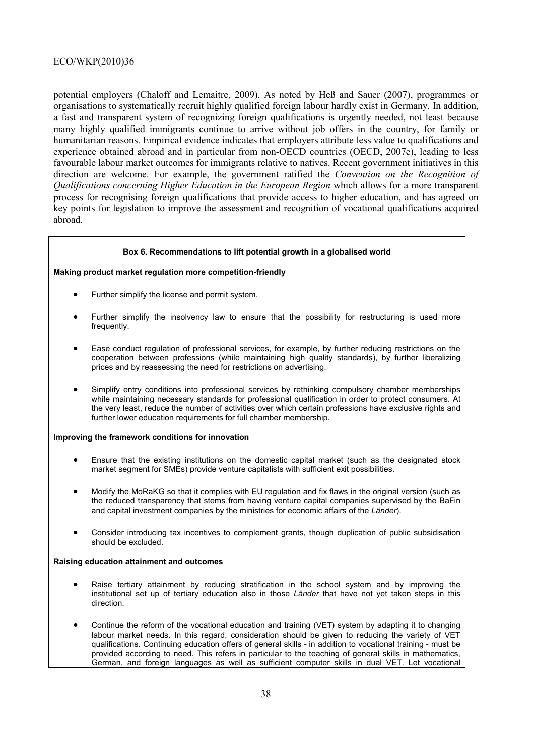potential employers (Chaloff and Lemaitre, 2009). As noted by Heß and Sauer (2007), programmes or organisations to systematically recruit highly qualified foreign labour hardly exist in Germany. In addition, a fast and transparent system of recognizing foreign qualifications is urgently needed, not least because many highly qualified immigrants continue to arrive without job offers in the country, for family or humanitarian reasons. Empirical evidence indicates that employers attribute less value to qualifications and experience obtained abroad and in particular from non-OECD countries (OECD, 2007e), leading to less favourable labour market outcomes for immigrants relative to natives. Recent government initiatives in this direction are welcome. For example, the government ratified the *Convention on the Recognition of Qualifications concerning Higher Education in the European Region* which allows for a more transparent process for recognising foreign qualifications that provide access to higher education, and has agreed on key points for legislation to improve the assessment and recognition of vocational qualifications acquired abroad.

**Box 6. Recommendations to lift potential growth in a globalised world**

**Making product market regulation more competition-friendly**

- Further simplify the license and permit system.
- Further simplify the insolvency law to ensure that the possibility for restructuring is used more frequently.
- Ease conduct regulation of professional services, for example, by further reducing restrictions on the cooperation between professions (while maintaining high quality standards), by further liberalizing prices and by reassessing the need for restrictions on advertising.
- Simplify entry conditions into professional services by rethinking compulsory chamber memberships while maintaining necessary standards for professional qualification in order to protect consumers. At the very least, reduce the number of activities over which certain professions have exclusive rights and further lower education requirements for full chamber membership.

**Improving the framework conditions for innovation**

- Ensure that the existing institutions on the domestic capital market (such as the designated stock market segment for SMEs) provide venture capitalists with sufficient exit possibilities.
- Modify the MoRaKG so that it complies with EU regulation and fix flaws in the original version (such as the reduced transparency that stems from having venture capital companies supervised by the BaFin and capital investment companies by the ministries for economic affairs of the *Länder*).
- Consider introducing tax incentives to complement grants, though duplication of public subsidisation should be excluded.

**Raising education attainment and outcomes**

- Raise tertiary attainment by reducing stratification in the school system and by improving the institutional set up of tertiary education also in those *Länder* that have not yet taken steps in this direction.
- Continue the reform of the vocational education and training (VET) system by adapting it to changing labour market needs. In this regard, consideration should be given to reducing the variety of VET qualifications. Continuing education offers of general skills - in addition to vocational training - must be provided according to need. This refers in particular to the teaching of general skills in mathematics, German, and foreign languages as well as sufficient computer skills in dual VET. Let vocational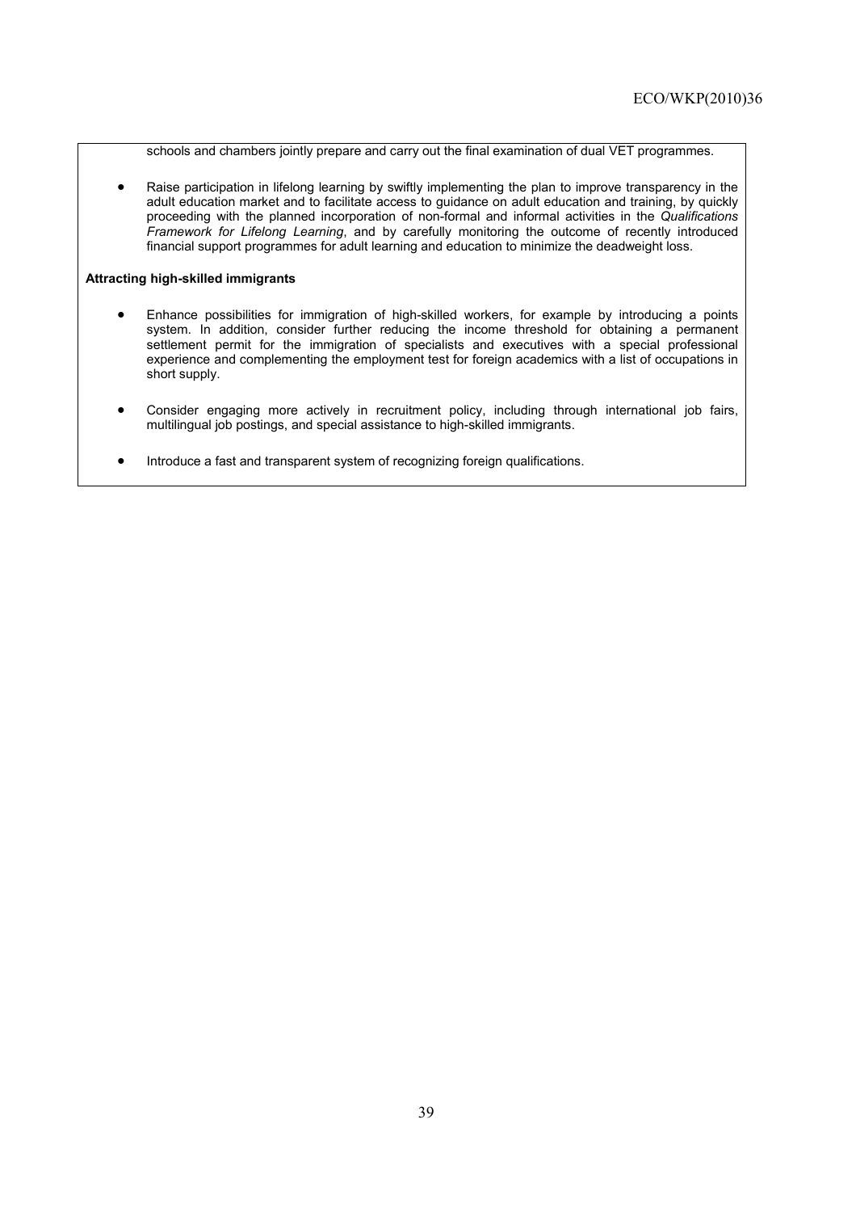schools and chambers jointly prepare and carry out the final examination of dual VET programmes.

- Raise participation in lifelong learning by swiftly implementing the plan to improve transparency in the adult education market and to facilitate access to guidance on adult education and training, by quickly proceeding with the planned incorporation of non-formal and informal activities in the *Qualifications Framework for Lifelong Learning*, and by carefully monitoring the outcome of recently introduced financial support programmes for adult learning and education to minimize the deadweight loss.

**Attracting high-skilled immigrants**

- Enhance possibilities for immigration of high-skilled workers, for example by introducing a points system. In addition, consider further reducing the income threshold for obtaining a permanent settlement permit for the immigration of specialists and executives with a special professional experience and complementing the employment test for foreign academics with a list of occupations in short supply.

- Consider engaging more actively in recruitment policy, including through international job fairs, multilingual job postings, and special assistance to high-skilled immigrants.

- Introduce a fast and transparent system of recognizing foreign qualifications.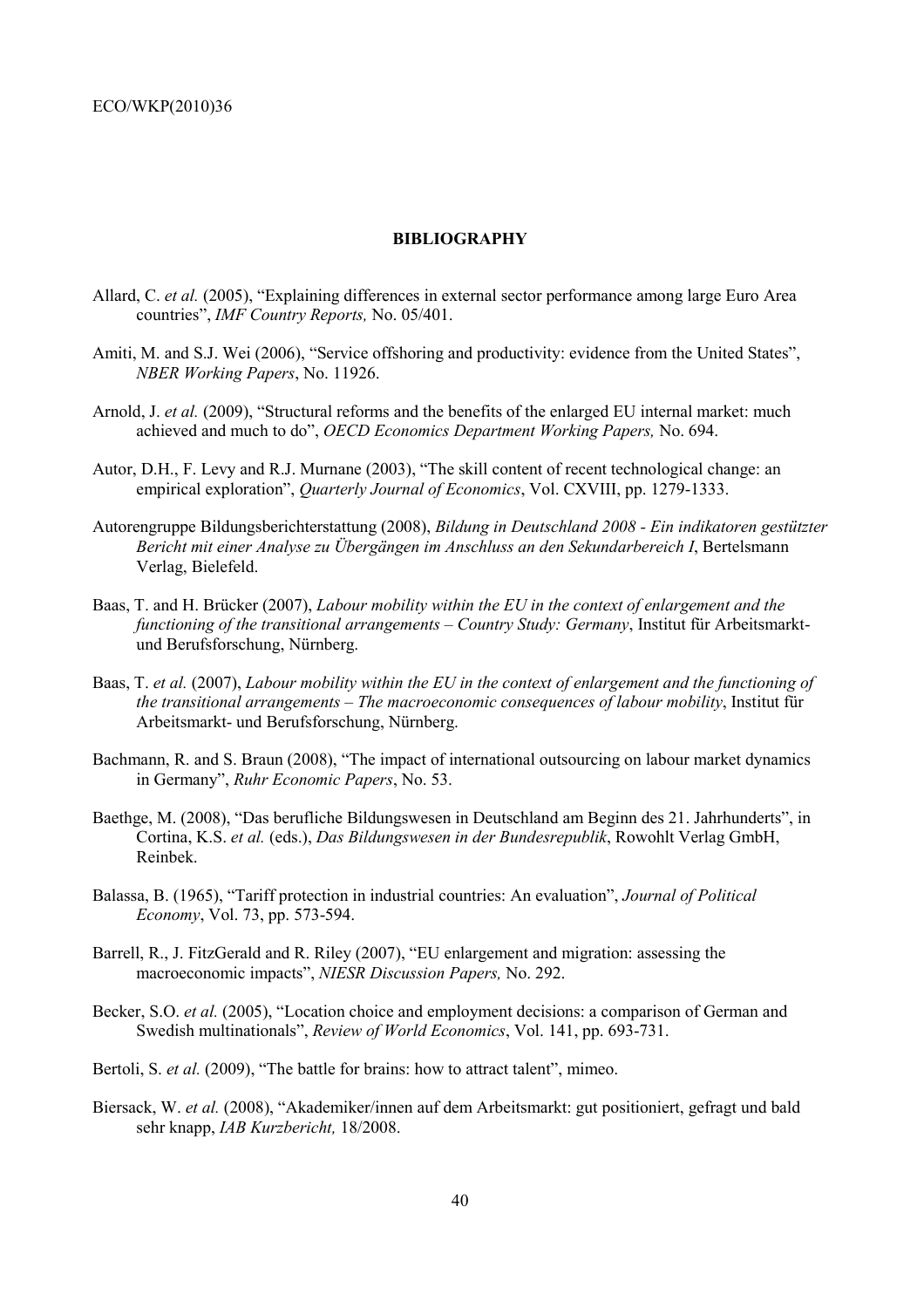## BIBLIOGRAPHY

Allard, C. *et al.* (2005), "Explaining differences in external sector performance among large Euro Area countries", *IMF Country Reports,* No. 05/401.

Amiti, M. and S.J. Wei (2006), "Service offshoring and productivity: evidence from the United States", *NBER Working Papers*, No. 11926.

Arnold, J. *et al.* (2009), "Structural reforms and the benefits of the enlarged EU internal market: much achieved and much to do", *OECD Economics Department Working Papers,* No. 694.

Autor, D.H., F. Levy and R.J. Murnane (2003), "The skill content of recent technological change: an empirical exploration", *Quarterly Journal of Economics*, Vol. CXVIII, pp. 1279-1333.

Autorengruppe Bildungsberichterstattung (2008), *Bildung in Deutschland 2008 - Ein indikatoren gestützter Bericht mit einer Analyse zu Übergängen im Anschluss an den Sekundarbereich I*, Bertelsmann Verlag, Bielefeld.

Baas, T. and H. Brücker (2007), *Labour mobility within the EU in the context of enlargement and the functioning of the transitional arrangements – Country Study: Germany*, Institut für Arbeitsmarkt- und Berufsforschung, Nürnberg.

Baas, T. *et al.* (2007), *Labour mobility within the EU in the context of enlargement and the functioning of the transitional arrangements – The macroeconomic consequences of labour mobility*, Institut für Arbeitsmarkt- und Berufsforschung, Nürnberg.

Bachmann, R. and S. Braun (2008), "The impact of international outsourcing on labour market dynamics in Germany", *Ruhr Economic Papers*, No. 53.

Baethge, M. (2008), "Das berufliche Bildungswesen in Deutschland am Beginn des 21. Jahrhunderts", in Cortina, K.S. *et al.* (eds.), *Das Bildungswesen in der Bundesrepublik*, Rowohlt Verlag GmbH, Reinbek.

Balassa, B. (1965), "Tariff protection in industrial countries: An evaluation", *Journal of Political Economy*, Vol. 73, pp. 573-594.

Barrell, R., J. FitzGerald and R. Riley (2007), "EU enlargement and migration: assessing the macroeconomic impacts", *NIESR Discussion Papers,* No. 292.

Becker, S.O. *et al.* (2005), "Location choice and employment decisions: a comparison of German and Swedish multinationals", *Review of World Economics*, Vol. 141, pp. 693-731.

Bertoli, S. *et al.* (2009), "The battle for brains: how to attract talent", mimeo.

Biersack, W. *et al.* (2008), "Akademiker/innen auf dem Arbeitsmarkt: gut positioniert, gefragt und bald sehr knapp, *IAB Kurzbericht,* 18/2008.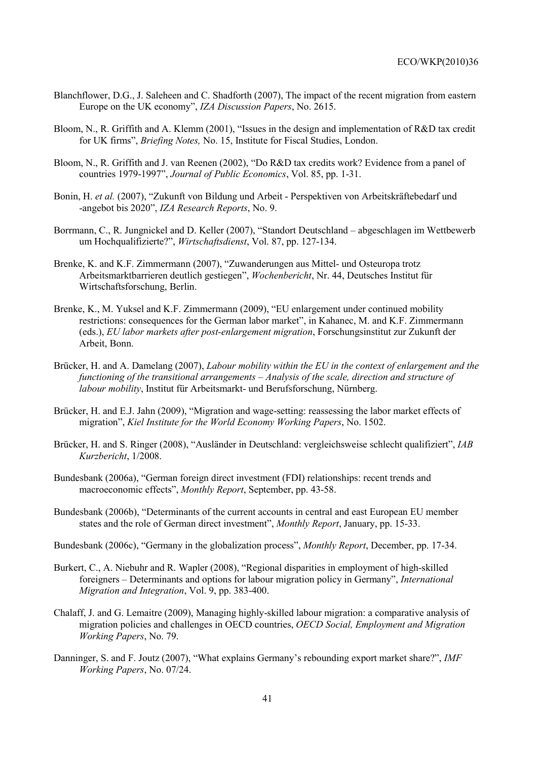Blanchflower, D.G., J. Saleheen and C. Shadforth (2007), The impact of the recent migration from eastern Europe on the UK economy", *IZA Discussion Papers*, No. 2615.

Bloom, N., R. Griffith and A. Klemm (2001), "Issues in the design and implementation of R&D tax credit for UK firms", *Briefing Notes,* No. 15, Institute for Fiscal Studies, London.

Bloom, N., R. Griffith and J. van Reenen (2002), "Do R&D tax credits work? Evidence from a panel of countries 1979-1997", *Journal of Public Economics*, Vol. 85, pp. 1-31.

Bonin, H. *et al.* (2007), "Zukunft von Bildung und Arbeit - Perspektiven von Arbeitskräftebedarf und -angebot bis 2020", *IZA Research Reports*, No. 9.

Borrmann, C., R. Jungnickel and D. Keller (2007), "Standort Deutschland – abgeschlagen im Wettbewerb um Hochqualifizierte?", *Wirtschaftsdienst*, Vol. 87, pp. 127-134.

Brenke, K. and K.F. Zimmermann (2007), "Zuwanderungen aus Mittel- und Osteuropa trotz Arbeitsmarktbarrieren deutlich gestiegen", *Wochenbericht*, Nr. 44, Deutsches Institut für Wirtschaftsforschung, Berlin.

Brenke, K., M. Yuksel and K.F. Zimmermann (2009), "EU enlargement under continued mobility restrictions: consequences for the German labor market", in Kahanec, M. and K.F. Zimmermann (eds.), *EU labor markets after post-enlargement migration*, Forschungsinstitut zur Zukunft der Arbeit, Bonn.

Brücker, H. and A. Damelang (2007), *Labour mobility within the EU in the context of enlargement and the functioning of the transitional arrangements – Analysis of the scale, direction and structure of labour mobility*, Institut für Arbeitsmarkt- und Berufsforschung, Nürnberg.

Brücker, H. and E.J. Jahn (2009), "Migration and wage-setting: reassessing the labor market effects of migration", *Kiel Institute for the World Economy Working Papers*, No. 1502.

Brücker, H. and S. Ringer (2008), "Ausländer in Deutschland: vergleichsweise schlecht qualifiziert", *IAB Kurzbericht*, 1/2008.

Bundesbank (2006a), "German foreign direct investment (FDI) relationships: recent trends and macroeconomic effects", *Monthly Report*, September, pp. 43-58.

Bundesbank (2006b), "Determinants of the current accounts in central and east European EU member states and the role of German direct investment", *Monthly Report*, January, pp. 15-33.

Bundesbank (2006c), "Germany in the globalization process", *Monthly Report*, December, pp. 17-34.

Burkert, C., A. Niebuhr and R. Wapler (2008), "Regional disparities in employment of high-skilled foreigners – Determinants and options for labour migration policy in Germany", *International Migration and Integration*, Vol. 9, pp. 383-400.

Chalaff, J. and G. Lemaitre (2009), Managing highly-skilled labour migration: a comparative analysis of migration policies and challenges in OECD countries, *OECD Social, Employment and Migration Working Papers*, No. 79.

Danninger, S. and F. Joutz (2007), "What explains Germany's rebounding export market share?", *IMF Working Papers*, No. 07/24.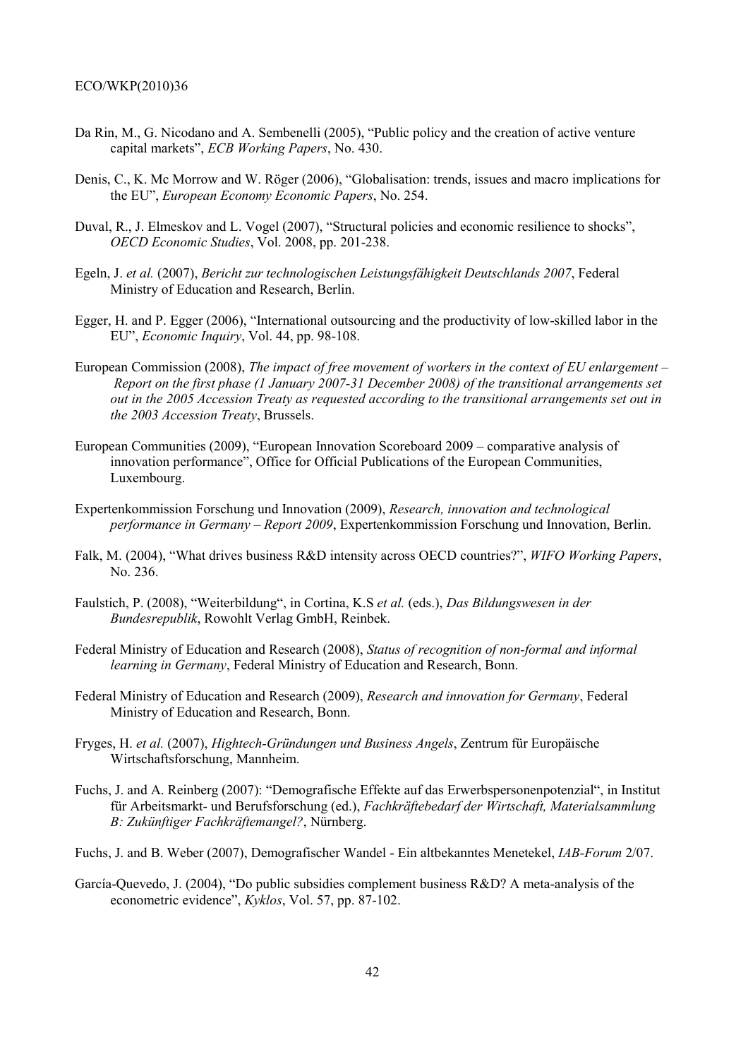Da Rin, M., G. Nicodano and A. Sembenelli (2005), "Public policy and the creation of active venture capital markets", *ECB Working Papers*, No. 430.

Denis, C., K. Mc Morrow and W. Röger (2006), "Globalisation: trends, issues and macro implications for the EU", *European Economy Economic Papers*, No. 254.

Duval, R., J. Elmeskov and L. Vogel (2007), "Structural policies and economic resilience to shocks", *OECD Economic Studies*, Vol. 2008, pp. 201-238.

Egeln, J. *et al.* (2007), *Bericht zur technologischen Leistungsfähigkeit Deutschlands 2007*, Federal Ministry of Education and Research, Berlin.

Egger, H. and P. Egger (2006), "International outsourcing and the productivity of low-skilled labor in the EU", *Economic Inquiry*, Vol. 44, pp. 98-108.

European Commission (2008), *The impact of free movement of workers in the context of EU enlargement – Report on the first phase (1 January 2007-31 December 2008) of the transitional arrangements set out in the 2005 Accession Treaty as requested according to the transitional arrangements set out in the 2003 Accession Treaty*, Brussels.

European Communities (2009), "European Innovation Scoreboard 2009 – comparative analysis of innovation performance", Office for Official Publications of the European Communities, Luxembourg.

Expertenkommission Forschung und Innovation (2009), *Research, innovation and technological performance in Germany – Report 2009*, Expertenkommission Forschung und Innovation, Berlin.

Falk, M. (2004), "What drives business R&D intensity across OECD countries?", *WIFO Working Papers*, No. 236.

Faulstich, P. (2008), "Weiterbildung", in Cortina, K.S *et al.* (eds.), *Das Bildungswesen in der Bundesrepublik*, Rowohlt Verlag GmbH, Reinbek.

Federal Ministry of Education and Research (2008), *Status of recognition of non-formal and informal learning in Germany*, Federal Ministry of Education and Research, Bonn.

Federal Ministry of Education and Research (2009), *Research and innovation for Germany*, Federal Ministry of Education and Research, Bonn.

Fryges, H. *et al.* (2007), *Hightech-Gründungen und Business Angels*, Zentrum für Europäische Wirtschaftsforschung, Mannheim.

Fuchs, J. and A. Reinberg (2007): "Demografische Effekte auf das Erwerbspersonenpotenzial", in Institut für Arbeitsmarkt- und Berufsforschung (ed.), *Fachkräftebedarf der Wirtschaft, Materialsammlung B: Zukünftiger Fachkräftemangel?*, Nürnberg.

Fuchs, J. and B. Weber (2007), Demografischer Wandel - Ein altbekanntes Menetekel, *IAB-Forum* 2/07.

García-Quevedo, J. (2004), "Do public subsidies complement business R&D? A meta-analysis of the econometric evidence", *Kyklos*, Vol. 57, pp. 87-102.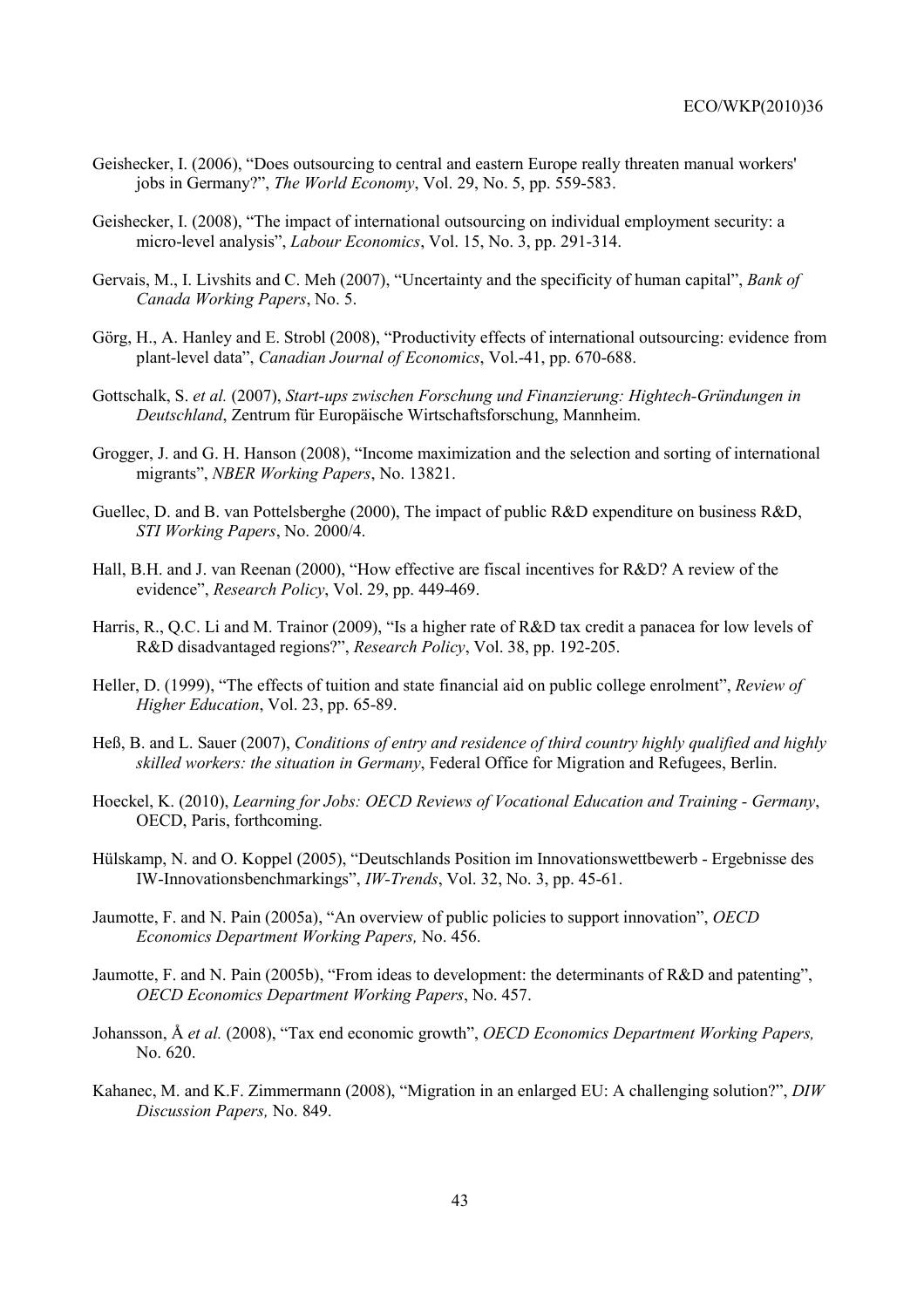Geishecker, I. (2006), "Does outsourcing to central and eastern Europe really threaten manual workers' jobs in Germany?", *The World Economy*, Vol. 29, No. 5, pp. 559-583.

Geishecker, I. (2008), "The impact of international outsourcing on individual employment security: a micro-level analysis", *Labour Economics*, Vol. 15, No. 3, pp. 291-314.

Gervais, M., I. Livshits and C. Meh (2007), "Uncertainty and the specificity of human capital", *Bank of Canada Working Papers*, No. 5.

Görg, H., A. Hanley and E. Strobl (2008), "Productivity effects of international outsourcing: evidence from plant-level data", *Canadian Journal of Economics*, Vol.-41, pp. 670-688.

Gottschalk, S. *et al.* (2007), *Start-ups zwischen Forschung und Finanzierung: Hightech-Gründungen in Deutschland*, Zentrum für Europäische Wirtschaftsforschung, Mannheim.

Grogger, J. and G. H. Hanson (2008), "Income maximization and the selection and sorting of international migrants", *NBER Working Papers*, No. 13821.

Guellec, D. and B. van Pottelsberghe (2000), The impact of public R&D expenditure on business R&D, *STI Working Papers*, No. 2000/4.

Hall, B.H. and J. van Reenan (2000), "How effective are fiscal incentives for R&D? A review of the evidence", *Research Policy*, Vol. 29, pp. 449-469.

Harris, R., Q.C. Li and M. Trainor (2009), "Is a higher rate of R&D tax credit a panacea for low levels of R&D disadvantaged regions?", *Research Policy*, Vol. 38, pp. 192-205.

Heller, D. (1999), "The effects of tuition and state financial aid on public college enrolment", *Review of Higher Education*, Vol. 23, pp. 65-89.

Heß, B. and L. Sauer (2007), *Conditions of entry and residence of third country highly qualified and highly skilled workers: the situation in Germany*, Federal Office for Migration and Refugees, Berlin.

Hoeckel, K. (2010), *Learning for Jobs: OECD Reviews of Vocational Education and Training - Germany*, OECD, Paris, forthcoming.

Hülskamp, N. and O. Koppel (2005), "Deutschlands Position im Innovationswettbewerb - Ergebnisse des IW-Innovationsbenchmarkings", *IW-Trends*, Vol. 32, No. 3, pp. 45-61.

Jaumotte, F. and N. Pain (2005a), "An overview of public policies to support innovation", *OECD Economics Department Working Papers,* No. 456.

Jaumotte, F. and N. Pain (2005b), "From ideas to development: the determinants of R&D and patenting", *OECD Economics Department Working Papers*, No. 457.

Johansson, Å *et al.* (2008), "Tax end economic growth", *OECD Economics Department Working Papers,* No. 620.

Kahanec, M. and K.F. Zimmermann (2008), "Migration in an enlarged EU: A challenging solution?", *DIW Discussion Papers,* No. 849.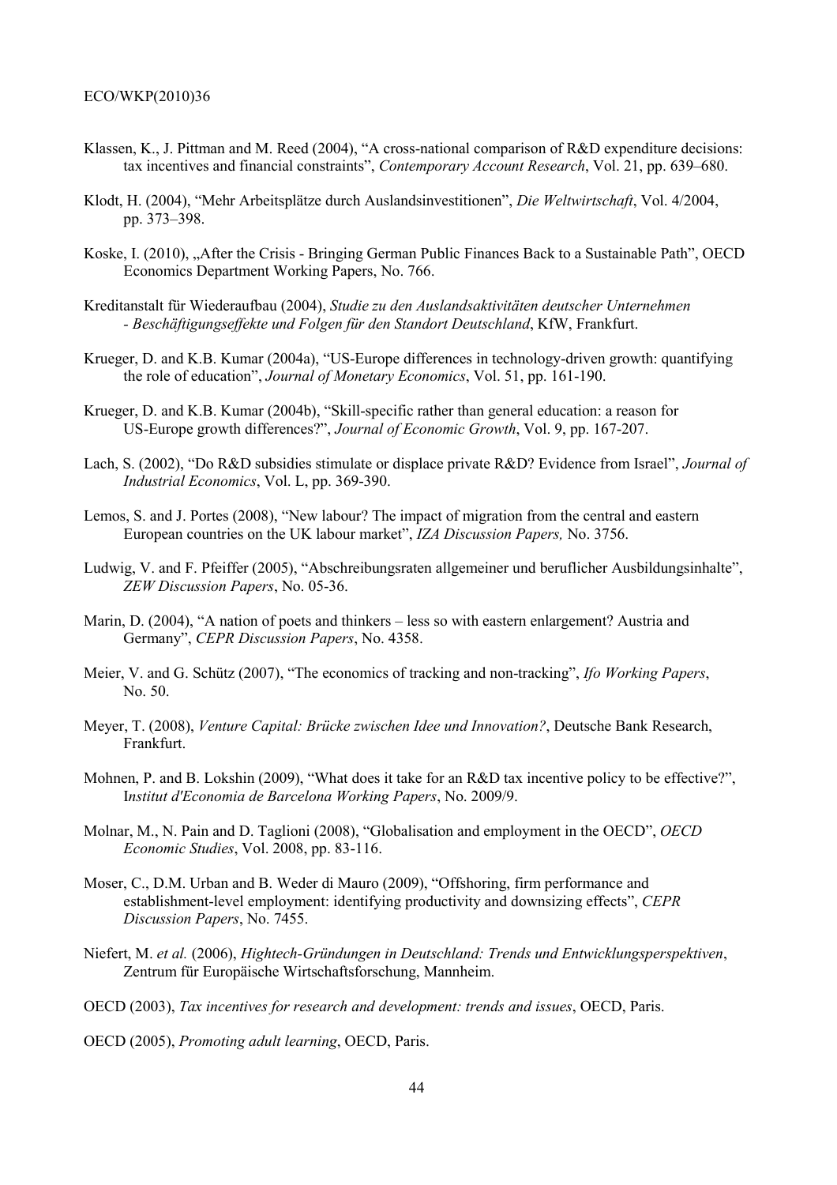Klassen, K., J. Pittman and M. Reed (2004), "A cross-national comparison of R&D expenditure decisions: tax incentives and financial constraints", *Contemporary Account Research*, Vol. 21, pp. 639–680.

Klodt, H. (2004), "Mehr Arbeitsplätze durch Auslandsinvestitionen", *Die Weltwirtschaft*, Vol. 4/2004, pp. 373–398.

Koske, I. (2010), „After the Crisis - Bringing German Public Finances Back to a Sustainable Path", OECD Economics Department Working Papers, No. 766.

Kreditanstalt für Wiederaufbau (2004), *Studie zu den Auslandsaktivitäten deutscher Unternehmen - Beschäftigungseffekte und Folgen für den Standort Deutschland*, KfW, Frankfurt.

Krueger, D. and K.B. Kumar (2004a), "US-Europe differences in technology-driven growth: quantifying the role of education", *Journal of Monetary Economics*, Vol. 51, pp. 161-190.

Krueger, D. and K.B. Kumar (2004b), "Skill-specific rather than general education: a reason for US-Europe growth differences?", *Journal of Economic Growth*, Vol. 9, pp. 167-207.

Lach, S. (2002), "Do R&D subsidies stimulate or displace private R&D? Evidence from Israel", *Journal of Industrial Economics*, Vol. L, pp. 369-390.

Lemos, S. and J. Portes (2008), "New labour? The impact of migration from the central and eastern European countries on the UK labour market", *IZA Discussion Papers,* No. 3756.

Ludwig, V. and F. Pfeiffer (2005), "Abschreibungsraten allgemeiner und beruflicher Ausbildungsinhalte", *ZEW Discussion Papers*, No. 05-36.

Marin, D. (2004), "A nation of poets and thinkers – less so with eastern enlargement? Austria and Germany", *CEPR Discussion Papers*, No. 4358.

Meier, V. and G. Schütz (2007), "The economics of tracking and non-tracking", *Ifo Working Papers*, No. 50.

Meyer, T. (2008), *Venture Capital: Brücke zwischen Idee und Innovation?*, Deutsche Bank Research, Frankfurt.

Mohnen, P. and B. Lokshin (2009), "What does it take for an R&D tax incentive policy to be effective?", I*nstitut d'Economia de Barcelona Working Papers*, No. 2009/9.

Molnar, M., N. Pain and D. Taglioni (2008), "Globalisation and employment in the OECD", *OECD Economic Studies*, Vol. 2008, pp. 83-116.

Moser, C., D.M. Urban and B. Weder di Mauro (2009), "Offshoring, firm performance and establishment-level employment: identifying productivity and downsizing effects", *CEPR Discussion Papers*, No. 7455.

Niefert, M. *et al.* (2006), *Hightech-Gründungen in Deutschland: Trends und Entwicklungsperspektiven*, Zentrum für Europäische Wirtschaftsforschung, Mannheim.

OECD (2003), *Tax incentives for research and development: trends and issues*, OECD, Paris.

OECD (2005), *Promoting adult learning*, OECD, Paris.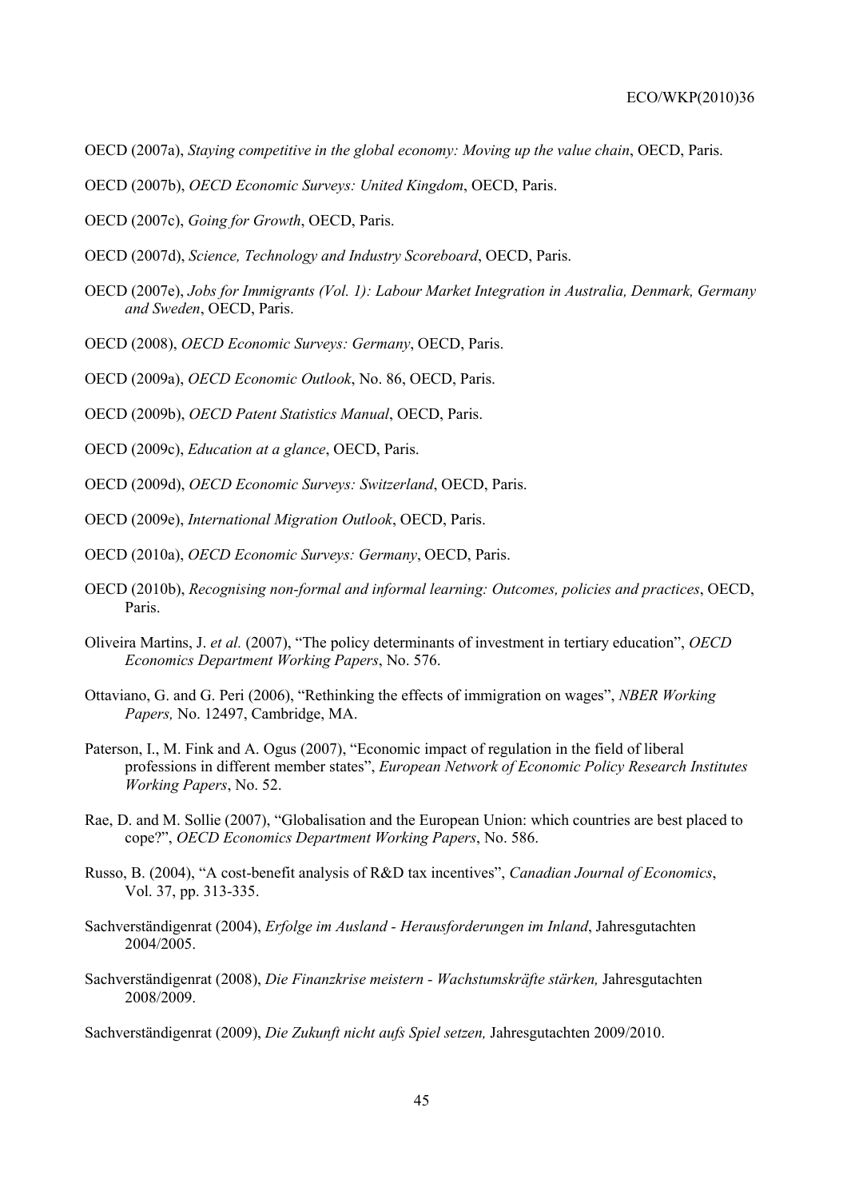OECD (2007a), *Staying competitive in the global economy: Moving up the value chain*, OECD, Paris.

OECD (2007b), *OECD Economic Surveys: United Kingdom*, OECD, Paris.

OECD (2007c), *Going for Growth*, OECD, Paris.

OECD (2007d), *Science, Technology and Industry Scoreboard*, OECD, Paris.

OECD (2007e), *Jobs for Immigrants (Vol. 1): Labour Market Integration in Australia, Denmark, Germany and Sweden*, OECD, Paris.

OECD (2008), *OECD Economic Surveys: Germany*, OECD, Paris.

OECD (2009a), *OECD Economic Outlook*, No. 86, OECD, Paris.

OECD (2009b), *OECD Patent Statistics Manual*, OECD, Paris.

OECD (2009c), *Education at a glance*, OECD, Paris.

OECD (2009d), *OECD Economic Surveys: Switzerland*, OECD, Paris.

OECD (2009e), *International Migration Outlook*, OECD, Paris.

OECD (2010a), *OECD Economic Surveys: Germany*, OECD, Paris.

OECD (2010b), *Recognising non-formal and informal learning: Outcomes, policies and practices*, OECD, Paris.

Oliveira Martins, J. *et al.* (2007), "The policy determinants of investment in tertiary education", *OECD Economics Department Working Papers*, No. 576.

Ottaviano, G. and G. Peri (2006), "Rethinking the effects of immigration on wages", *NBER Working Papers,* No. 12497, Cambridge, MA.

Paterson, I., M. Fink and A. Ogus (2007), "Economic impact of regulation in the field of liberal professions in different member states", *European Network of Economic Policy Research Institutes Working Papers*, No. 52.

Rae, D. and M. Sollie (2007), "Globalisation and the European Union: which countries are best placed to cope?", *OECD Economics Department Working Papers*, No. 586.

Russo, B. (2004), "A cost-benefit analysis of R&D tax incentives", *Canadian Journal of Economics*, Vol. 37, pp. 313-335.

Sachverständigenrat (2004), *Erfolge im Ausland - Herausforderungen im Inland*, Jahresgutachten 2004/2005.

Sachverständigenrat (2008), *Die Finanzkrise meistern - Wachstumskräfte stärken,* Jahresgutachten 2008/2009.

Sachverständigenrat (2009), *Die Zukunft nicht aufs Spiel setzen,* Jahresgutachten 2009/2010.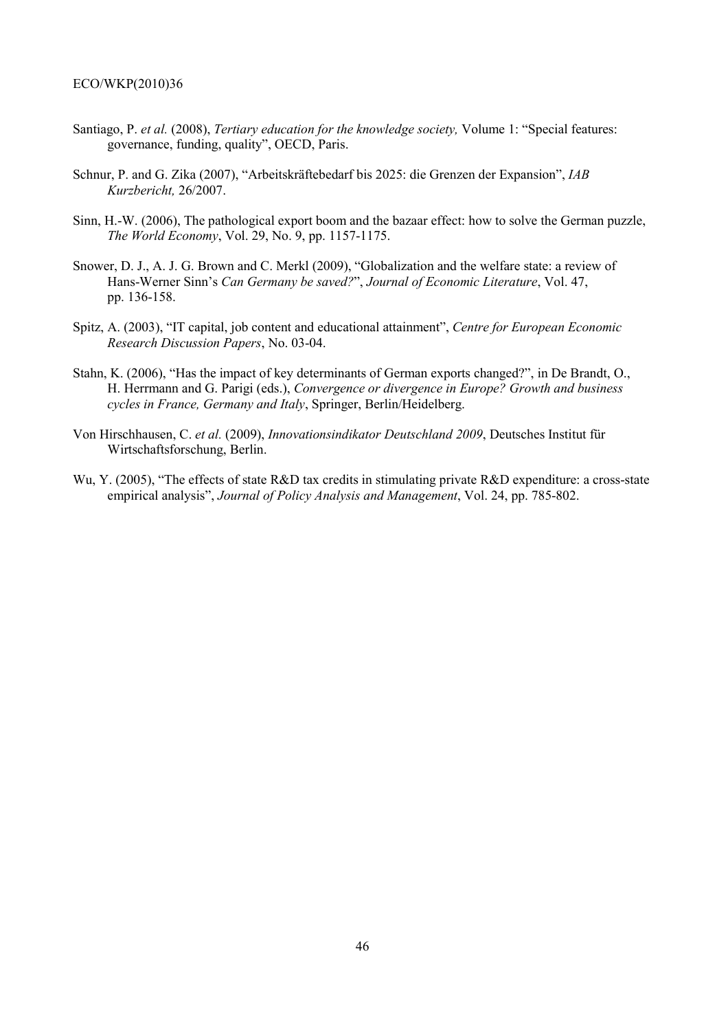Santiago, P. *et al.* (2008), *Tertiary education for the knowledge society,* Volume 1: "Special features: governance, funding, quality", OECD, Paris.

Schnur, P. and G. Zika (2007), "Arbeitskräftebedarf bis 2025: die Grenzen der Expansion", *IAB Kurzbericht,* 26/2007.

Sinn, H.-W. (2006), The pathological export boom and the bazaar effect: how to solve the German puzzle, *The World Economy*, Vol. 29, No. 9, pp. 1157-1175.

Snower, D. J., A. J. G. Brown and C. Merkl (2009), "Globalization and the welfare state: a review of Hans-Werner Sinn's *Can Germany be saved?*", *Journal of Economic Literature*, Vol. 47, pp. 136-158.

Spitz, A. (2003), "IT capital, job content and educational attainment", *Centre for European Economic Research Discussion Papers*, No. 03-04.

Stahn, K. (2006), "Has the impact of key determinants of German exports changed?", in De Brandt, O., H. Herrmann and G. Parigi (eds.), *Convergence or divergence in Europe? Growth and business cycles in France, Germany and Italy*, Springer, Berlin/Heidelberg.

Von Hirschhausen, C. *et al.* (2009), *Innovationsindikator Deutschland 2009*, Deutsches Institut für Wirtschaftsforschung, Berlin.

Wu, Y. (2005), "The effects of state R&D tax credits in stimulating private R&D expenditure: a cross-state empirical analysis", *Journal of Policy Analysis and Management*, Vol. 24, pp. 785-802.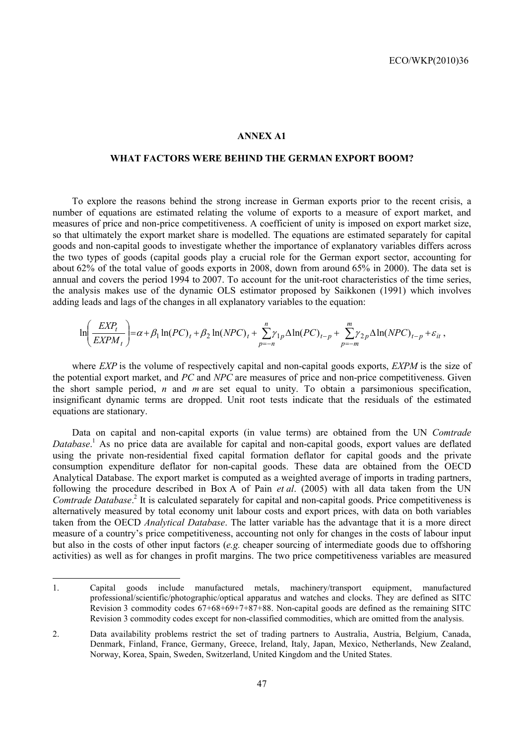# ANNEX A1

## WHAT FACTORS WERE BEHIND THE GERMAN EXPORT BOOM?

To explore the reasons behind the strong increase in German exports prior to the recent crisis, a number of equations are estimated relating the volume of exports to a measure of export market, and measures of price and non-price competitiveness. A coefficient of unity is imposed on export market size, so that ultimately the export market share is modelled. The equations are estimated separately for capital goods and non-capital goods to investigate whether the importance of explanatory variables differs across the two types of goods (capital goods play a crucial role for the German export sector, accounting for about 62% of the total value of goods exports in 2008, down from around 65% in 2000). The data set is annual and covers the period 1994 to 2007. To account for the unit-root characteristics of the time series, the analysis makes use of the dynamic OLS estimator proposed by Saikkonen (1991) which involves adding leads and lags of the changes in all explanatory variables to the equation:

$$\ln\left(\frac{EXP_t}{EXPM_t}\right) = \alpha + \beta_1 \ln(PC)_t + \beta_2 \ln(NPC)_t + \sum_{p=-n}^{n} \gamma_{1p} \Delta \ln(PC)_{t-p} + \sum_{p=-m}^{m} \gamma_{2p} \Delta \ln(NPC)_{t-p} + \varepsilon_{it},$$

where *EXP* is the volume of respectively capital and non-capital goods exports, *EXPM* is the size of the potential export market, and *PC* and *NPC* are measures of price and non-price competitiveness. Given the short sample period, $n$ and $m$ are set equal to unity. To obtain a parsimonious specification, insignificant dynamic terms are dropped. Unit root tests indicate that the residuals of the estimated equations are stationary.

Data on capital and non-capital exports (in value terms) are obtained from the UN *Comtrade Database*.[1] As no price data are available for capital and non-capital goods, export values are deflated using the private non-residential fixed capital formation deflator for capital goods and the private consumption expenditure deflator for non-capital goods. These data are obtained from the OECD Analytical Database. The export market is computed as a weighted average of imports in trading partners, following the procedure described in Box A of Pain *et al*. (2005) with all data taken from the UN *Comtrade Database*.[2] It is calculated separately for capital and non-capital goods. Price competitiveness is alternatively measured by total economy unit labour costs and export prices, with data on both variables taken from the OECD *Analytical Database*. The latter variable has the advantage that it is a more direct measure of a country's price competitiveness, accounting not only for changes in the costs of labour input but also in the costs of other input factors (*e.g.* cheaper sourcing of intermediate goods due to offshoring activities) as well as for changes in profit margins. The two price competitiveness variables are measured

---

1. Capital goods include manufactured metals, machinery/transport equipment, manufactured professional/scientific/photographic/optical apparatus and watches and clocks. They are defined as SITC Revision 3 commodity codes 67+68+69+7+87+88. Non-capital goods are defined as the remaining SITC Revision 3 commodity codes except for non-classified commodities, which are omitted from the analysis.

2. Data availability problems restrict the set of trading partners to Australia, Austria, Belgium, Canada, Denmark, Finland, France, Germany, Greece, Ireland, Italy, Japan, Mexico, Netherlands, New Zealand, Norway, Korea, Spain, Sweden, Switzerland, United Kingdom and the United States.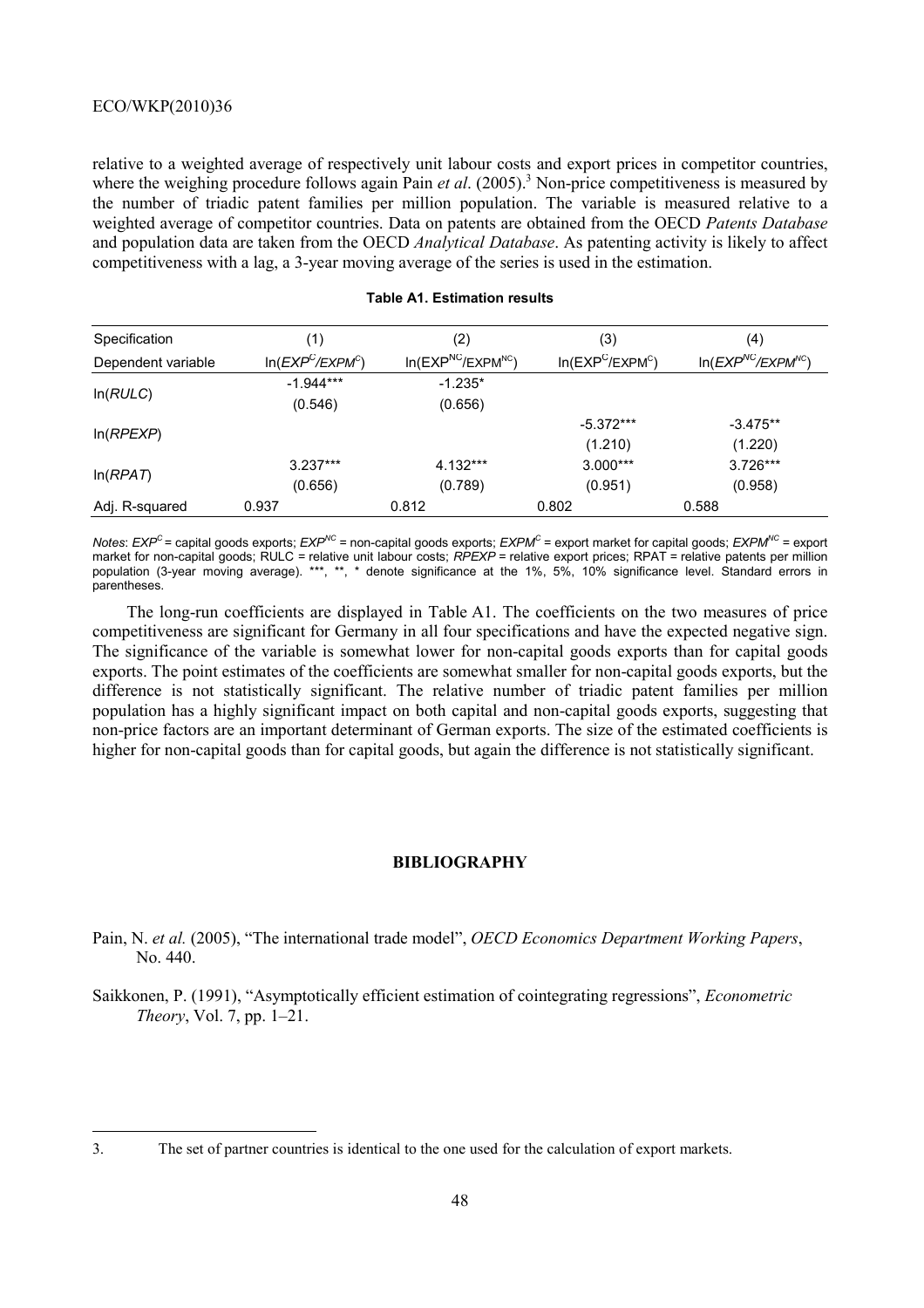relative to a weighted average of respectively unit labour costs and export prices in competitor countries, where the weighing procedure follows again Pain *et al*. (2005).[3] Non-price competitiveness is measured by the number of triadic patent families per million population. The variable is measured relative to a weighted average of competitor countries. Data on patents are obtained from the OECD *Patents Database* and population data are taken from the OECD *Analytical Database*. As patenting activity is likely to affect competitiveness with a lag, a 3-year moving average of the series is used in the estimation.

**Table A1. Estimation results**

| Specification | (1) | (2) | (3) | (4) |
|---|---|---|---|---|
| Dependent variable | $\ln(EXP^{C}/EXPM^{C})$ | $\ln(EXP^{NC}/EXPM^{NC})$ | $\ln(EXP^{C}/EXPM^{C})$ | $\ln(EXP^{NC}/EXPM^{NC})$ |
| ln(*RULC*) | -1.944*** | -1.235* | | |
| | (0.546) | (0.656) | | |
| ln(*RPEXP*) | | | -5.372*** | -3.475** |
| | | | (1.210) | (1.220) |
| ln(*RPAT*) | 3.237*** | 4.132*** | 3.000*** | 3.726*** |
| | (0.656) | (0.789) | (0.951) | (0.958) |
| Adj. R-squared | 0.937 | 0.812 | 0.802 | 0.588 |

*Notes*: $EXP^{C}$ = capital goods exports; $EXP^{NC}$ = non-capital goods exports; $EXPM^{C}$ = export market for capital goods; $EXPM^{NC}$ = export market for non-capital goods; RULC = relative unit labour costs; *RPEXP* = relative export prices; RPAT = relative patents per million population (3-year moving average). ***, **, * denote significance at the 1%, 5%, 10% significance level. Standard errors in parentheses.

The long-run coefficients are displayed in Table A1. The coefficients on the two measures of price competitiveness are significant for Germany in all four specifications and have the expected negative sign. The significance of the variable is somewhat lower for non-capital goods exports than for capital goods exports. The point estimates of the coefficients are somewhat smaller for non-capital goods exports, but the difference is not statistically significant. The relative number of triadic patent families per million population has a highly significant impact on both capital and non-capital goods exports, suggesting that non-price factors are an important determinant of German exports. The size of the estimated coefficients is higher for non-capital goods than for capital goods, but again the difference is not statistically significant.

## BIBLIOGRAPHY

Pain, N. *et al.* (2005), "The international trade model", *OECD Economics Department Working Papers*, No. 440.

Saikkonen, P. (1991), "Asymptotically efficient estimation of cointegrating regressions", *Econometric Theory*, Vol. 7, pp. 1–21.

3. The set of partner countries is identical to the one used for the calculation of export markets.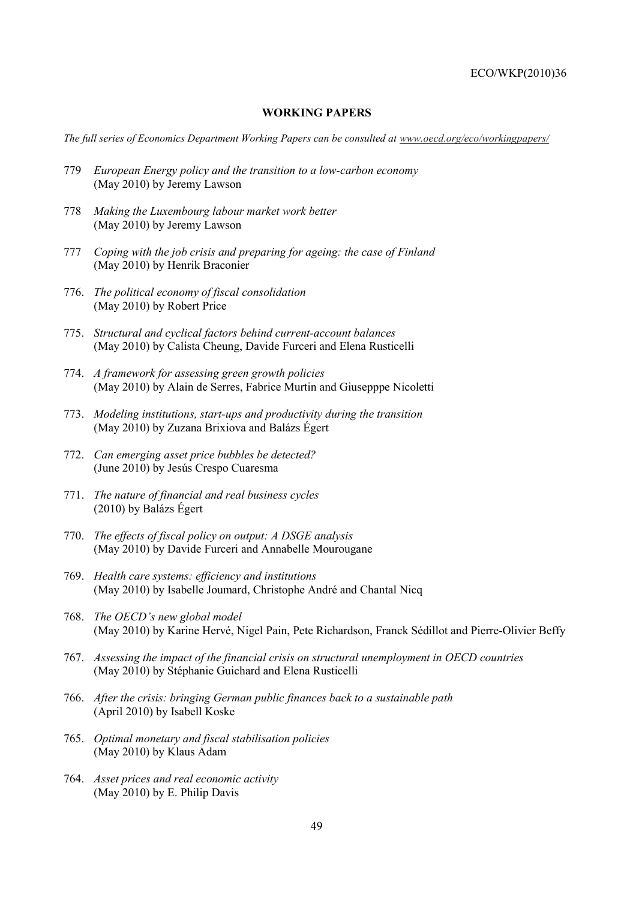## WORKING PAPERS

*The full series of Economics Department Working Papers can be consulted at www.oecd.org/eco/workingpapers/*

779 *European Energy policy and the transition to a low-carbon economy*
(May 2010) by Jeremy Lawson

778 *Making the Luxembourg labour market work better*
(May 2010) by Jeremy Lawson

777 *Coping with the job crisis and preparing for ageing: the case of Finland*
(May 2010) by Henrik Braconier

776. *The political economy of fiscal consolidation*
(May 2010) by Robert Price

775. *Structural and cyclical factors behind current-account balances*
(May 2010) by Calista Cheung, Davide Furceri and Elena Rusticelli

774. *A framework for assessing green growth policies*
(May 2010) by Alain de Serres, Fabrice Murtin and Giusepppe Nicoletti

773. *Modeling institutions, start-ups and productivity during the transition*
(May 2010) by Zuzana Brixiova and Balázs Égert

772. *Can emerging asset price bubbles be detected?*
(June 2010) by Jesús Crespo Cuaresma

771. *The nature of financial and real business cycles*
(2010) by Balázs Égert

770. *The effects of fiscal policy on output: A DSGE analysis*
(May 2010) by Davide Furceri and Annabelle Mourougane

769. *Health care systems: efficiency and institutions*
(May 2010) by Isabelle Joumard, Christophe André and Chantal Nicq

768. *The OECD's new global model*
(May 2010) by Karine Hervé, Nigel Pain, Pete Richardson, Franck Sédillot and Pierre-Olivier Beffy

767. *Assessing the impact of the financial crisis on structural unemployment in OECD countries*
(May 2010) by Stéphanie Guichard and Elena Rusticelli

766. *After the crisis: bringing German public finances back to a sustainable path*
(April 2010) by Isabell Koske

765. *Optimal monetary and fiscal stabilisation policies*
(May 2010) by Klaus Adam

764. *Asset prices and real economic activity*
(May 2010) by E. Philip Davis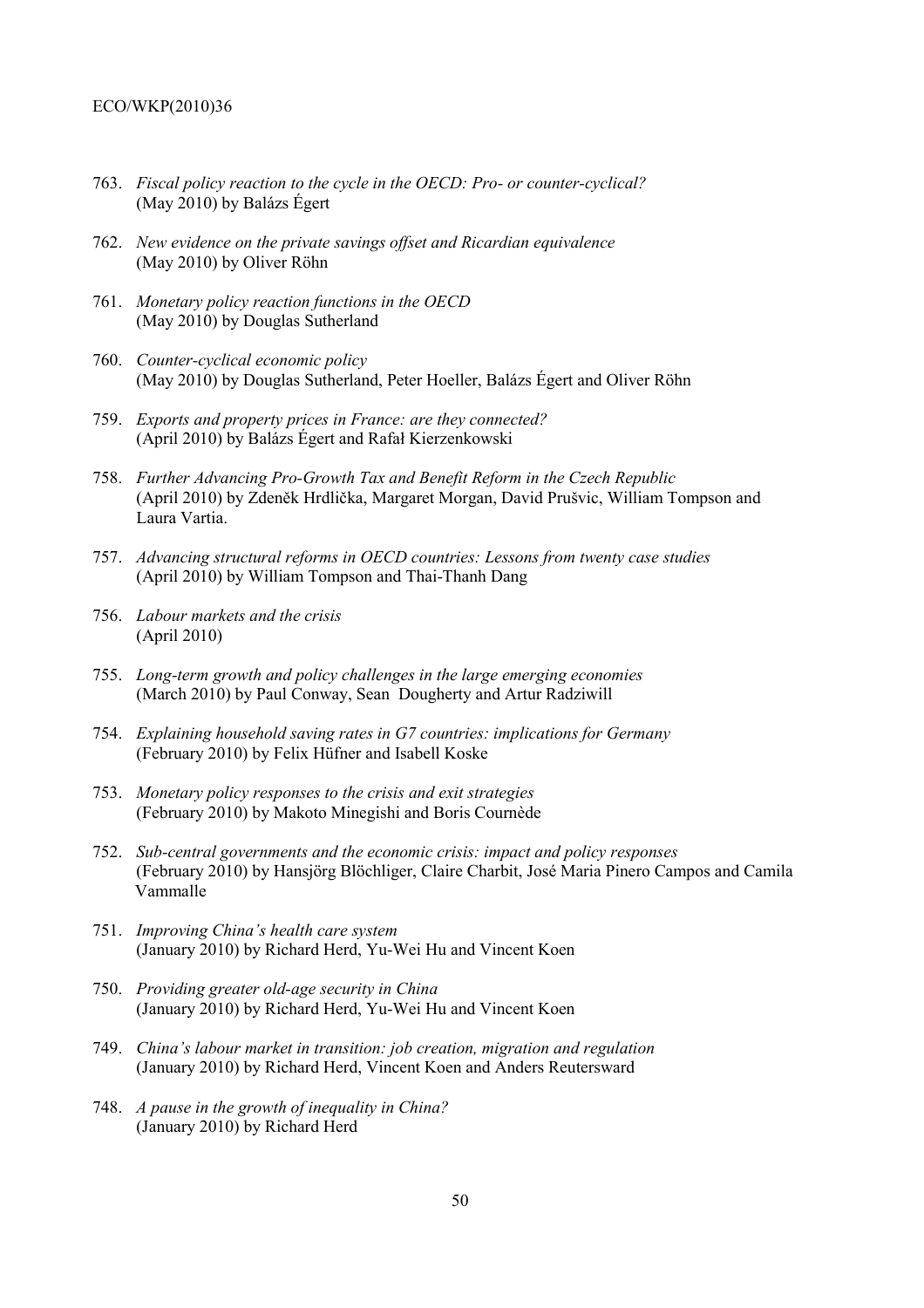763. *Fiscal policy reaction to the cycle in the OECD: Pro- or counter-cyclical?*
(May 2010) by Balázs Égert

762. *New evidence on the private savings offset and Ricardian equivalence*
(May 2010) by Oliver Röhn

761. *Monetary policy reaction functions in the OECD*
(May 2010) by Douglas Sutherland

760. *Counter-cyclical economic policy*
(May 2010) by Douglas Sutherland, Peter Hoeller, Balázs Égert and Oliver Röhn

759. *Exports and property prices in France: are they connected?*
(April 2010) by Balázs Égert and Rafał Kierzenkowski

758. *Further Advancing Pro-Growth Tax and Benefit Reform in the Czech Republic*
(April 2010) by Zdeněk Hrdlička, Margaret Morgan, David Prušvic, William Tompson and Laura Vartia.

757. *Advancing structural reforms in OECD countries: Lessons from twenty case studies*
(April 2010) by William Tompson and Thai-Thanh Dang

756. *Labour markets and the crisis*
(April 2010)

755. *Long-term growth and policy challenges in the large emerging economies*
(March 2010) by Paul Conway, Sean Dougherty and Artur Radziwill

754. *Explaining household saving rates in G7 countries: implications for Germany*
(February 2010) by Felix Hüfner and Isabell Koske

753. *Monetary policy responses to the crisis and exit strategies*
(February 2010) by Makoto Minegishi and Boris Cournède

752. *Sub-central governments and the economic crisis: impact and policy responses*
(February 2010) by Hansjörg Blöchliger, Claire Charbit, José Maria Pinero Campos and Camila Vammalle

751. *Improving China's health care system*
(January 2010) by Richard Herd, Yu-Wei Hu and Vincent Koen

750. *Providing greater old-age security in China*
(January 2010) by Richard Herd, Yu-Wei Hu and Vincent Koen

749. *China's labour market in transition: job creation, migration and regulation*
(January 2010) by Richard Herd, Vincent Koen and Anders Reutersward

748. *A pause in the growth of inequality in China?*
(January 2010) by Richard Herd